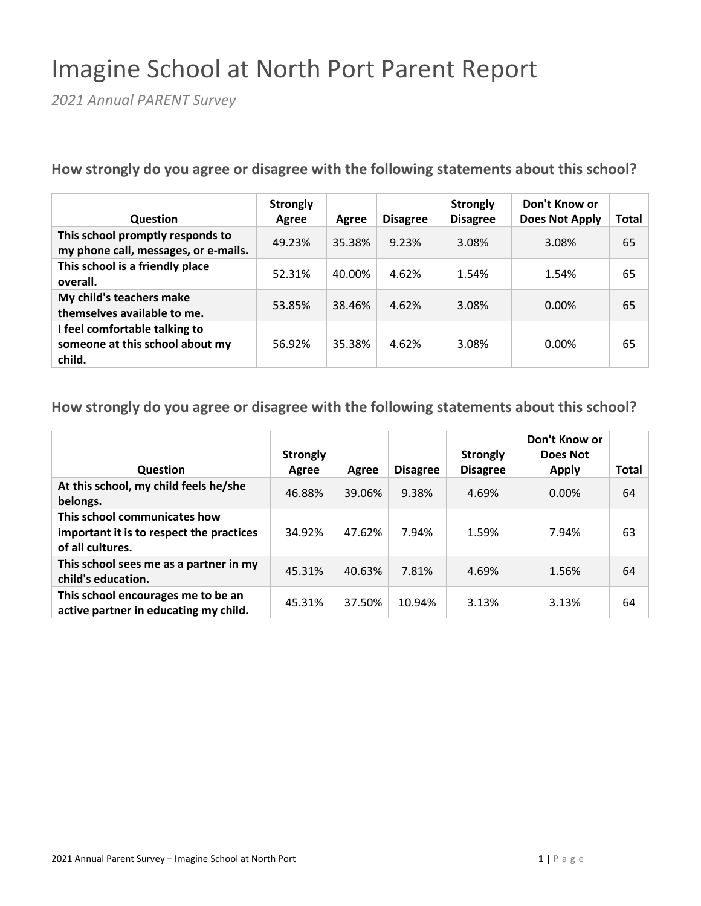# Imagine School at North Port Parent Report

*2021 Annual PARENT Survey*

## How strongly do you agree or disagree with the following statements about this school?

| Question | Strongly Agree | Agree | Disagree | Strongly Disagree | Don't Know or Does Not Apply | Total |
|---|---|---|---|---|---|---|
| **This school promptly responds to my phone call, messages, or e-mails.** | 49.23% | 35.38% | 9.23% | 3.08% | 3.08% | 65 |
| **This school is a friendly place overall.** | 52.31% | 40.00% | 4.62% | 1.54% | 1.54% | 65 |
| **My child's teachers make themselves available to me.** | 53.85% | 38.46% | 4.62% | 3.08% | 0.00% | 65 |
| **I feel comfortable talking to someone at this school about my child.** | 56.92% | 35.38% | 4.62% | 3.08% | 0.00% | 65 |

## How strongly do you agree or disagree with the following statements about this school?

| Question | Strongly Agree | Agree | Disagree | Strongly Disagree | Don't Know or Does Not Apply | Total |
|---|---|---|---|---|---|---|
| **At this school, my child feels he/she belongs.** | 46.88% | 39.06% | 9.38% | 4.69% | 0.00% | 64 |
| **This school communicates how important it is to respect the practices of all cultures.** | 34.92% | 47.62% | 7.94% | 1.59% | 7.94% | 63 |
| **This school sees me as a partner in my child's education.** | 45.31% | 40.63% | 7.81% | 4.69% | 1.56% | 64 |
| **This school encourages me to be an active partner in educating my child.** | 45.31% | 37.50% | 10.94% | 3.13% | 3.13% | 64 |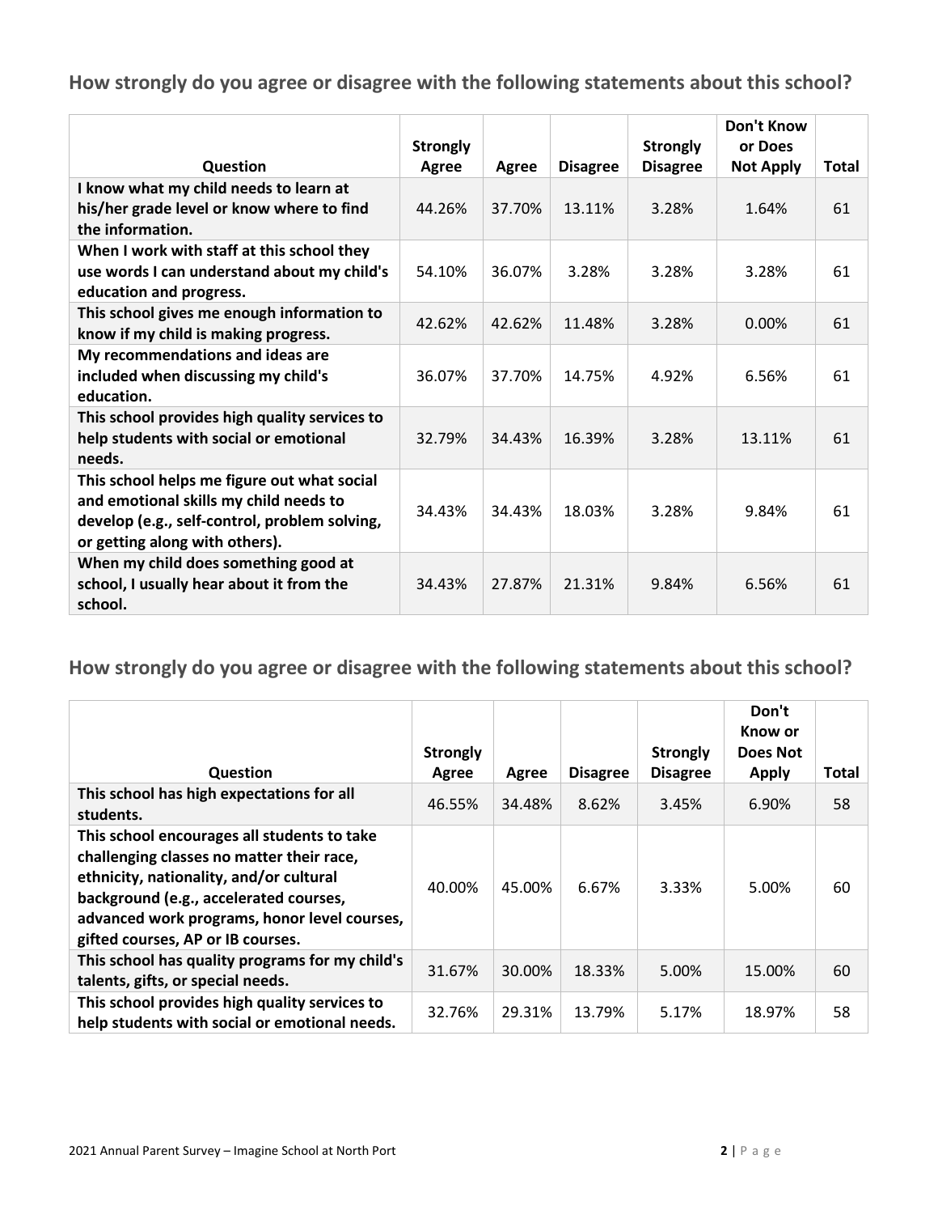## How strongly do you agree or disagree with the following statements about this school?

| Question | Strongly Agree | Agree | Disagree | Strongly Disagree | Don't Know or Does Not Apply | Total |
|---|---|---|---|---|---|---|
| I know what my child needs to learn at his/her grade level or know where to find the information. | 44.26% | 37.70% | 13.11% | 3.28% | 1.64% | 61 |
| When I work with staff at this school they use words I can understand about my child's education and progress. | 54.10% | 36.07% | 3.28% | 3.28% | 3.28% | 61 |
| This school gives me enough information to know if my child is making progress. | 42.62% | 42.62% | 11.48% | 3.28% | 0.00% | 61 |
| My recommendations and ideas are included when discussing my child's education. | 36.07% | 37.70% | 14.75% | 4.92% | 6.56% | 61 |
| This school provides high quality services to help students with social or emotional needs. | 32.79% | 34.43% | 16.39% | 3.28% | 13.11% | 61 |
| This school helps me figure out what social and emotional skills my child needs to develop (e.g., self-control, problem solving, or getting along with others). | 34.43% | 34.43% | 18.03% | 3.28% | 9.84% | 61 |
| When my child does something good at school, I usually hear about it from the school. | 34.43% | 27.87% | 21.31% | 9.84% | 6.56% | 61 |

## How strongly do you agree or disagree with the following statements about this school?

| Question | Strongly Agree | Agree | Disagree | Strongly Disagree | Don't Know or Does Not Apply | Total |
|---|---|---|---|---|---|---|
| This school has high expectations for all students. | 46.55% | 34.48% | 8.62% | 3.45% | 6.90% | 58 |
| This school encourages all students to take challenging classes no matter their race, ethnicity, nationality, and/or cultural background (e.g., accelerated courses, advanced work programs, honor level courses, gifted courses, AP or IB courses. | 40.00% | 45.00% | 6.67% | 3.33% | 5.00% | 60 |
| This school has quality programs for my child's talents, gifts, or special needs. | 31.67% | 30.00% | 18.33% | 5.00% | 15.00% | 60 |
| This school provides high quality services to help students with social or emotional needs. | 32.76% | 29.31% | 13.79% | 5.17% | 18.97% | 58 |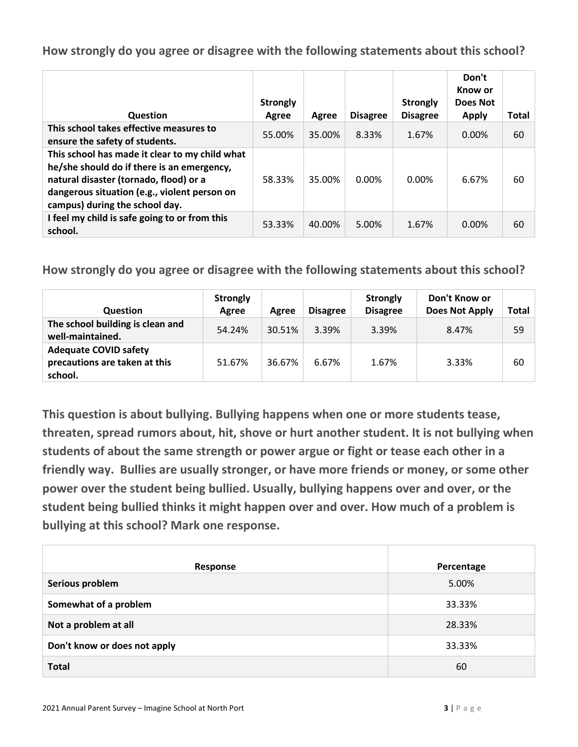### How strongly do you agree or disagree with the following statements about this school?

| Question | Strongly Agree | Agree | Disagree | Strongly Disagree | Don't Know or Does Not Apply | Total |
|---|---|---|---|---|---|---|
| This school takes effective measures to ensure the safety of students. | 55.00% | 35.00% | 8.33% | 1.67% | 0.00% | 60 |
| This school has made it clear to my child what he/she should do if there is an emergency, natural disaster (tornado, flood) or a dangerous situation (e.g., violent person on campus) during the school day. | 58.33% | 35.00% | 0.00% | 0.00% | 6.67% | 60 |
| I feel my child is safe going to or from this school. | 53.33% | 40.00% | 5.00% | 1.67% | 0.00% | 60 |

### How strongly do you agree or disagree with the following statements about this school?

| Question | Strongly Agree | Agree | Disagree | Strongly Disagree | Don't Know or Does Not Apply | Total |
|---|---|---|---|---|---|---|
| The school building is clean and well-maintained. | 54.24% | 30.51% | 3.39% | 3.39% | 8.47% | 59 |
| Adequate COVID safety precautions are taken at this school. | 51.67% | 36.67% | 6.67% | 1.67% | 3.33% | 60 |

### This question is about bullying. Bullying happens when one or more students tease, threaten, spread rumors about, hit, shove or hurt another student. It is not bullying when students of about the same strength or power argue or fight or tease each other in a friendly way. Bullies are usually stronger, or have more friends or money, or some other power over the student being bullied. Usually, bullying happens over and over, or the student being bullied thinks it might happen over and over. How much of a problem is bullying at this school? Mark one response.

| Response | Percentage |
|---|---|
| Serious problem | 5.00% |
| Somewhat of a problem | 33.33% |
| Not a problem at all | 28.33% |
| Don't know or does not apply | 33.33% |
| Total | 60 |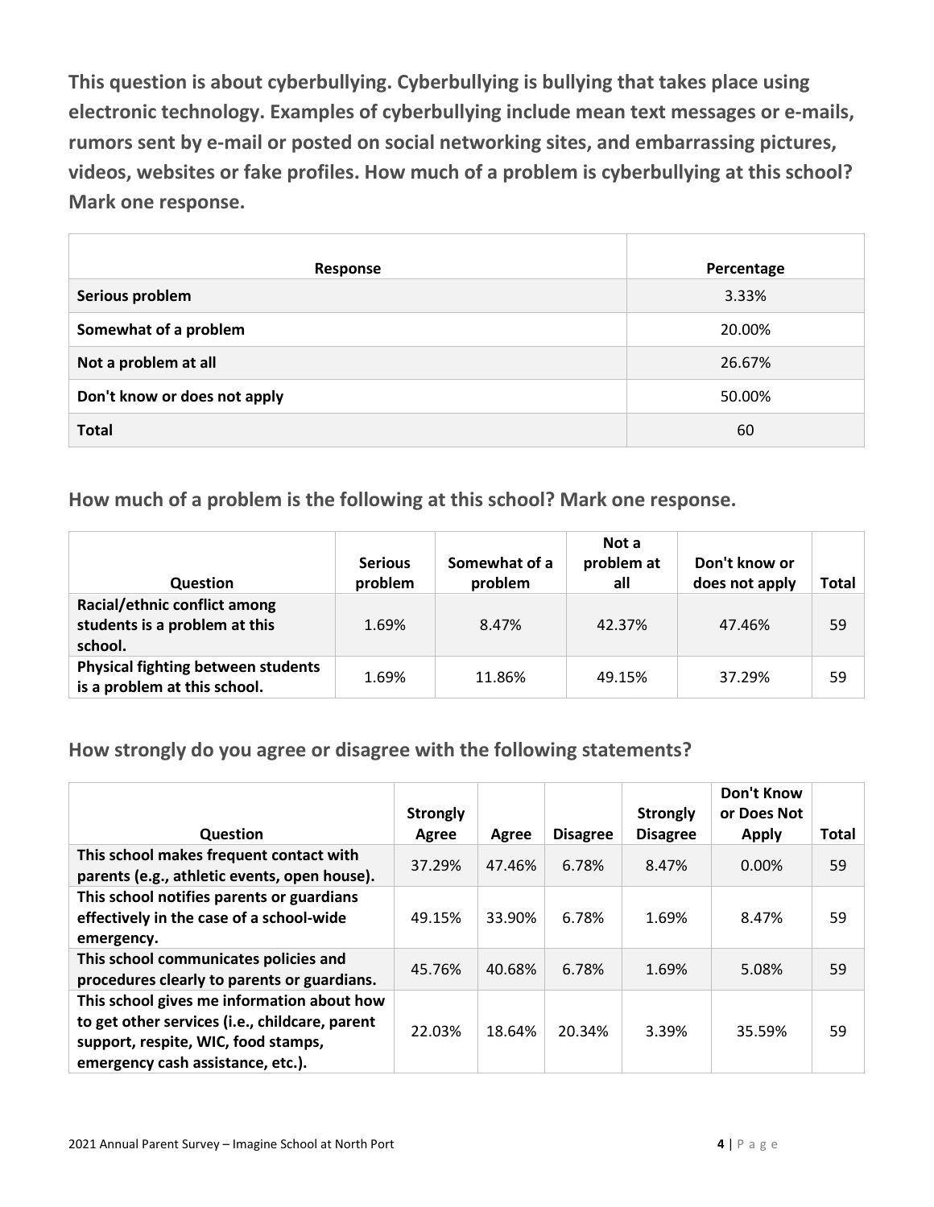**This question is about cyberbullying. Cyberbullying is bullying that takes place using electronic technology. Examples of cyberbullying include mean text messages or e-mails, rumors sent by e-mail or posted on social networking sites, and embarrassing pictures, videos, websites or fake profiles. How much of a problem is cyberbullying at this school? Mark one response.**

| Response | Percentage |
|---|---|
| **Serious problem** | 3.33% |
| **Somewhat of a problem** | 20.00% |
| **Not a problem at all** | 26.67% |
| **Don't know or does not apply** | 50.00% |
| **Total** | 60 |

## How much of a problem is the following at this school? Mark one response.

| Question | Serious problem | Somewhat of a problem | Not a problem at all | Don't know or does not apply | Total |
|---|---|---|---|---|---|
| **Racial/ethnic conflict among students is a problem at this school.** | 1.69% | 8.47% | 42.37% | 47.46% | 59 |
| **Physical fighting between students is a problem at this school.** | 1.69% | 11.86% | 49.15% | 37.29% | 59 |

## How strongly do you agree or disagree with the following statements?

| Question | Strongly Agree | Agree | Disagree | Strongly Disagree | Don't Know or Does Not Apply | Total |
|---|---|---|---|---|---|---|
| **This school makes frequent contact with parents (e.g., athletic events, open house).** | 37.29% | 47.46% | 6.78% | 8.47% | 0.00% | 59 |
| **This school notifies parents or guardians effectively in the case of a school-wide emergency.** | 49.15% | 33.90% | 6.78% | 1.69% | 8.47% | 59 |
| **This school communicates policies and procedures clearly to parents or guardians.** | 45.76% | 40.68% | 6.78% | 1.69% | 5.08% | 59 |
| **This school gives me information about how to get other services (i.e., childcare, parent support, respite, WIC, food stamps, emergency cash assistance, etc.).** | 22.03% | 18.64% | 20.34% | 3.39% | 35.59% | 59 |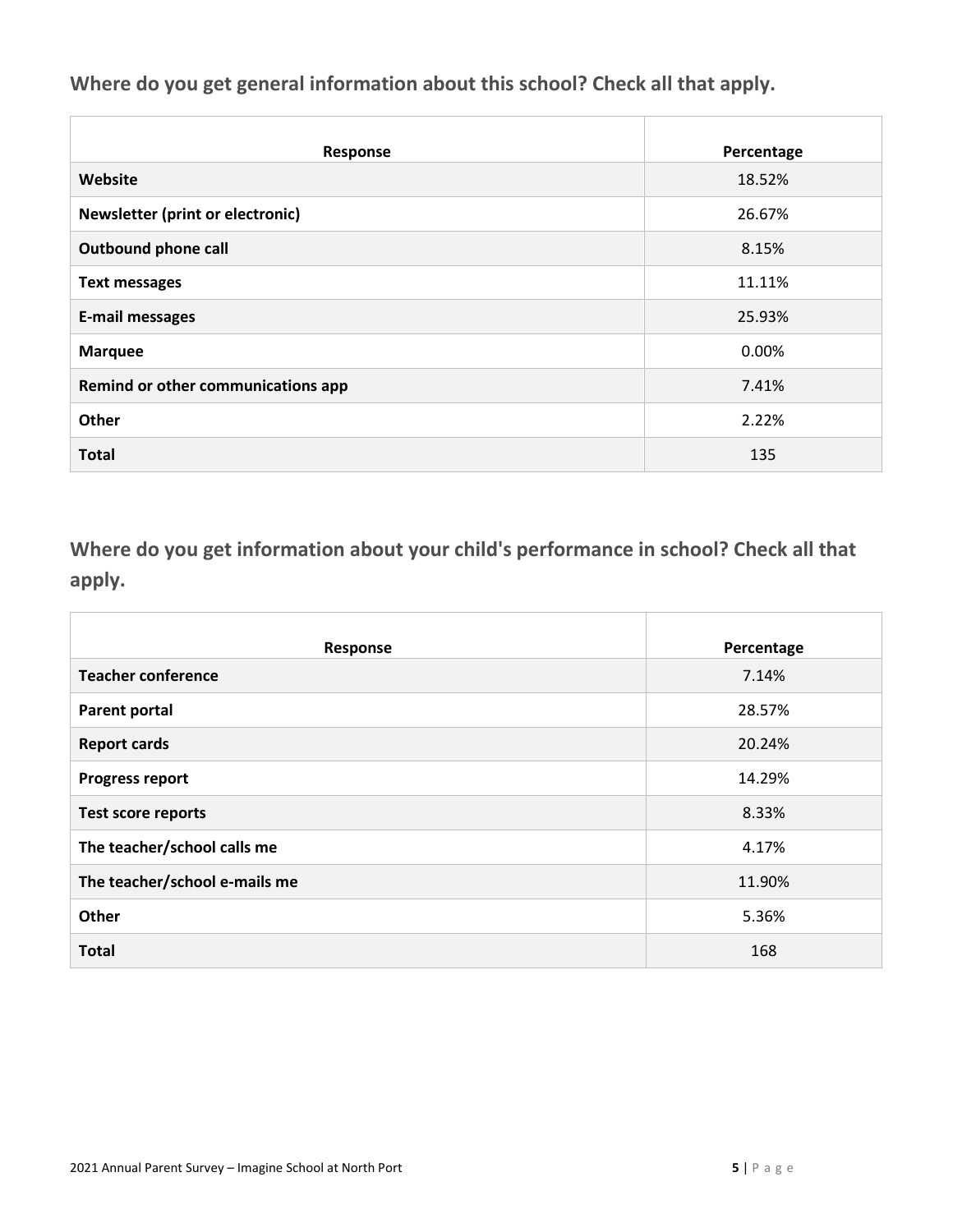## Where do you get general information about this school? Check all that apply.

| Response | Percentage |
|---|---|
| **Website** | 18.52% |
| **Newsletter (print or electronic)** | 26.67% |
| **Outbound phone call** | 8.15% |
| **Text messages** | 11.11% |
| **E-mail messages** | 25.93% |
| **Marquee** | 0.00% |
| **Remind or other communications app** | 7.41% |
| **Other** | 2.22% |
| **Total** | 135 |

## Where do you get information about your child's performance in school? Check all that apply.

| Response | Percentage |
|---|---|
| **Teacher conference** | 7.14% |
| **Parent portal** | 28.57% |
| **Report cards** | 20.24% |
| **Progress report** | 14.29% |
| **Test score reports** | 8.33% |
| **The teacher/school calls me** | 4.17% |
| **The teacher/school e-mails me** | 11.90% |
| **Other** | 5.36% |
| **Total** | 168 |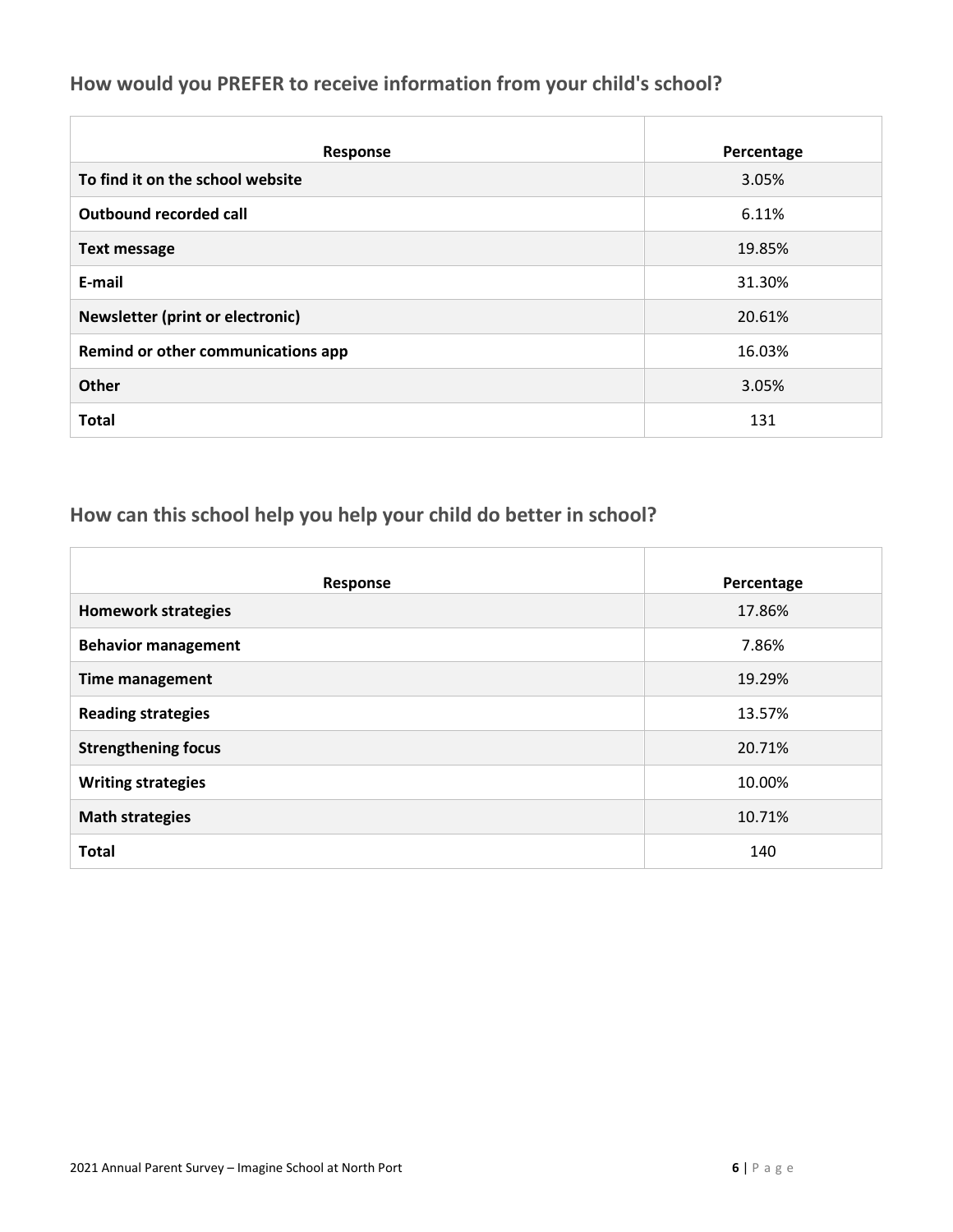## How would you PREFER to receive information from your child's school?

| Response | Percentage |
|---|---|
| **To find it on the school website** | 3.05% |
| **Outbound recorded call** | 6.11% |
| **Text message** | 19.85% |
| **E-mail** | 31.30% |
| **Newsletter (print or electronic)** | 20.61% |
| **Remind or other communications app** | 16.03% |
| **Other** | 3.05% |
| **Total** | 131 |

## How can this school help you help your child do better in school?

| Response | Percentage |
|---|---|
| **Homework strategies** | 17.86% |
| **Behavior management** | 7.86% |
| **Time management** | 19.29% |
| **Reading strategies** | 13.57% |
| **Strengthening focus** | 20.71% |
| **Writing strategies** | 10.00% |
| **Math strategies** | 10.71% |
| **Total** | 140 |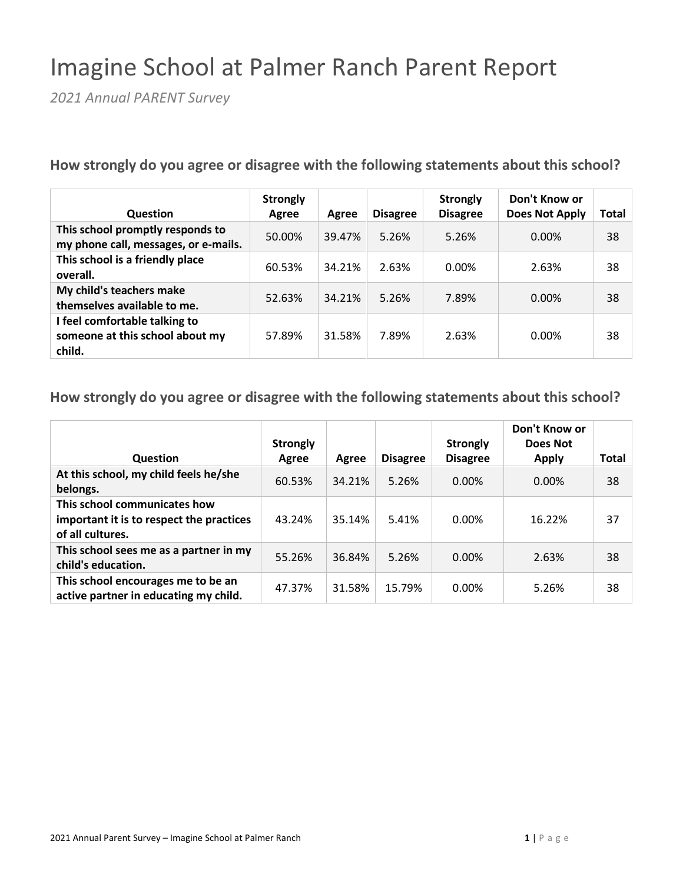# Imagine School at Palmer Ranch Parent Report

*2021 Annual PARENT Survey*

### How strongly do you agree or disagree with the following statements about this school?

| Question | Strongly Agree | Agree | Disagree | Strongly Disagree | Don't Know or Does Not Apply | Total |
|---|---|---|---|---|---|---|
| **This school promptly responds to my phone call, messages, or e-mails.** | 50.00% | 39.47% | 5.26% | 5.26% | 0.00% | 38 |
| **This school is a friendly place overall.** | 60.53% | 34.21% | 2.63% | 0.00% | 2.63% | 38 |
| **My child's teachers make themselves available to me.** | 52.63% | 34.21% | 5.26% | 7.89% | 0.00% | 38 |
| **I feel comfortable talking to someone at this school about my child.** | 57.89% | 31.58% | 7.89% | 2.63% | 0.00% | 38 |

### How strongly do you agree or disagree with the following statements about this school?

| Question | Strongly Agree | Agree | Disagree | Strongly Disagree | Don't Know or Does Not Apply | Total |
|---|---|---|---|---|---|---|
| **At this school, my child feels he/she belongs.** | 60.53% | 34.21% | 5.26% | 0.00% | 0.00% | 38 |
| **This school communicates how important it is to respect the practices of all cultures.** | 43.24% | 35.14% | 5.41% | 0.00% | 16.22% | 37 |
| **This school sees me as a partner in my child's education.** | 55.26% | 36.84% | 5.26% | 0.00% | 2.63% | 38 |
| **This school encourages me to be an active partner in educating my child.** | 47.37% | 31.58% | 15.79% | 0.00% | 5.26% | 38 |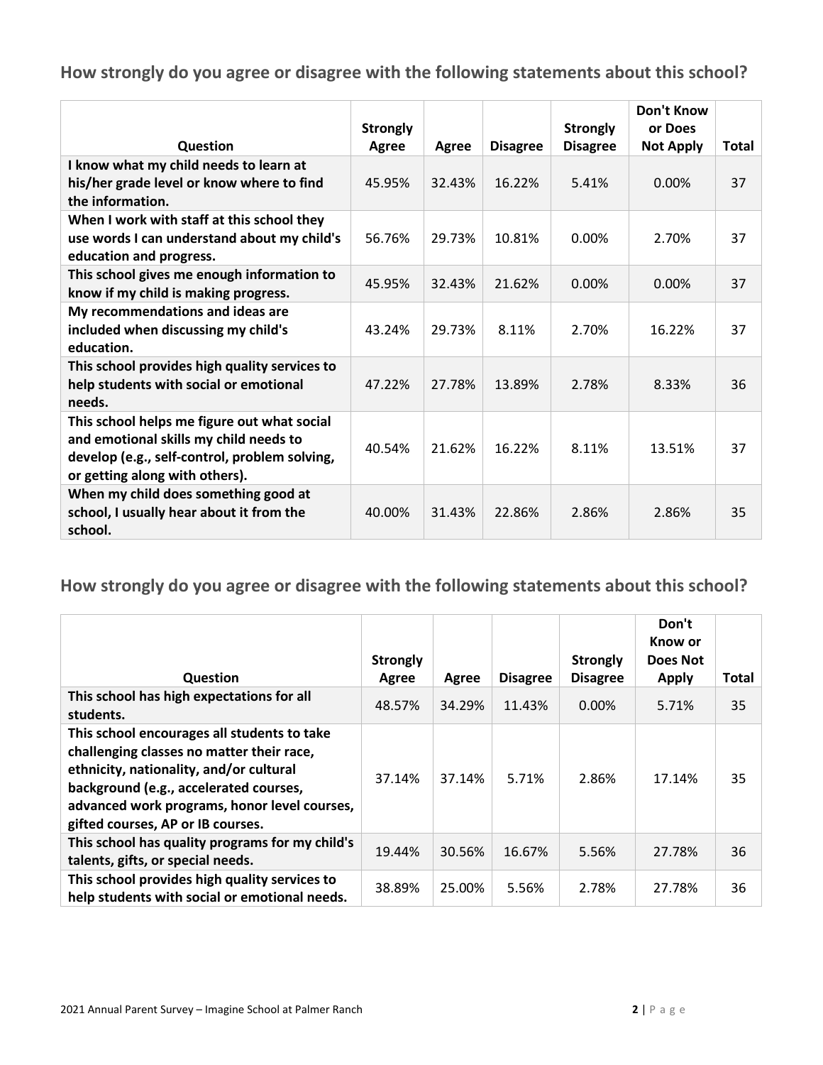## How strongly do you agree or disagree with the following statements about this school?

| Question | Strongly Agree | Agree | Disagree | Strongly Disagree | Don't Know or Does Not Apply | Total |
|---|---|---|---|---|---|---|
| I know what my child needs to learn at his/her grade level or know where to find the information. | 45.95% | 32.43% | 16.22% | 5.41% | 0.00% | 37 |
| When I work with staff at this school they use words I can understand about my child's education and progress. | 56.76% | 29.73% | 10.81% | 0.00% | 2.70% | 37 |
| This school gives me enough information to know if my child is making progress. | 45.95% | 32.43% | 21.62% | 0.00% | 0.00% | 37 |
| My recommendations and ideas are included when discussing my child's education. | 43.24% | 29.73% | 8.11% | 2.70% | 16.22% | 37 |
| This school provides high quality services to help students with social or emotional needs. | 47.22% | 27.78% | 13.89% | 2.78% | 8.33% | 36 |
| This school helps me figure out what social and emotional skills my child needs to develop (e.g., self-control, problem solving, or getting along with others). | 40.54% | 21.62% | 16.22% | 8.11% | 13.51% | 37 |
| When my child does something good at school, I usually hear about it from the school. | 40.00% | 31.43% | 22.86% | 2.86% | 2.86% | 35 |

## How strongly do you agree or disagree with the following statements about this school?

| Question | Strongly Agree | Agree | Disagree | Strongly Disagree | Don't Know or Does Not Apply | Total |
|---|---|---|---|---|---|---|
| This school has high expectations for all students. | 48.57% | 34.29% | 11.43% | 0.00% | 5.71% | 35 |
| This school encourages all students to take challenging classes no matter their race, ethnicity, nationality, and/or cultural background (e.g., accelerated courses, advanced work programs, honor level courses, gifted courses, AP or IB courses. | 37.14% | 37.14% | 5.71% | 2.86% | 17.14% | 35 |
| This school has quality programs for my child's talents, gifts, or special needs. | 19.44% | 30.56% | 16.67% | 5.56% | 27.78% | 36 |
| This school provides high quality services to help students with social or emotional needs. | 38.89% | 25.00% | 5.56% | 2.78% | 27.78% | 36 |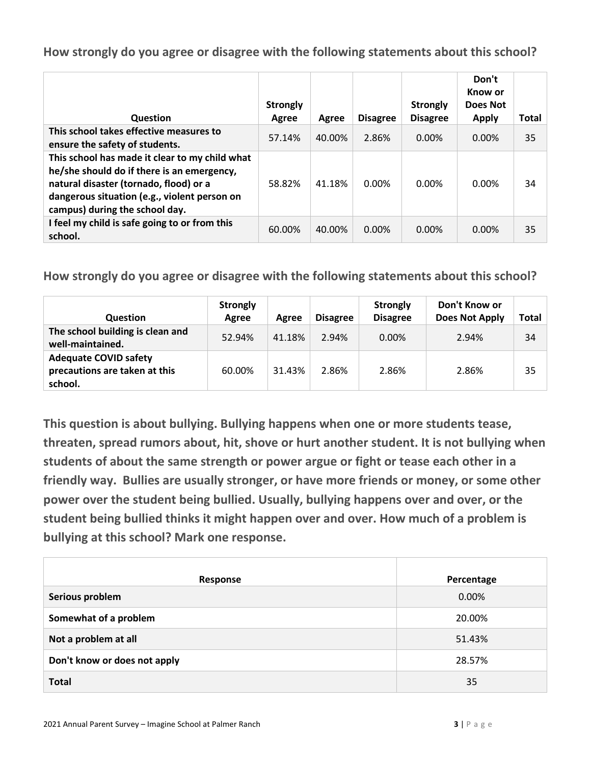**How strongly do you agree or disagree with the following statements about this school?**

| Question | Strongly Agree | Agree | Disagree | Strongly Disagree | Don't Know or Does Not Apply | Total |
|---|---|---|---|---|---|---|
| **This school takes effective measures to ensure the safety of students.** | 57.14% | 40.00% | 2.86% | 0.00% | 0.00% | 35 |
| **This school has made it clear to my child what he/she should do if there is an emergency, natural disaster (tornado, flood) or a dangerous situation (e.g., violent person on campus) during the school day.** | 58.82% | 41.18% | 0.00% | 0.00% | 0.00% | 34 |
| **I feel my child is safe going to or from this school.** | 60.00% | 40.00% | 0.00% | 0.00% | 0.00% | 35 |

**How strongly do you agree or disagree with the following statements about this school?**

| Question | Strongly Agree | Agree | Disagree | Strongly Disagree | Don't Know or Does Not Apply | Total |
|---|---|---|---|---|---|---|
| **The school building is clean and well-maintained.** | 52.94% | 41.18% | 2.94% | 0.00% | 2.94% | 34 |
| **Adequate COVID safety precautions are taken at this school.** | 60.00% | 31.43% | 2.86% | 2.86% | 2.86% | 35 |

**This question is about bullying. Bullying happens when one or more students tease, threaten, spread rumors about, hit, shove or hurt another student. It is not bullying when students of about the same strength or power argue or fight or tease each other in a friendly way. Bullies are usually stronger, or have more friends or money, or some other power over the student being bullied. Usually, bullying happens over and over, or the student being bullied thinks it might happen over and over. How much of a problem is bullying at this school? Mark one response.**

| Response | Percentage |
|---|---|
| **Serious problem** | 0.00% |
| **Somewhat of a problem** | 20.00% |
| **Not a problem at all** | 51.43% |
| **Don't know or does not apply** | 28.57% |
| **Total** | 35 |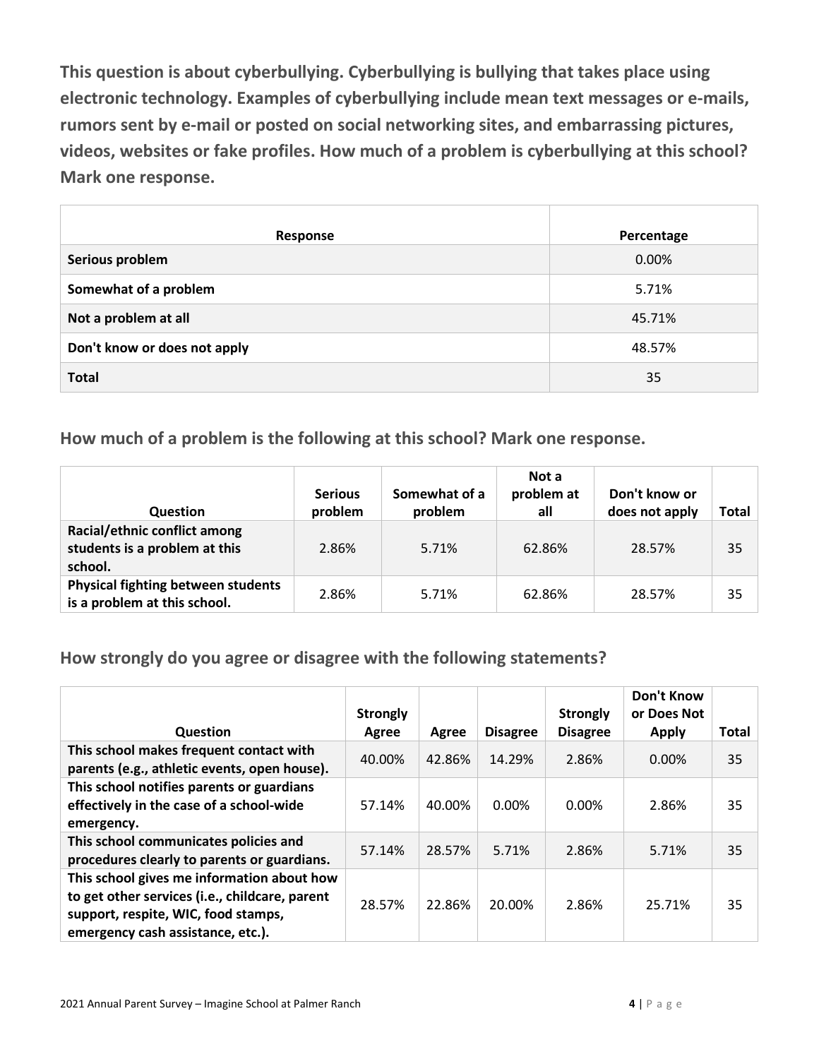**This question is about cyberbullying. Cyberbullying is bullying that takes place using electronic technology. Examples of cyberbullying include mean text messages or e-mails, rumors sent by e-mail or posted on social networking sites, and embarrassing pictures, videos, websites or fake profiles. How much of a problem is cyberbullying at this school? Mark one response.**

| Response | Percentage |
|---|---|
| **Serious problem** | 0.00% |
| **Somewhat of a problem** | 5.71% |
| **Not a problem at all** | 45.71% |
| **Don't know or does not apply** | 48.57% |
| **Total** | 35 |

## How much of a problem is the following at this school? Mark one response.

| Question | Serious problem | Somewhat of a problem | Not a problem at all | Don't know or does not apply | Total |
|---|---|---|---|---|---|
| **Racial/ethnic conflict among students is a problem at this school.** | 2.86% | 5.71% | 62.86% | 28.57% | 35 |
| **Physical fighting between students is a problem at this school.** | 2.86% | 5.71% | 62.86% | 28.57% | 35 |

## How strongly do you agree or disagree with the following statements?

| Question | Strongly Agree | Agree | Disagree | Strongly Disagree | Don't Know or Does Not Apply | Total |
|---|---|---|---|---|---|---|
| **This school makes frequent contact with parents (e.g., athletic events, open house).** | 40.00% | 42.86% | 14.29% | 2.86% | 0.00% | 35 |
| **This school notifies parents or guardians effectively in the case of a school-wide emergency.** | 57.14% | 40.00% | 0.00% | 0.00% | 2.86% | 35 |
| **This school communicates policies and procedures clearly to parents or guardians.** | 57.14% | 28.57% | 5.71% | 2.86% | 5.71% | 35 |
| **This school gives me information about how to get other services (i.e., childcare, parent support, respite, WIC, food stamps, emergency cash assistance, etc.).** | 28.57% | 22.86% | 20.00% | 2.86% | 25.71% | 35 |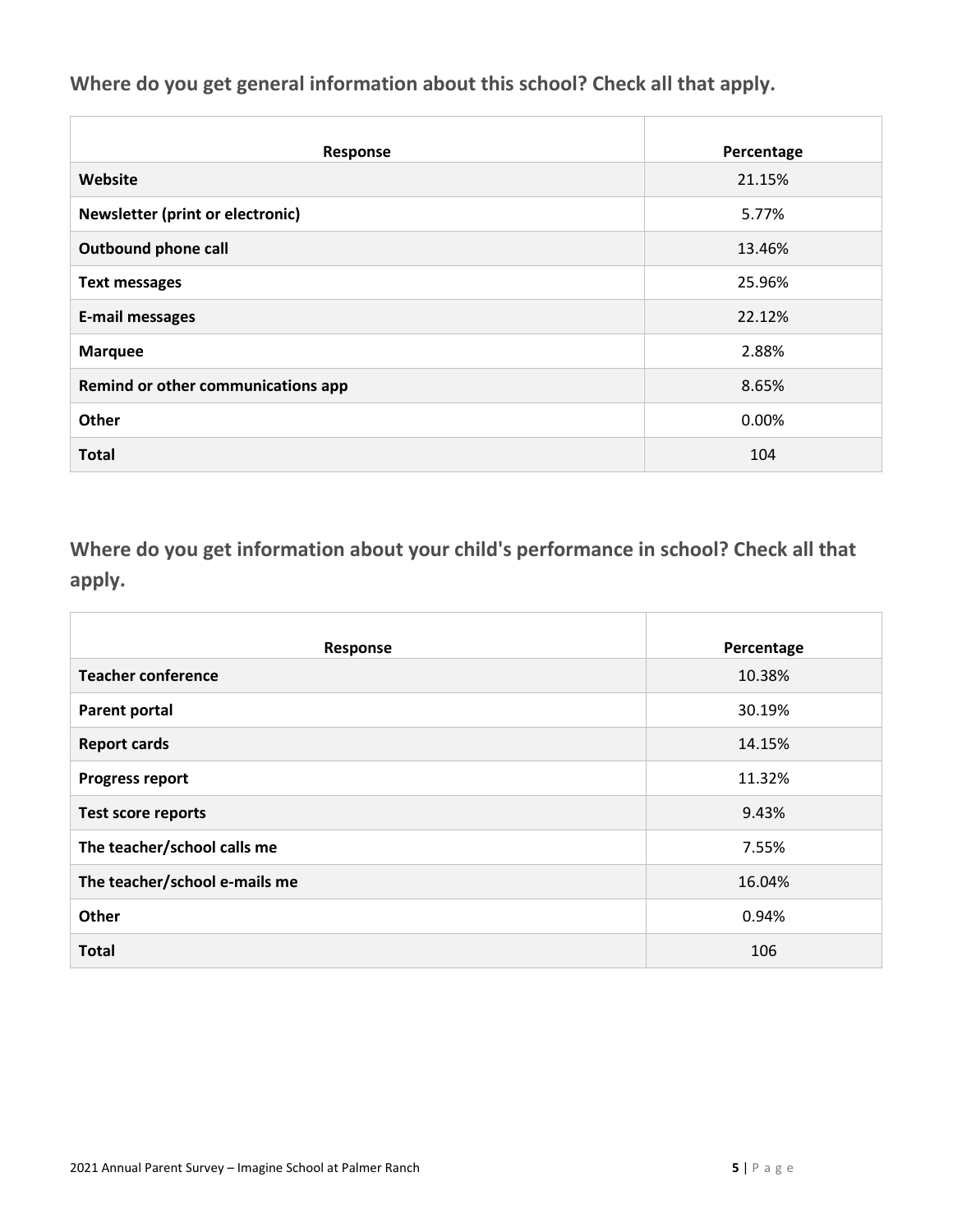## Where do you get general information about this school? Check all that apply.

| Response | Percentage |
| --- | --- |
| **Website** | 21.15% |
| **Newsletter (print or electronic)** | 5.77% |
| **Outbound phone call** | 13.46% |
| **Text messages** | 25.96% |
| **E-mail messages** | 22.12% |
| **Marquee** | 2.88% |
| **Remind or other communications app** | 8.65% |
| **Other** | 0.00% |
| **Total** | 104 |

## Where do you get information about your child's performance in school? Check all that apply.

| Response | Percentage |
| --- | --- |
| **Teacher conference** | 10.38% |
| **Parent portal** | 30.19% |
| **Report cards** | 14.15% |
| **Progress report** | 11.32% |
| **Test score reports** | 9.43% |
| **The teacher/school calls me** | 7.55% |
| **The teacher/school e-mails me** | 16.04% |
| **Other** | 0.94% |
| **Total** | 106 |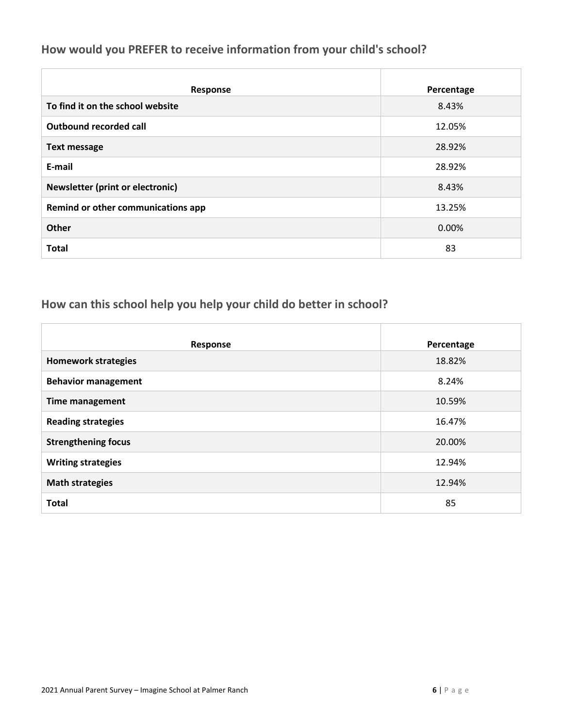## How would you PREFER to receive information from your child's school?

| Response | Percentage |
|---|---|
| **To find it on the school website** | 8.43% |
| **Outbound recorded call** | 12.05% |
| **Text message** | 28.92% |
| **E-mail** | 28.92% |
| **Newsletter (print or electronic)** | 8.43% |
| **Remind or other communications app** | 13.25% |
| **Other** | 0.00% |
| **Total** | 83 |

## How can this school help you help your child do better in school?

| Response | Percentage |
|---|---|
| **Homework strategies** | 18.82% |
| **Behavior management** | 8.24% |
| **Time management** | 10.59% |
| **Reading strategies** | 16.47% |
| **Strengthening focus** | 20.00% |
| **Writing strategies** | 12.94% |
| **Math strategies** | 12.94% |
| **Total** | 85 |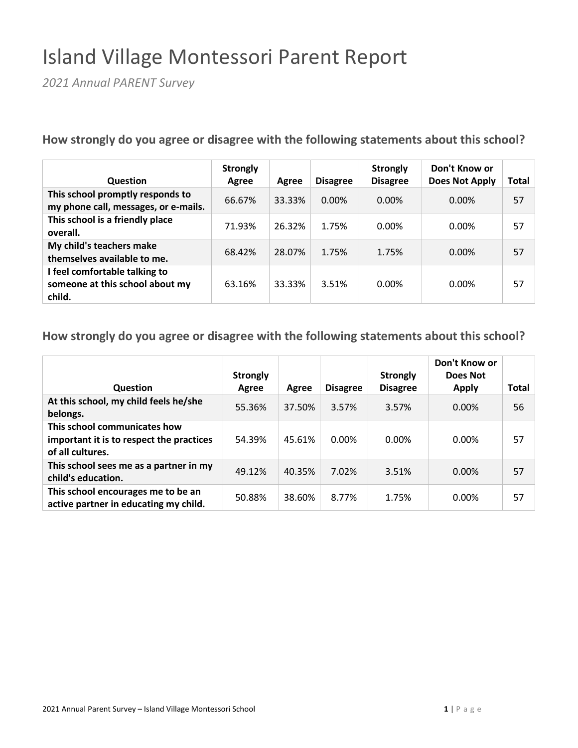# Island Village Montessori Parent Report

*2021 Annual PARENT Survey*

### How strongly do you agree or disagree with the following statements about this school?

| Question | Strongly Agree | Agree | Disagree | Strongly Disagree | Don't Know or Does Not Apply | Total |
|---|---|---|---|---|---|---|
| This school promptly responds to my phone call, messages, or e-mails. | 66.67% | 33.33% | 0.00% | 0.00% | 0.00% | 57 |
| This school is a friendly place overall. | 71.93% | 26.32% | 1.75% | 0.00% | 0.00% | 57 |
| My child's teachers make themselves available to me. | 68.42% | 28.07% | 1.75% | 1.75% | 0.00% | 57 |
| I feel comfortable talking to someone at this school about my child. | 63.16% | 33.33% | 3.51% | 0.00% | 0.00% | 57 |

### How strongly do you agree or disagree with the following statements about this school?

| Question | Strongly Agree | Agree | Disagree | Strongly Disagree | Don't Know or Does Not Apply | Total |
|---|---|---|---|---|---|---|
| At this school, my child feels he/she belongs. | 55.36% | 37.50% | 3.57% | 3.57% | 0.00% | 56 |
| This school communicates how important it is to respect the practices of all cultures. | 54.39% | 45.61% | 0.00% | 0.00% | 0.00% | 57 |
| This school sees me as a partner in my child's education. | 49.12% | 40.35% | 7.02% | 3.51% | 0.00% | 57 |
| This school encourages me to be an active partner in educating my child. | 50.88% | 38.60% | 8.77% | 1.75% | 0.00% | 57 |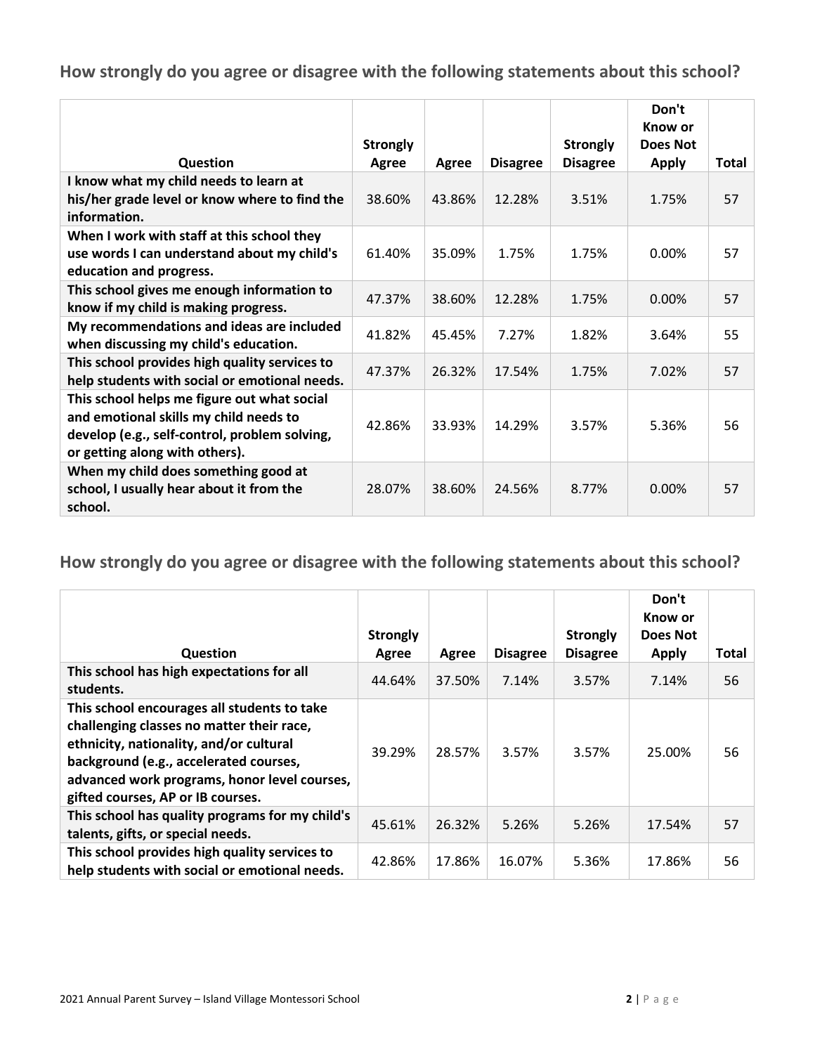## How strongly do you agree or disagree with the following statements about this school?

| Question | Strongly Agree | Agree | Disagree | Strongly Disagree | Don't Know or Does Not Apply | Total |
|---|---|---|---|---|---|---|
| I know what my child needs to learn at his/her grade level or know where to find the information. | 38.60% | 43.86% | 12.28% | 3.51% | 1.75% | 57 |
| When I work with staff at this school they use words I can understand about my child's education and progress. | 61.40% | 35.09% | 1.75% | 1.75% | 0.00% | 57 |
| This school gives me enough information to know if my child is making progress. | 47.37% | 38.60% | 12.28% | 1.75% | 0.00% | 57 |
| My recommendations and ideas are included when discussing my child's education. | 41.82% | 45.45% | 7.27% | 1.82% | 3.64% | 55 |
| This school provides high quality services to help students with social or emotional needs. | 47.37% | 26.32% | 17.54% | 1.75% | 7.02% | 57 |
| This school helps me figure out what social and emotional skills my child needs to develop (e.g., self-control, problem solving, or getting along with others). | 42.86% | 33.93% | 14.29% | 3.57% | 5.36% | 56 |
| When my child does something good at school, I usually hear about it from the school. | 28.07% | 38.60% | 24.56% | 8.77% | 0.00% | 57 |

## How strongly do you agree or disagree with the following statements about this school?

| Question | Strongly Agree | Agree | Disagree | Strongly Disagree | Don't Know or Does Not Apply | Total |
|---|---|---|---|---|---|---|
| This school has high expectations for all students. | 44.64% | 37.50% | 7.14% | 3.57% | 7.14% | 56 |
| This school encourages all students to take challenging classes no matter their race, ethnicity, nationality, and/or cultural background (e.g., accelerated courses, advanced work programs, honor level courses, gifted courses, AP or IB courses. | 39.29% | 28.57% | 3.57% | 3.57% | 25.00% | 56 |
| This school has quality programs for my child's talents, gifts, or special needs. | 45.61% | 26.32% | 5.26% | 5.26% | 17.54% | 57 |
| This school provides high quality services to help students with social or emotional needs. | 42.86% | 17.86% | 16.07% | 5.36% | 17.86% | 56 |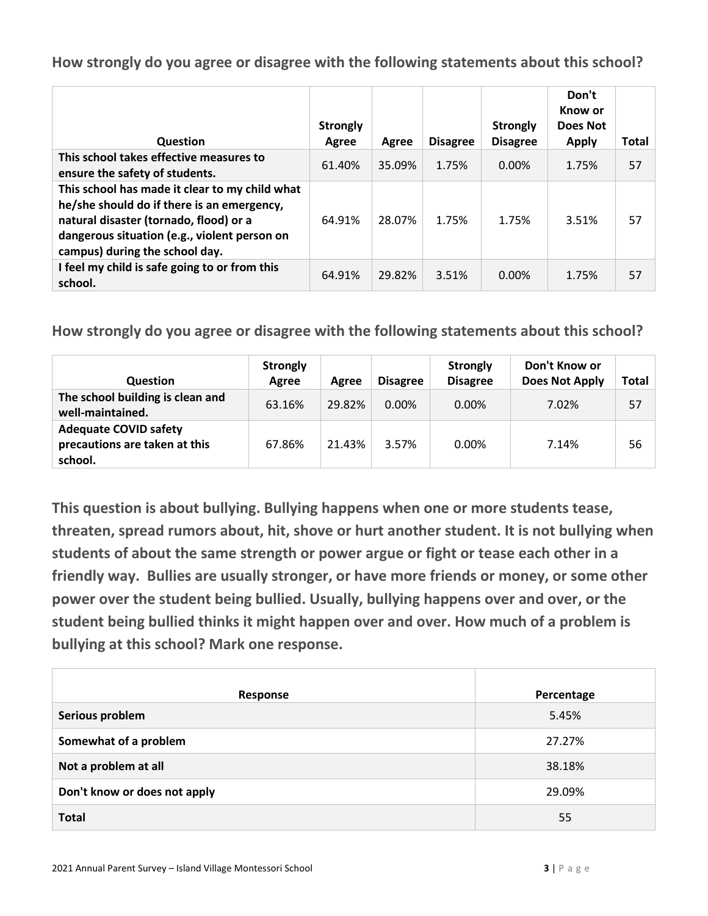### How strongly do you agree or disagree with the following statements about this school?

| Question | Strongly Agree | Agree | Disagree | Strongly Disagree | Don't Know or Does Not Apply | Total |
|---|---|---|---|---|---|---|
| This school takes effective measures to ensure the safety of students. | 61.40% | 35.09% | 1.75% | 0.00% | 1.75% | 57 |
| This school has made it clear to my child what he/she should do if there is an emergency, natural disaster (tornado, flood) or a dangerous situation (e.g., violent person on campus) during the school day. | 64.91% | 28.07% | 1.75% | 1.75% | 3.51% | 57 |
| I feel my child is safe going to or from this school. | 64.91% | 29.82% | 3.51% | 0.00% | 1.75% | 57 |

### How strongly do you agree or disagree with the following statements about this school?

| Question | Strongly Agree | Agree | Disagree | Strongly Disagree | Don't Know or Does Not Apply | Total |
|---|---|---|---|---|---|---|
| The school building is clean and well-maintained. | 63.16% | 29.82% | 0.00% | 0.00% | 7.02% | 57 |
| Adequate COVID safety precautions are taken at this school. | 67.86% | 21.43% | 3.57% | 0.00% | 7.14% | 56 |

### This question is about bullying. Bullying happens when one or more students tease, threaten, spread rumors about, hit, shove or hurt another student. It is not bullying when students of about the same strength or power argue or fight or tease each other in a friendly way. Bullies are usually stronger, or have more friends or money, or some other power over the student being bullied. Usually, bullying happens over and over, or the student being bullied thinks it might happen over and over. How much of a problem is bullying at this school? Mark one response.

| Response | Percentage |
|---|---|
| Serious problem | 5.45% |
| Somewhat of a problem | 27.27% |
| Not a problem at all | 38.18% |
| Don't know or does not apply | 29.09% |
| Total | 55 |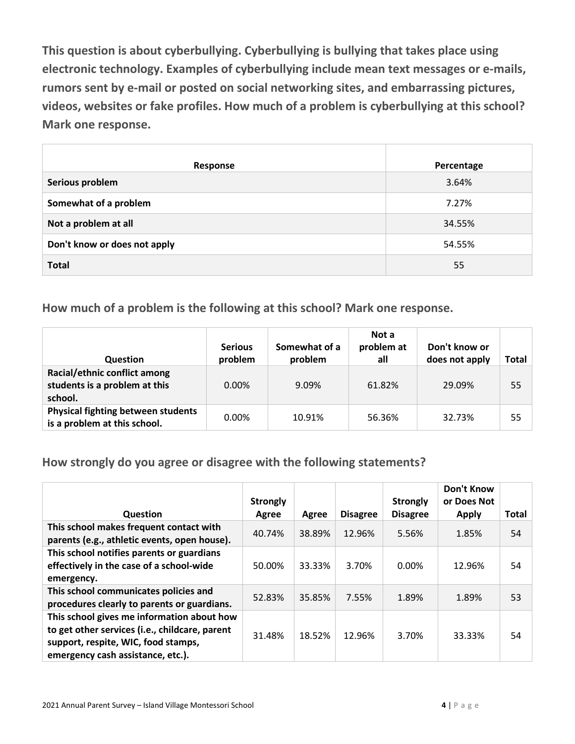**This question is about cyberbullying. Cyberbullying is bullying that takes place using electronic technology. Examples of cyberbullying include mean text messages or e-mails, rumors sent by e-mail or posted on social networking sites, and embarrassing pictures, videos, websites or fake profiles. How much of a problem is cyberbullying at this school? Mark one response.**

| Response | Percentage |
|---|---|
| **Serious problem** | 3.64% |
| **Somewhat of a problem** | 7.27% |
| **Not a problem at all** | 34.55% |
| **Don't know or does not apply** | 54.55% |
| **Total** | 55 |

## How much of a problem is the following at this school? Mark one response.

| Question | Serious problem | Somewhat of a problem | Not a problem at all | Don't know or does not apply | Total |
|---|---|---|---|---|---|
| **Racial/ethnic conflict among students is a problem at this school.** | 0.00% | 9.09% | 61.82% | 29.09% | 55 |
| **Physical fighting between students is a problem at this school.** | 0.00% | 10.91% | 56.36% | 32.73% | 55 |

## How strongly do you agree or disagree with the following statements?

| Question | Strongly Agree | Agree | Disagree | Strongly Disagree | Don't Know or Does Not Apply | Total |
|---|---|---|---|---|---|---|
| **This school makes frequent contact with parents (e.g., athletic events, open house).** | 40.74% | 38.89% | 12.96% | 5.56% | 1.85% | 54 |
| **This school notifies parents or guardians effectively in the case of a school-wide emergency.** | 50.00% | 33.33% | 3.70% | 0.00% | 12.96% | 54 |
| **This school communicates policies and procedures clearly to parents or guardians.** | 52.83% | 35.85% | 7.55% | 1.89% | 1.89% | 53 |
| **This school gives me information about how to get other services (i.e., childcare, parent support, respite, WIC, food stamps, emergency cash assistance, etc.).** | 31.48% | 18.52% | 12.96% | 3.70% | 33.33% | 54 |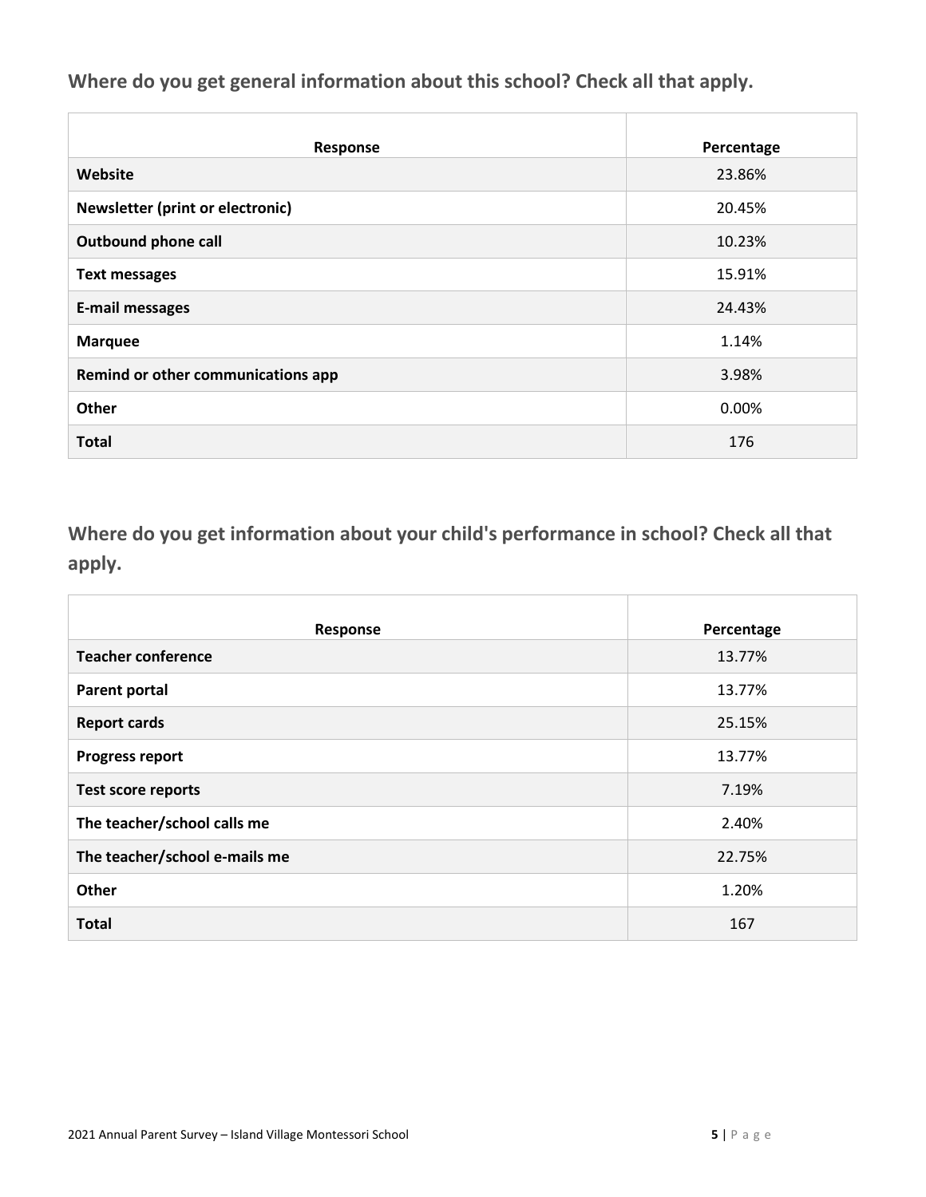## Where do you get general information about this school? Check all that apply.

| Response | Percentage |
|---|---|
| **Website** | 23.86% |
| **Newsletter (print or electronic)** | 20.45% |
| **Outbound phone call** | 10.23% |
| **Text messages** | 15.91% |
| **E-mail messages** | 24.43% |
| **Marquee** | 1.14% |
| **Remind or other communications app** | 3.98% |
| **Other** | 0.00% |
| **Total** | 176 |

## Where do you get information about your child's performance in school? Check all that apply.

| Response | Percentage |
|---|---|
| **Teacher conference** | 13.77% |
| **Parent portal** | 13.77% |
| **Report cards** | 25.15% |
| **Progress report** | 13.77% |
| **Test score reports** | 7.19% |
| **The teacher/school calls me** | 2.40% |
| **The teacher/school e-mails me** | 22.75% |
| **Other** | 1.20% |
| **Total** | 167 |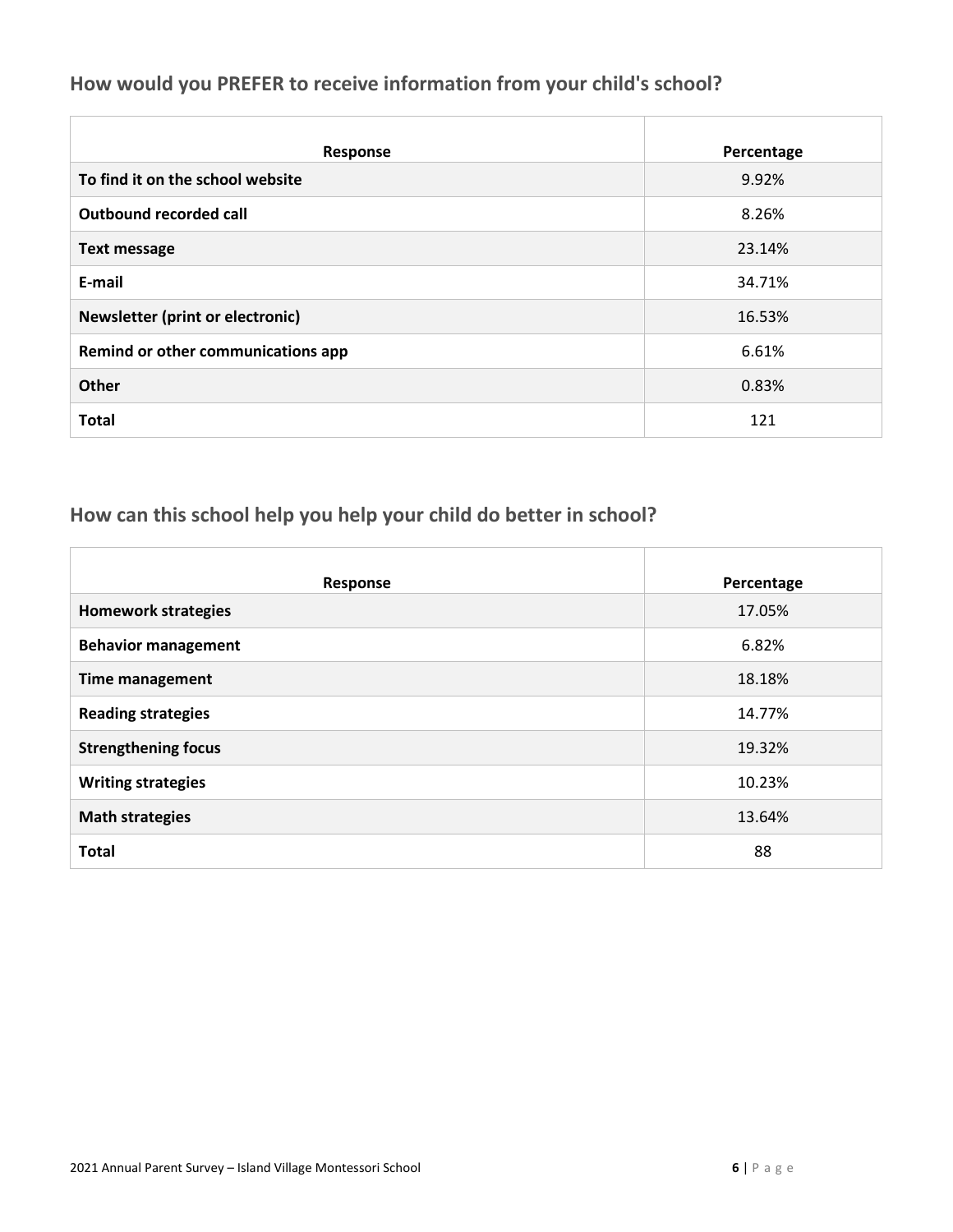## How would you PREFER to receive information from your child's school?

| Response | Percentage |
|---|---|
| **To find it on the school website** | 9.92% |
| **Outbound recorded call** | 8.26% |
| **Text message** | 23.14% |
| **E-mail** | 34.71% |
| **Newsletter (print or electronic)** | 16.53% |
| **Remind or other communications app** | 6.61% |
| **Other** | 0.83% |
| **Total** | 121 |

## How can this school help you help your child do better in school?

| Response | Percentage |
|---|---|
| **Homework strategies** | 17.05% |
| **Behavior management** | 6.82% |
| **Time management** | 18.18% |
| **Reading strategies** | 14.77% |
| **Strengthening focus** | 19.32% |
| **Writing strategies** | 10.23% |
| **Math strategies** | 13.64% |
| **Total** | 88 |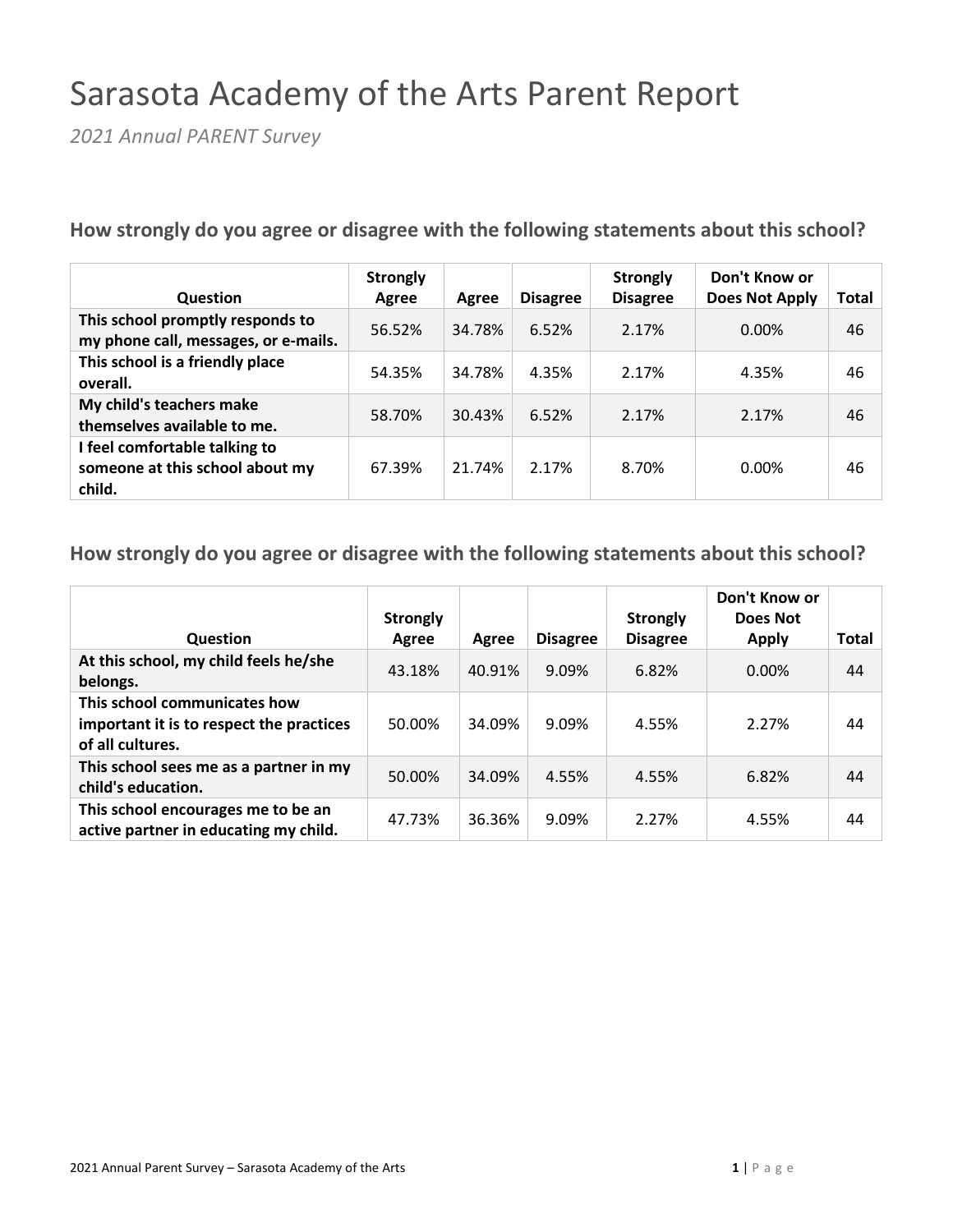# Sarasota Academy of the Arts Parent Report

*2021 Annual PARENT Survey*

### How strongly do you agree or disagree with the following statements about this school?

| Question | Strongly Agree | Agree | Disagree | Strongly Disagree | Don't Know or Does Not Apply | Total |
|---|---|---|---|---|---|---|
| This school promptly responds to my phone call, messages, or e-mails. | 56.52% | 34.78% | 6.52% | 2.17% | 0.00% | 46 |
| This school is a friendly place overall. | 54.35% | 34.78% | 4.35% | 2.17% | 4.35% | 46 |
| My child's teachers make themselves available to me. | 58.70% | 30.43% | 6.52% | 2.17% | 2.17% | 46 |
| I feel comfortable talking to someone at this school about my child. | 67.39% | 21.74% | 2.17% | 8.70% | 0.00% | 46 |

### How strongly do you agree or disagree with the following statements about this school?

| Question | Strongly Agree | Agree | Disagree | Strongly Disagree | Don't Know or Does Not Apply | Total |
|---|---|---|---|---|---|---|
| At this school, my child feels he/she belongs. | 43.18% | 40.91% | 9.09% | 6.82% | 0.00% | 44 |
| This school communicates how important it is to respect the practices of all cultures. | 50.00% | 34.09% | 9.09% | 4.55% | 2.27% | 44 |
| This school sees me as a partner in my child's education. | 50.00% | 34.09% | 4.55% | 4.55% | 6.82% | 44 |
| This school encourages me to be an active partner in educating my child. | 47.73% | 36.36% | 9.09% | 2.27% | 4.55% | 44 |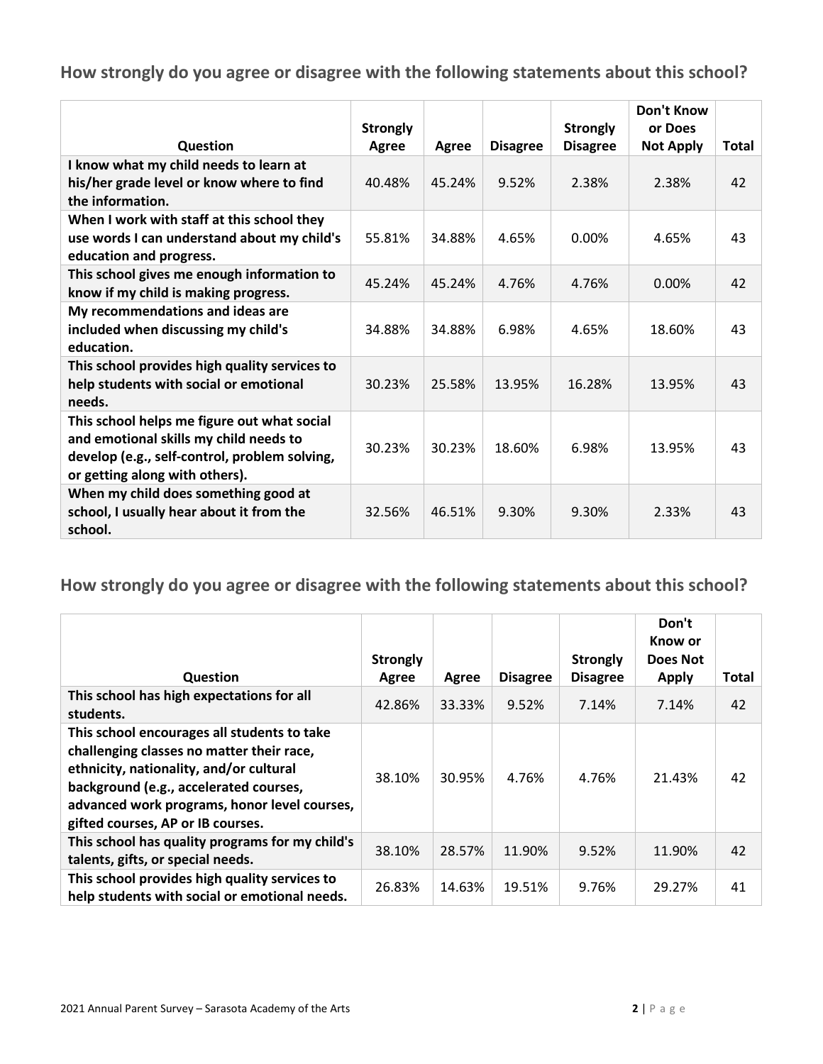## How strongly do you agree or disagree with the following statements about this school?

| Question | Strongly Agree | Agree | Disagree | Strongly Disagree | Don't Know or Does Not Apply | Total |
|---|---|---|---|---|---|---|
| I know what my child needs to learn at his/her grade level or know where to find the information. | 40.48% | 45.24% | 9.52% | 2.38% | 2.38% | 42 |
| When I work with staff at this school they use words I can understand about my child's education and progress. | 55.81% | 34.88% | 4.65% | 0.00% | 4.65% | 43 |
| This school gives me enough information to know if my child is making progress. | 45.24% | 45.24% | 4.76% | 4.76% | 0.00% | 42 |
| My recommendations and ideas are included when discussing my child's education. | 34.88% | 34.88% | 6.98% | 4.65% | 18.60% | 43 |
| This school provides high quality services to help students with social or emotional needs. | 30.23% | 25.58% | 13.95% | 16.28% | 13.95% | 43 |
| This school helps me figure out what social and emotional skills my child needs to develop (e.g., self-control, problem solving, or getting along with others). | 30.23% | 30.23% | 18.60% | 6.98% | 13.95% | 43 |
| When my child does something good at school, I usually hear about it from the school. | 32.56% | 46.51% | 9.30% | 9.30% | 2.33% | 43 |

## How strongly do you agree or disagree with the following statements about this school?

| Question | Strongly Agree | Agree | Disagree | Strongly Disagree | Don't Know or Does Not Apply | Total |
|---|---|---|---|---|---|---|
| This school has high expectations for all students. | 42.86% | 33.33% | 9.52% | 7.14% | 7.14% | 42 |
| This school encourages all students to take challenging classes no matter their race, ethnicity, nationality, and/or cultural background (e.g., accelerated courses, advanced work programs, honor level courses, gifted courses, AP or IB courses. | 38.10% | 30.95% | 4.76% | 4.76% | 21.43% | 42 |
| This school has quality programs for my child's talents, gifts, or special needs. | 38.10% | 28.57% | 11.90% | 9.52% | 11.90% | 42 |
| This school provides high quality services to help students with social or emotional needs. | 26.83% | 14.63% | 19.51% | 9.76% | 29.27% | 41 |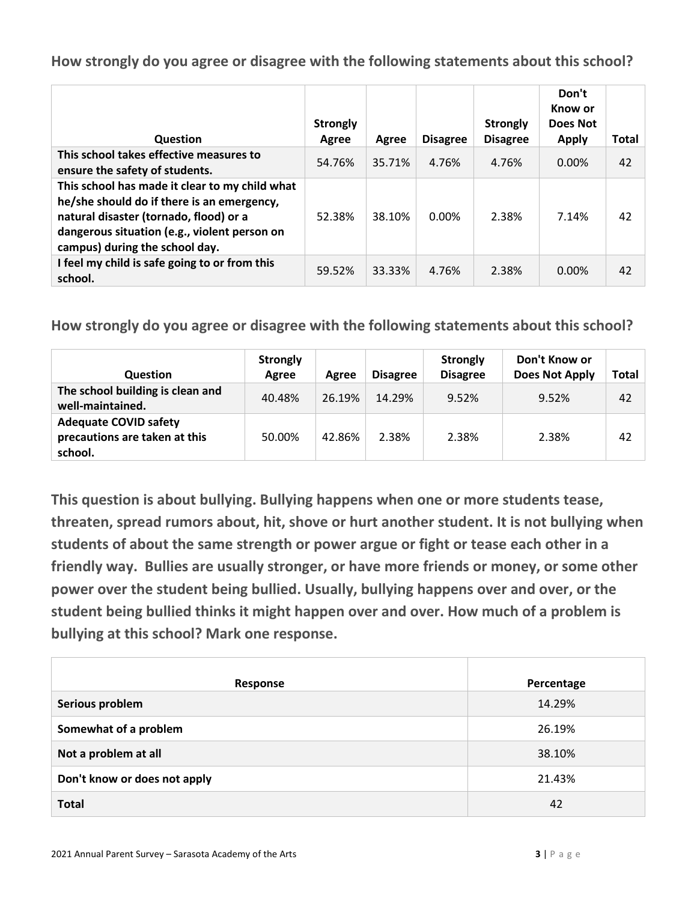**How strongly do you agree or disagree with the following statements about this school?**

| Question | Strongly Agree | Agree | Disagree | Strongly Disagree | Don't Know or Does Not Apply | Total |
|---|---|---|---|---|---|---|
| **This school takes effective measures to ensure the safety of students.** | 54.76% | 35.71% | 4.76% | 4.76% | 0.00% | 42 |
| **This school has made it clear to my child what he/she should do if there is an emergency, natural disaster (tornado, flood) or a dangerous situation (e.g., violent person on campus) during the school day.** | 52.38% | 38.10% | 0.00% | 2.38% | 7.14% | 42 |
| **I feel my child is safe going to or from this school.** | 59.52% | 33.33% | 4.76% | 2.38% | 0.00% | 42 |

**How strongly do you agree or disagree with the following statements about this school?**

| Question | Strongly Agree | Agree | Disagree | Strongly Disagree | Don't Know or Does Not Apply | Total |
|---|---|---|---|---|---|---|
| **The school building is clean and well-maintained.** | 40.48% | 26.19% | 14.29% | 9.52% | 9.52% | 42 |
| **Adequate COVID safety precautions are taken at this school.** | 50.00% | 42.86% | 2.38% | 2.38% | 2.38% | 42 |

**This question is about bullying. Bullying happens when one or more students tease, threaten, spread rumors about, hit, shove or hurt another student. It is not bullying when students of about the same strength or power argue or fight or tease each other in a friendly way. Bullies are usually stronger, or have more friends or money, or some other power over the student being bullied. Usually, bullying happens over and over, or the student being bullied thinks it might happen over and over. How much of a problem is bullying at this school? Mark one response.**

| Response | Percentage |
|---|---|
| **Serious problem** | 14.29% |
| **Somewhat of a problem** | 26.19% |
| **Not a problem at all** | 38.10% |
| **Don't know or does not apply** | 21.43% |
| **Total** | 42 |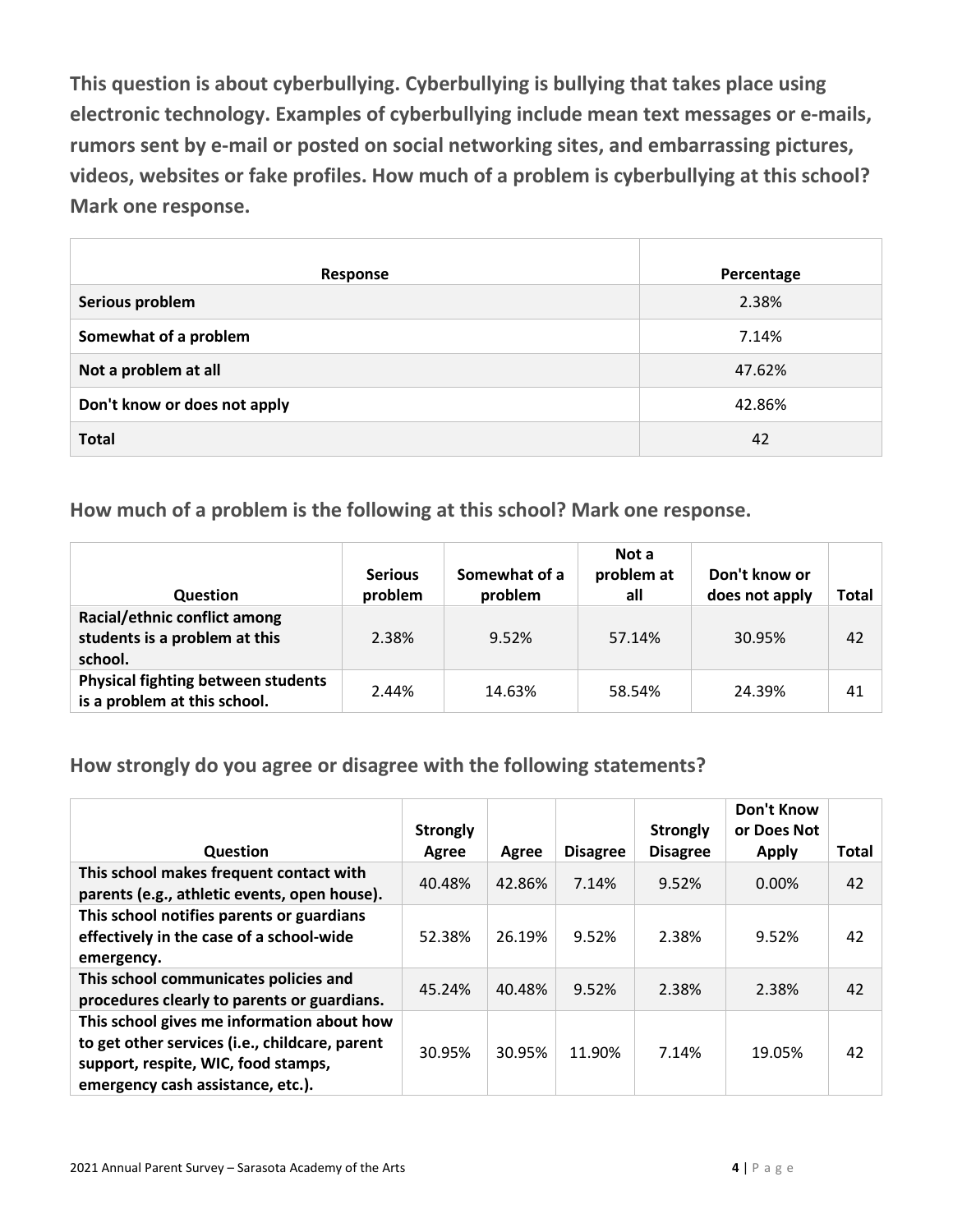**This question is about cyberbullying. Cyberbullying is bullying that takes place using electronic technology. Examples of cyberbullying include mean text messages or e-mails, rumors sent by e-mail or posted on social networking sites, and embarrassing pictures, videos, websites or fake profiles. How much of a problem is cyberbullying at this school? Mark one response.**

| Response | Percentage |
|---|---|
| **Serious problem** | 2.38% |
| **Somewhat of a problem** | 7.14% |
| **Not a problem at all** | 47.62% |
| **Don't know or does not apply** | 42.86% |
| **Total** | 42 |

## How much of a problem is the following at this school? Mark one response.

| Question | Serious problem | Somewhat of a problem | Not a problem at all | Don't know or does not apply | Total |
|---|---|---|---|---|---|
| **Racial/ethnic conflict among students is a problem at this school.** | 2.38% | 9.52% | 57.14% | 30.95% | 42 |
| **Physical fighting between students is a problem at this school.** | 2.44% | 14.63% | 58.54% | 24.39% | 41 |

## How strongly do you agree or disagree with the following statements?

| Question | Strongly Agree | Agree | Disagree | Strongly Disagree | Don't Know or Does Not Apply | Total |
|---|---|---|---|---|---|---|
| **This school makes frequent contact with parents (e.g., athletic events, open house).** | 40.48% | 42.86% | 7.14% | 9.52% | 0.00% | 42 |
| **This school notifies parents or guardians effectively in the case of a school-wide emergency.** | 52.38% | 26.19% | 9.52% | 2.38% | 9.52% | 42 |
| **This school communicates policies and procedures clearly to parents or guardians.** | 45.24% | 40.48% | 9.52% | 2.38% | 2.38% | 42 |
| **This school gives me information about how to get other services (i.e., childcare, parent support, respite, WIC, food stamps, emergency cash assistance, etc.).** | 30.95% | 30.95% | 11.90% | 7.14% | 19.05% | 42 |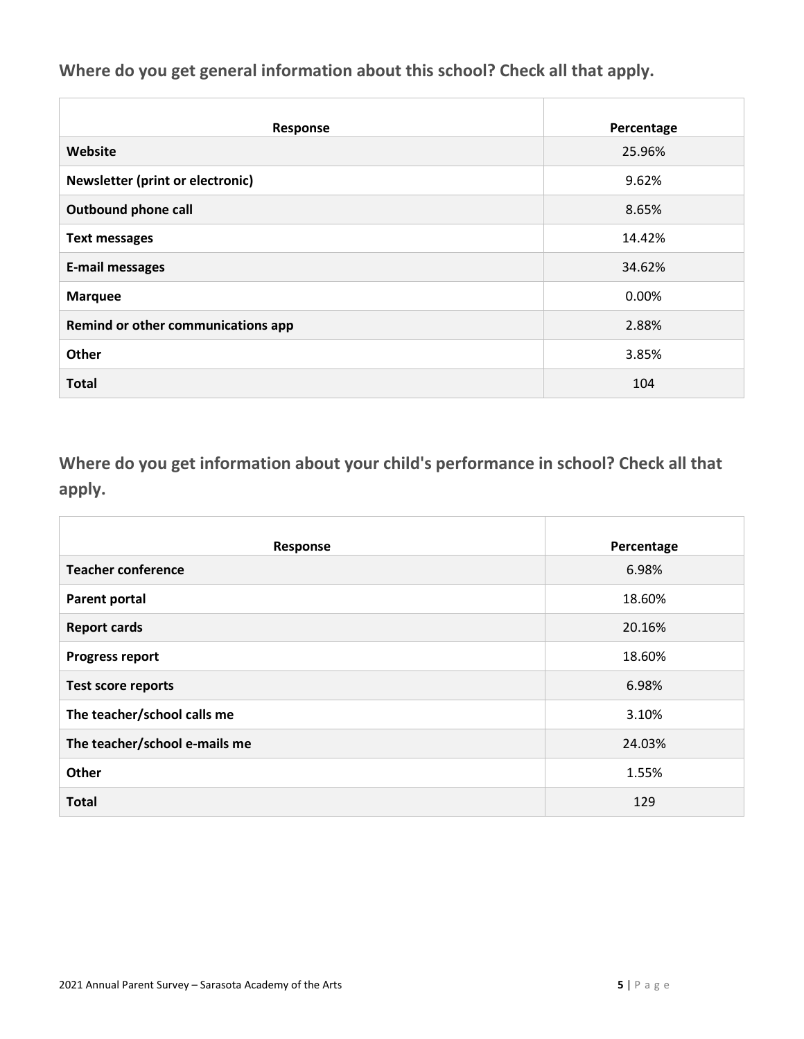## Where do you get general information about this school? Check all that apply.

| Response | Percentage |
|---|---|
| **Website** | 25.96% |
| **Newsletter (print or electronic)** | 9.62% |
| **Outbound phone call** | 8.65% |
| **Text messages** | 14.42% |
| **E-mail messages** | 34.62% |
| **Marquee** | 0.00% |
| **Remind or other communications app** | 2.88% |
| **Other** | 3.85% |
| **Total** | 104 |

## Where do you get information about your child's performance in school? Check all that apply.

| Response | Percentage |
|---|---|
| **Teacher conference** | 6.98% |
| **Parent portal** | 18.60% |
| **Report cards** | 20.16% |
| **Progress report** | 18.60% |
| **Test score reports** | 6.98% |
| **The teacher/school calls me** | 3.10% |
| **The teacher/school e-mails me** | 24.03% |
| **Other** | 1.55% |
| **Total** | 129 |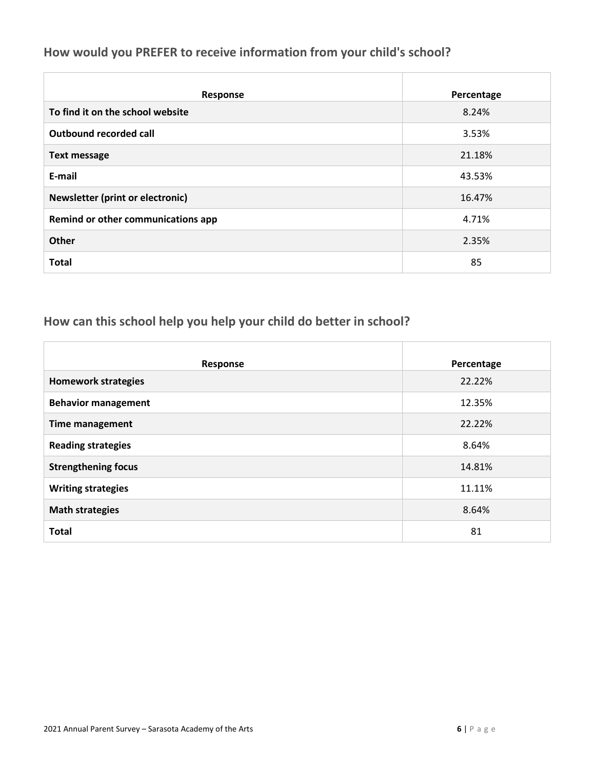## How would you PREFER to receive information from your child's school?

| Response | Percentage |
| --- | --- |
| **To find it on the school website** | 8.24% |
| **Outbound recorded call** | 3.53% |
| **Text message** | 21.18% |
| **E-mail** | 43.53% |
| **Newsletter (print or electronic)** | 16.47% |
| **Remind or other communications app** | 4.71% |
| **Other** | 2.35% |
| **Total** | 85 |

## How can this school help you help your child do better in school?

| Response | Percentage |
| --- | --- |
| **Homework strategies** | 22.22% |
| **Behavior management** | 12.35% |
| **Time management** | 22.22% |
| **Reading strategies** | 8.64% |
| **Strengthening focus** | 14.81% |
| **Writing strategies** | 11.11% |
| **Math strategies** | 8.64% |
| **Total** | 81 |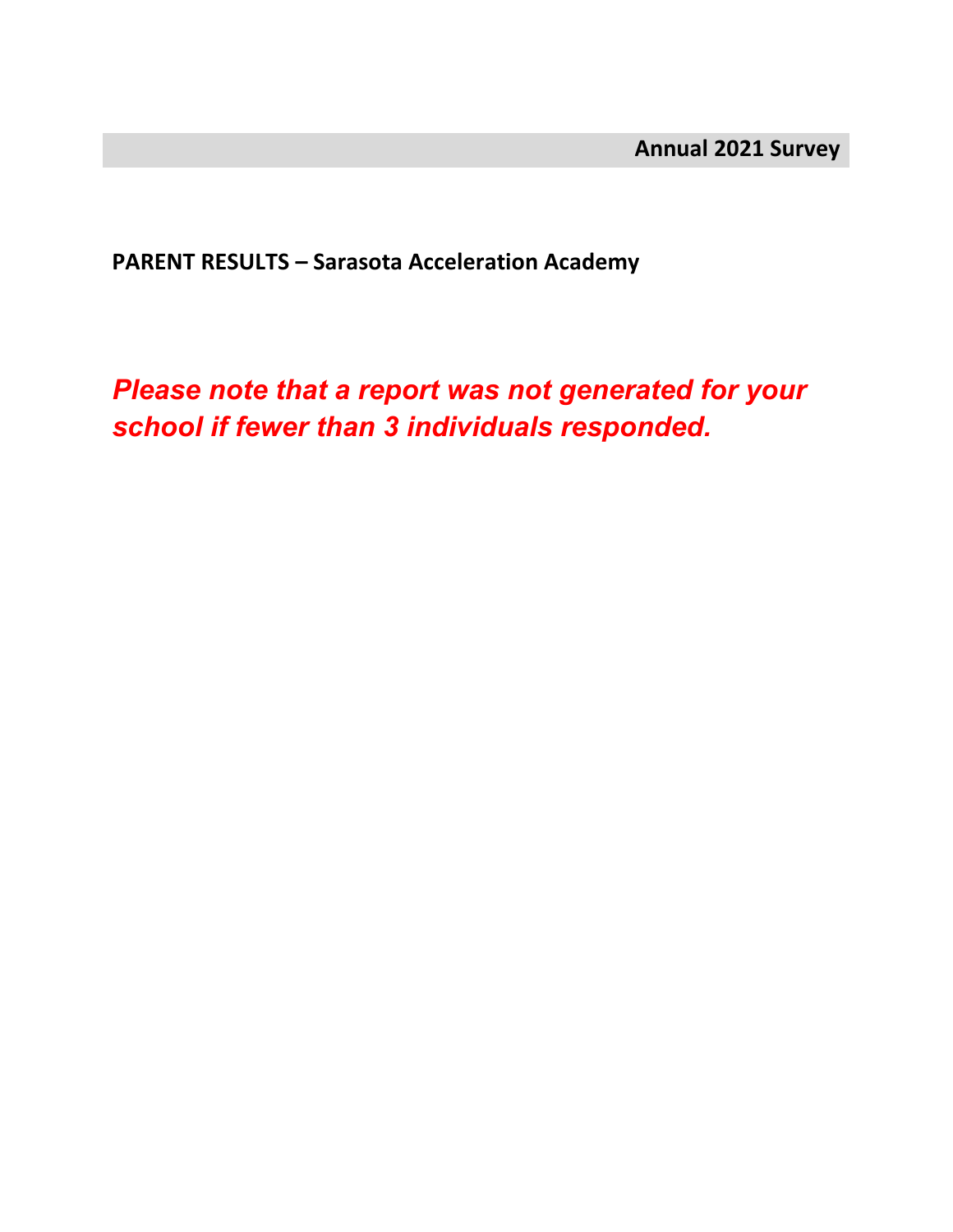**Annual 2021 Survey**

**PARENT RESULTS – Sarasota Acceleration Academy**

***Please note that a report was not generated for your school if fewer than 3 individuals responded.***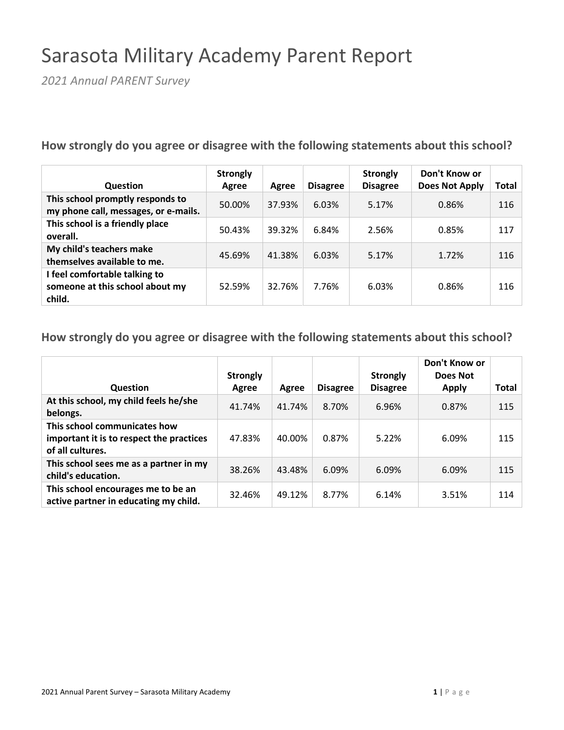# Sarasota Military Academy Parent Report

*2021 Annual PARENT Survey*

## How strongly do you agree or disagree with the following statements about this school?

| Question | Strongly Agree | Agree | Disagree | Strongly Disagree | Don't Know or Does Not Apply | Total |
|---|---|---|---|---|---|---|
| **This school promptly responds to my phone call, messages, or e-mails.** | 50.00% | 37.93% | 6.03% | 5.17% | 0.86% | 116 |
| **This school is a friendly place overall.** | 50.43% | 39.32% | 6.84% | 2.56% | 0.85% | 117 |
| **My child's teachers make themselves available to me.** | 45.69% | 41.38% | 6.03% | 5.17% | 1.72% | 116 |
| **I feel comfortable talking to someone at this school about my child.** | 52.59% | 32.76% | 7.76% | 6.03% | 0.86% | 116 |

## How strongly do you agree or disagree with the following statements about this school?

| Question | Strongly Agree | Agree | Disagree | Strongly Disagree | Don't Know or Does Not Apply | Total |
|---|---|---|---|---|---|---|
| **At this school, my child feels he/she belongs.** | 41.74% | 41.74% | 8.70% | 6.96% | 0.87% | 115 |
| **This school communicates how important it is to respect the practices of all cultures.** | 47.83% | 40.00% | 0.87% | 5.22% | 6.09% | 115 |
| **This school sees me as a partner in my child's education.** | 38.26% | 43.48% | 6.09% | 6.09% | 6.09% | 115 |
| **This school encourages me to be an active partner in educating my child.** | 32.46% | 49.12% | 8.77% | 6.14% | 3.51% | 114 |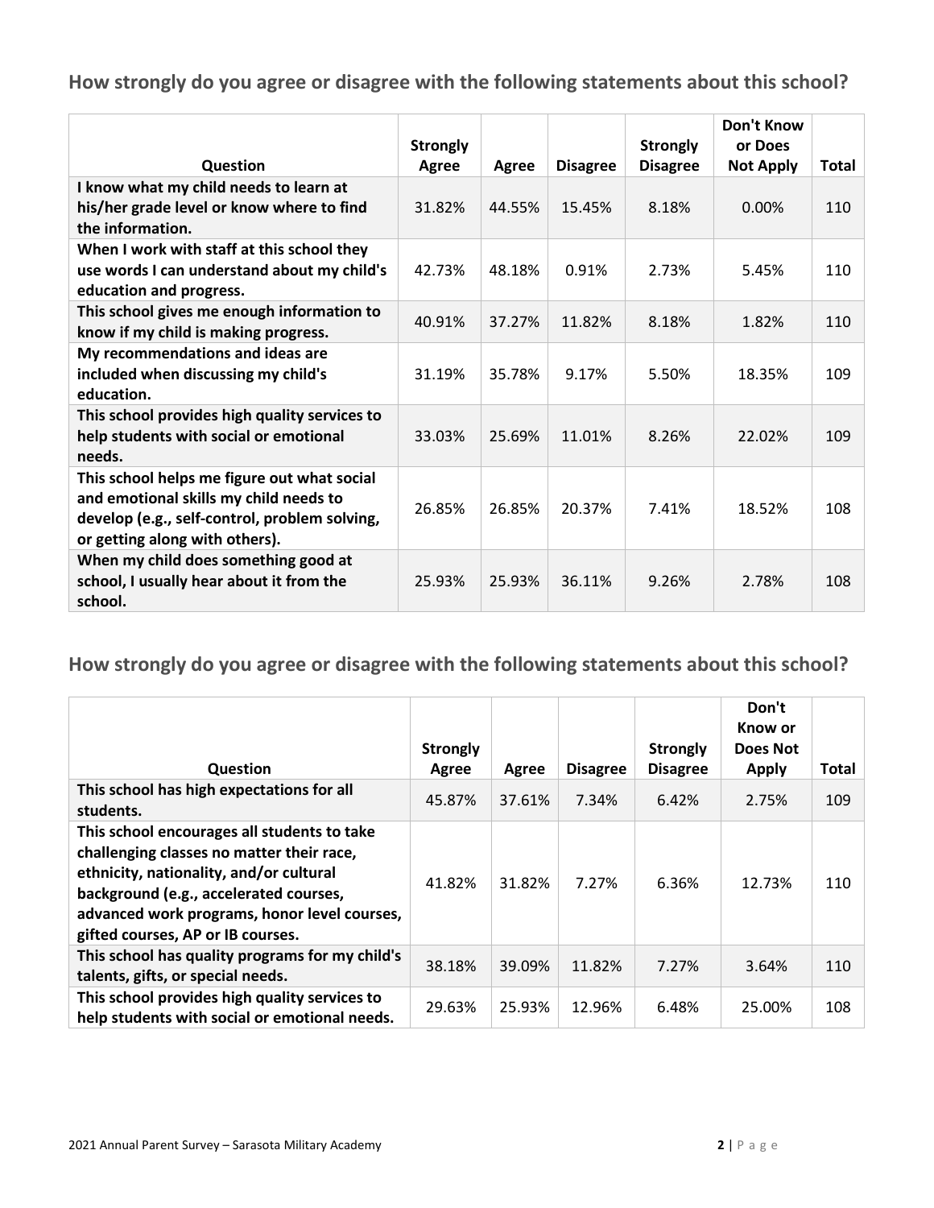## How strongly do you agree or disagree with the following statements about this school?

| Question | Strongly Agree | Agree | Disagree | Strongly Disagree | Don't Know or Does Not Apply | Total |
|---|---|---|---|---|---|---|
| I know what my child needs to learn at his/her grade level or know where to find the information. | 31.82% | 44.55% | 15.45% | 8.18% | 0.00% | 110 |
| When I work with staff at this school they use words I can understand about my child's education and progress. | 42.73% | 48.18% | 0.91% | 2.73% | 5.45% | 110 |
| This school gives me enough information to know if my child is making progress. | 40.91% | 37.27% | 11.82% | 8.18% | 1.82% | 110 |
| My recommendations and ideas are included when discussing my child's education. | 31.19% | 35.78% | 9.17% | 5.50% | 18.35% | 109 |
| This school provides high quality services to help students with social or emotional needs. | 33.03% | 25.69% | 11.01% | 8.26% | 22.02% | 109 |
| This school helps me figure out what social and emotional skills my child needs to develop (e.g., self-control, problem solving, or getting along with others). | 26.85% | 26.85% | 20.37% | 7.41% | 18.52% | 108 |
| When my child does something good at school, I usually hear about it from the school. | 25.93% | 25.93% | 36.11% | 9.26% | 2.78% | 108 |

## How strongly do you agree or disagree with the following statements about this school?

| Question | Strongly Agree | Agree | Disagree | Strongly Disagree | Don't Know or Does Not Apply | Total |
|---|---|---|---|---|---|---|
| This school has high expectations for all students. | 45.87% | 37.61% | 7.34% | 6.42% | 2.75% | 109 |
| This school encourages all students to take challenging classes no matter their race, ethnicity, nationality, and/or cultural background (e.g., accelerated courses, advanced work programs, honor level courses, gifted courses, AP or IB courses. | 41.82% | 31.82% | 7.27% | 6.36% | 12.73% | 110 |
| This school has quality programs for my child's talents, gifts, or special needs. | 38.18% | 39.09% | 11.82% | 7.27% | 3.64% | 110 |
| This school provides high quality services to help students with social or emotional needs. | 29.63% | 25.93% | 12.96% | 6.48% | 25.00% | 108 |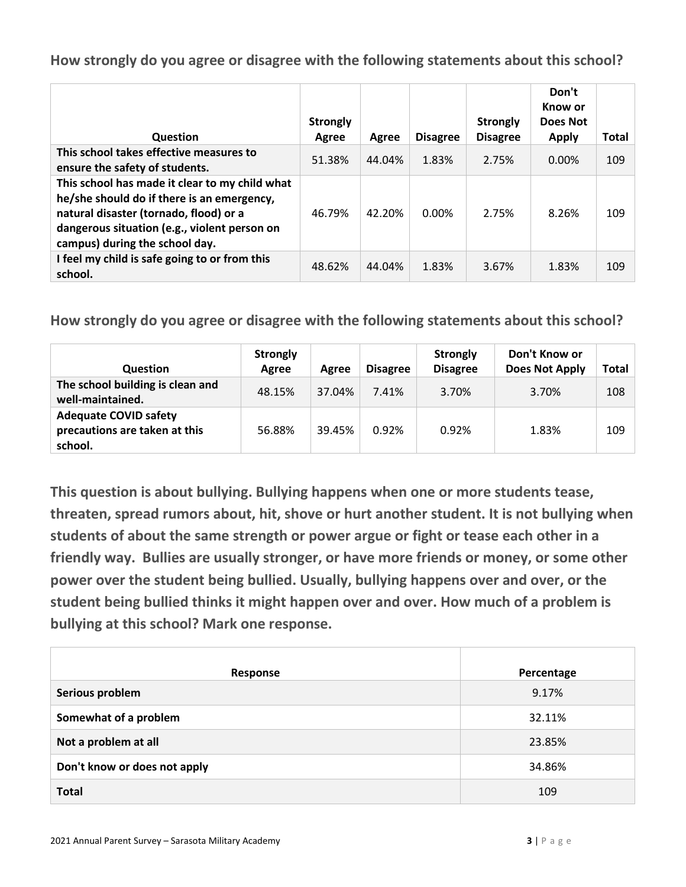**How strongly do you agree or disagree with the following statements about this school?**

| Question | Strongly Agree | Agree | Disagree | Strongly Disagree | Don't Know or Does Not Apply | Total |
|---|---|---|---|---|---|---|
| **This school takes effective measures to ensure the safety of students.** | 51.38% | 44.04% | 1.83% | 2.75% | 0.00% | 109 |
| **This school has made it clear to my child what he/she should do if there is an emergency, natural disaster (tornado, flood) or a dangerous situation (e.g., violent person on campus) during the school day.** | 46.79% | 42.20% | 0.00% | 2.75% | 8.26% | 109 |
| **I feel my child is safe going to or from this school.** | 48.62% | 44.04% | 1.83% | 3.67% | 1.83% | 109 |

**How strongly do you agree or disagree with the following statements about this school?**

| Question | Strongly Agree | Agree | Disagree | Strongly Disagree | Don't Know or Does Not Apply | Total |
|---|---|---|---|---|---|---|
| **The school building is clean and well-maintained.** | 48.15% | 37.04% | 7.41% | 3.70% | 3.70% | 108 |
| **Adequate COVID safety precautions are taken at this school.** | 56.88% | 39.45% | 0.92% | 0.92% | 1.83% | 109 |

**This question is about bullying. Bullying happens when one or more students tease, threaten, spread rumors about, hit, shove or hurt another student. It is not bullying when students of about the same strength or power argue or fight or tease each other in a friendly way. Bullies are usually stronger, or have more friends or money, or some other power over the student being bullied. Usually, bullying happens over and over, or the student being bullied thinks it might happen over and over. How much of a problem is bullying at this school? Mark one response.**

| Response | Percentage |
|---|---|
| **Serious problem** | 9.17% |
| **Somewhat of a problem** | 32.11% |
| **Not a problem at all** | 23.85% |
| **Don't know or does not apply** | 34.86% |
| **Total** | 109 |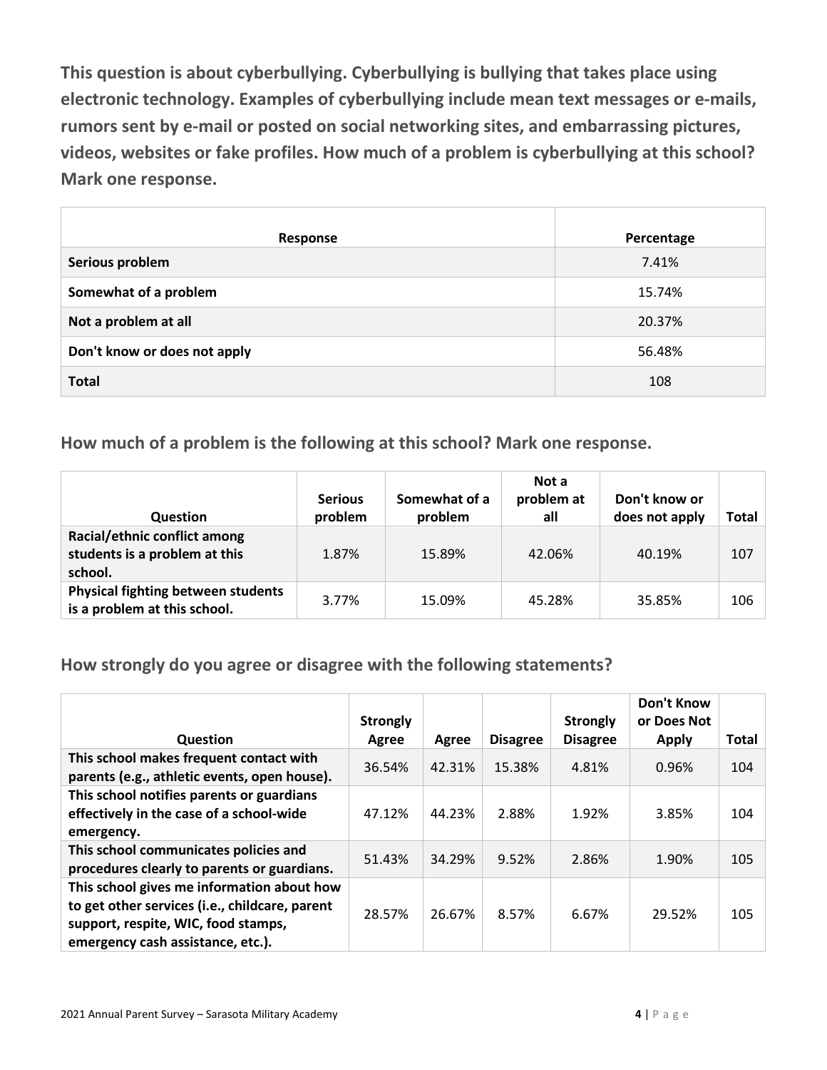**This question is about cyberbullying. Cyberbullying is bullying that takes place using electronic technology. Examples of cyberbullying include mean text messages or e-mails, rumors sent by e-mail or posted on social networking sites, and embarrassing pictures, videos, websites or fake profiles. How much of a problem is cyberbullying at this school? Mark one response.**

| Response | Percentage |
| --- | --- |
| **Serious problem** | 7.41% |
| **Somewhat of a problem** | 15.74% |
| **Not a problem at all** | 20.37% |
| **Don't know or does not apply** | 56.48% |
| **Total** | 108 |

## How much of a problem is the following at this school? Mark one response.

| Question | Serious problem | Somewhat of a problem | Not a problem at all | Don't know or does not apply | Total |
| --- | --- | --- | --- | --- | --- |
| **Racial/ethnic conflict among students is a problem at this school.** | 1.87% | 15.89% | 42.06% | 40.19% | 107 |
| **Physical fighting between students is a problem at this school.** | 3.77% | 15.09% | 45.28% | 35.85% | 106 |

## How strongly do you agree or disagree with the following statements?

| Question | Strongly Agree | Agree | Disagree | Strongly Disagree | Don't Know or Does Not Apply | Total |
| --- | --- | --- | --- | --- | --- | --- |
| **This school makes frequent contact with parents (e.g., athletic events, open house).** | 36.54% | 42.31% | 15.38% | 4.81% | 0.96% | 104 |
| **This school notifies parents or guardians effectively in the case of a school-wide emergency.** | 47.12% | 44.23% | 2.88% | 1.92% | 3.85% | 104 |
| **This school communicates policies and procedures clearly to parents or guardians.** | 51.43% | 34.29% | 9.52% | 2.86% | 1.90% | 105 |
| **This school gives me information about how to get other services (i.e., childcare, parent support, respite, WIC, food stamps, emergency cash assistance, etc.).** | 28.57% | 26.67% | 8.57% | 6.67% | 29.52% | 105 |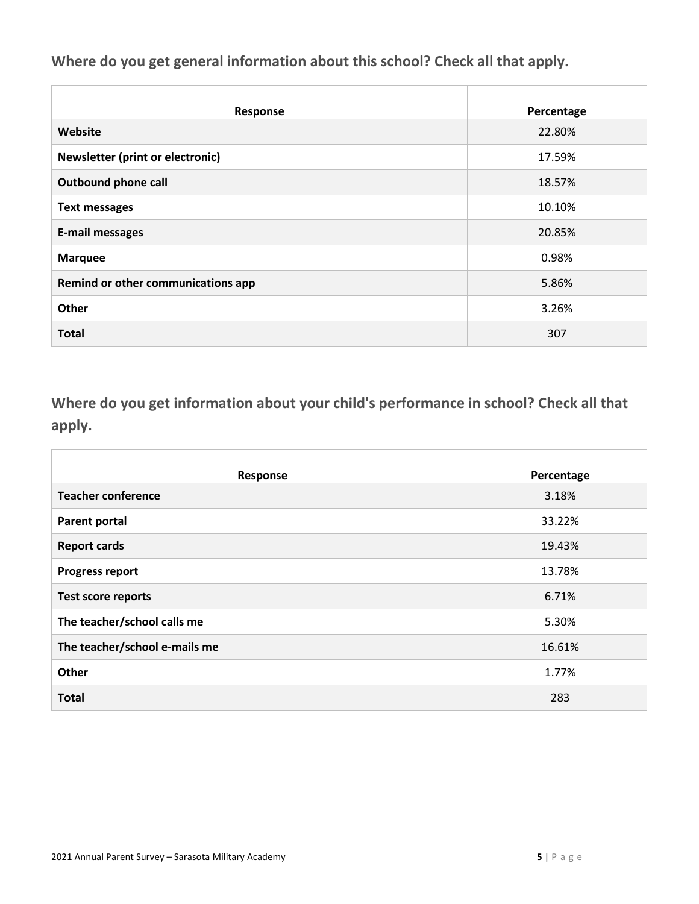## Where do you get general information about this school? Check all that apply.

| Response | Percentage |
| --- | --- |
| **Website** | 22.80% |
| **Newsletter (print or electronic)** | 17.59% |
| **Outbound phone call** | 18.57% |
| **Text messages** | 10.10% |
| **E-mail messages** | 20.85% |
| **Marquee** | 0.98% |
| **Remind or other communications app** | 5.86% |
| **Other** | 3.26% |
| **Total** | 307 |

## Where do you get information about your child's performance in school? Check all that apply.

| Response | Percentage |
| --- | --- |
| **Teacher conference** | 3.18% |
| **Parent portal** | 33.22% |
| **Report cards** | 19.43% |
| **Progress report** | 13.78% |
| **Test score reports** | 6.71% |
| **The teacher/school calls me** | 5.30% |
| **The teacher/school e-mails me** | 16.61% |
| **Other** | 1.77% |
| **Total** | 283 |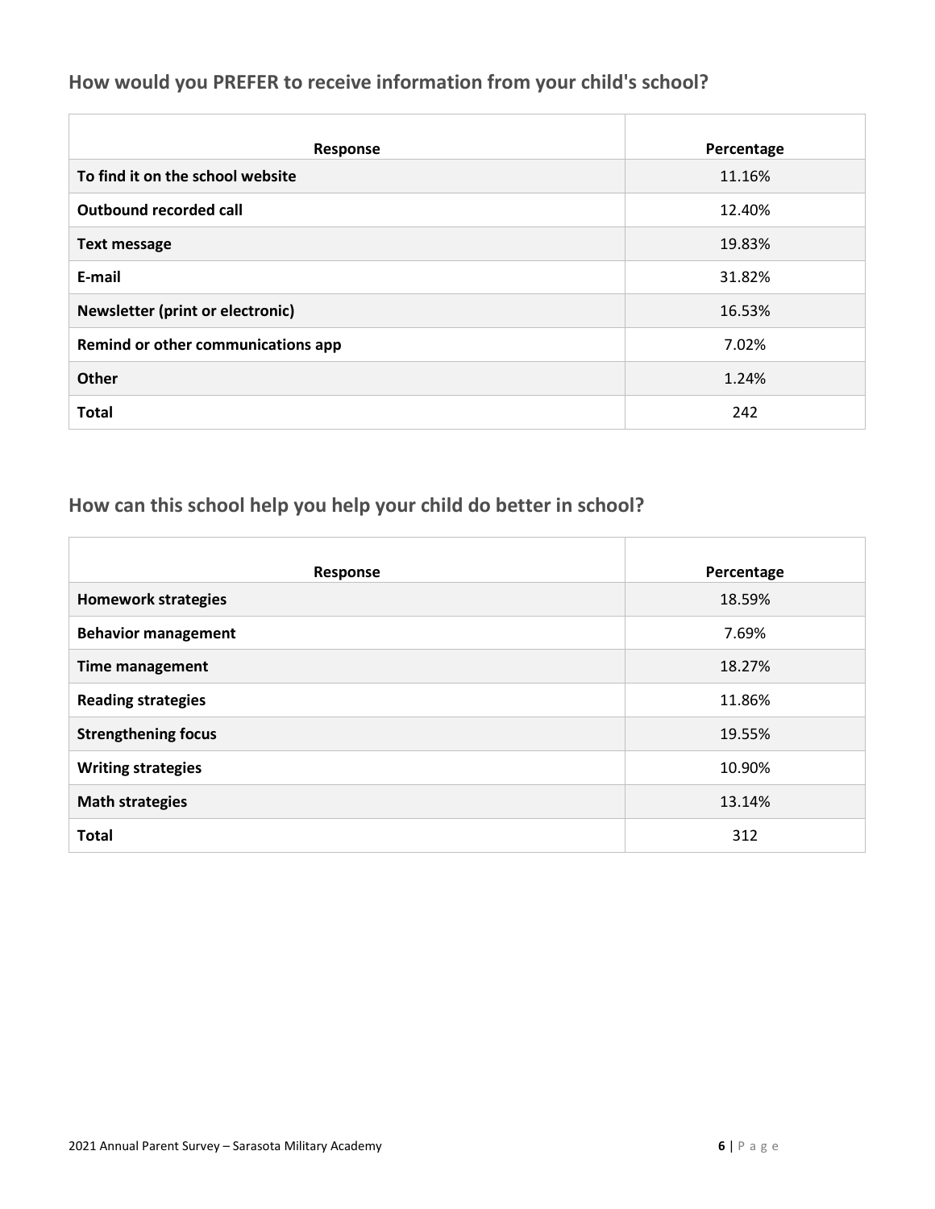## How would you PREFER to receive information from your child's school?

| Response | Percentage |
|---|---|
| **To find it on the school website** | 11.16% |
| **Outbound recorded call** | 12.40% |
| **Text message** | 19.83% |
| **E-mail** | 31.82% |
| **Newsletter (print or electronic)** | 16.53% |
| **Remind or other communications app** | 7.02% |
| **Other** | 1.24% |
| **Total** | 242 |

## How can this school help you help your child do better in school?

| Response | Percentage |
|---|---|
| **Homework strategies** | 18.59% |
| **Behavior management** | 7.69% |
| **Time management** | 18.27% |
| **Reading strategies** | 11.86% |
| **Strengthening focus** | 19.55% |
| **Writing strategies** | 10.90% |
| **Math strategies** | 13.14% |
| **Total** | 312 |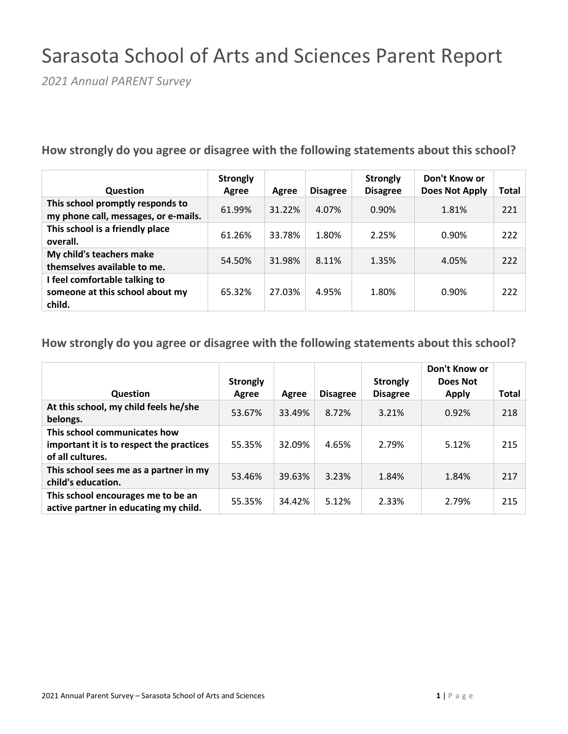# Sarasota School of Arts and Sciences Parent Report

*2021 Annual PARENT Survey*

### How strongly do you agree or disagree with the following statements about this school?

| Question | Strongly Agree | Agree | Disagree | Strongly Disagree | Don't Know or Does Not Apply | Total |
|---|---|---|---|---|---|---|
| **This school promptly responds to my phone call, messages, or e-mails.** | 61.99% | 31.22% | 4.07% | 0.90% | 1.81% | 221 |
| **This school is a friendly place overall.** | 61.26% | 33.78% | 1.80% | 2.25% | 0.90% | 222 |
| **My child's teachers make themselves available to me.** | 54.50% | 31.98% | 8.11% | 1.35% | 4.05% | 222 |
| **I feel comfortable talking to someone at this school about my child.** | 65.32% | 27.03% | 4.95% | 1.80% | 0.90% | 222 |

### How strongly do you agree or disagree with the following statements about this school?

| Question | Strongly Agree | Agree | Disagree | Strongly Disagree | Don't Know or Does Not Apply | Total |
|---|---|---|---|---|---|---|
| **At this school, my child feels he/she belongs.** | 53.67% | 33.49% | 8.72% | 3.21% | 0.92% | 218 |
| **This school communicates how important it is to respect the practices of all cultures.** | 55.35% | 32.09% | 4.65% | 2.79% | 5.12% | 215 |
| **This school sees me as a partner in my child's education.** | 53.46% | 39.63% | 3.23% | 1.84% | 1.84% | 217 |
| **This school encourages me to be an active partner in educating my child.** | 55.35% | 34.42% | 5.12% | 2.33% | 2.79% | 215 |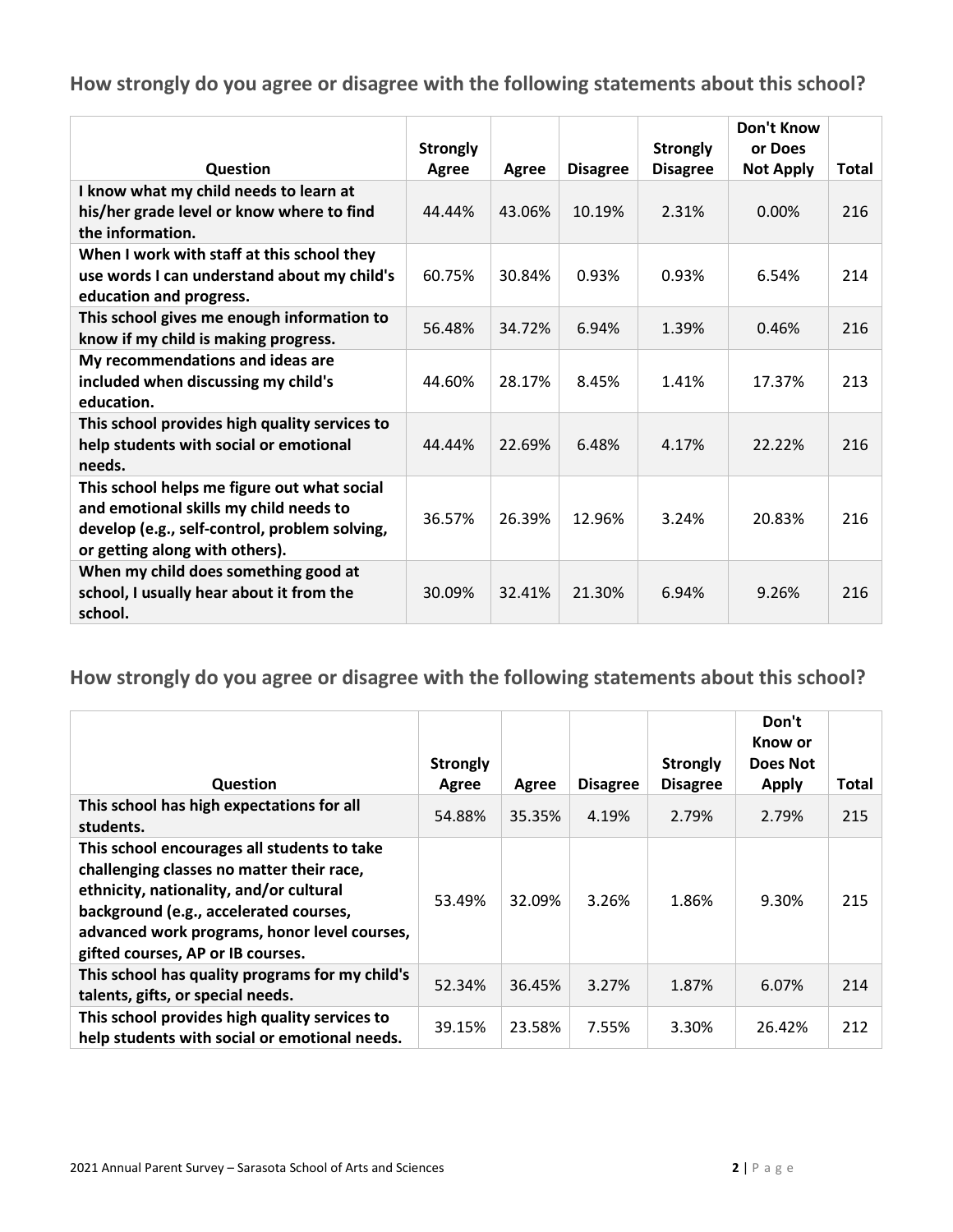## How strongly do you agree or disagree with the following statements about this school?

| Question | Strongly Agree | Agree | Disagree | Strongly Disagree | Don't Know or Does Not Apply | Total |
|---|---|---|---|---|---|---|
| I know what my child needs to learn at his/her grade level or know where to find the information. | 44.44% | 43.06% | 10.19% | 2.31% | 0.00% | 216 |
| When I work with staff at this school they use words I can understand about my child's education and progress. | 60.75% | 30.84% | 0.93% | 0.93% | 6.54% | 214 |
| This school gives me enough information to know if my child is making progress. | 56.48% | 34.72% | 6.94% | 1.39% | 0.46% | 216 |
| My recommendations and ideas are included when discussing my child's education. | 44.60% | 28.17% | 8.45% | 1.41% | 17.37% | 213 |
| This school provides high quality services to help students with social or emotional needs. | 44.44% | 22.69% | 6.48% | 4.17% | 22.22% | 216 |
| This school helps me figure out what social and emotional skills my child needs to develop (e.g., self-control, problem solving, or getting along with others). | 36.57% | 26.39% | 12.96% | 3.24% | 20.83% | 216 |
| When my child does something good at school, I usually hear about it from the school. | 30.09% | 32.41% | 21.30% | 6.94% | 9.26% | 216 |

## How strongly do you agree or disagree with the following statements about this school?

| Question | Strongly Agree | Agree | Disagree | Strongly Disagree | Don't Know or Does Not Apply | Total |
|---|---|---|---|---|---|---|
| This school has high expectations for all students. | 54.88% | 35.35% | 4.19% | 2.79% | 2.79% | 215 |
| This school encourages all students to take challenging classes no matter their race, ethnicity, nationality, and/or cultural background (e.g., accelerated courses, advanced work programs, honor level courses, gifted courses, AP or IB courses. | 53.49% | 32.09% | 3.26% | 1.86% | 9.30% | 215 |
| This school has quality programs for my child's talents, gifts, or special needs. | 52.34% | 36.45% | 3.27% | 1.87% | 6.07% | 214 |
| This school provides high quality services to help students with social or emotional needs. | 39.15% | 23.58% | 7.55% | 3.30% | 26.42% | 212 |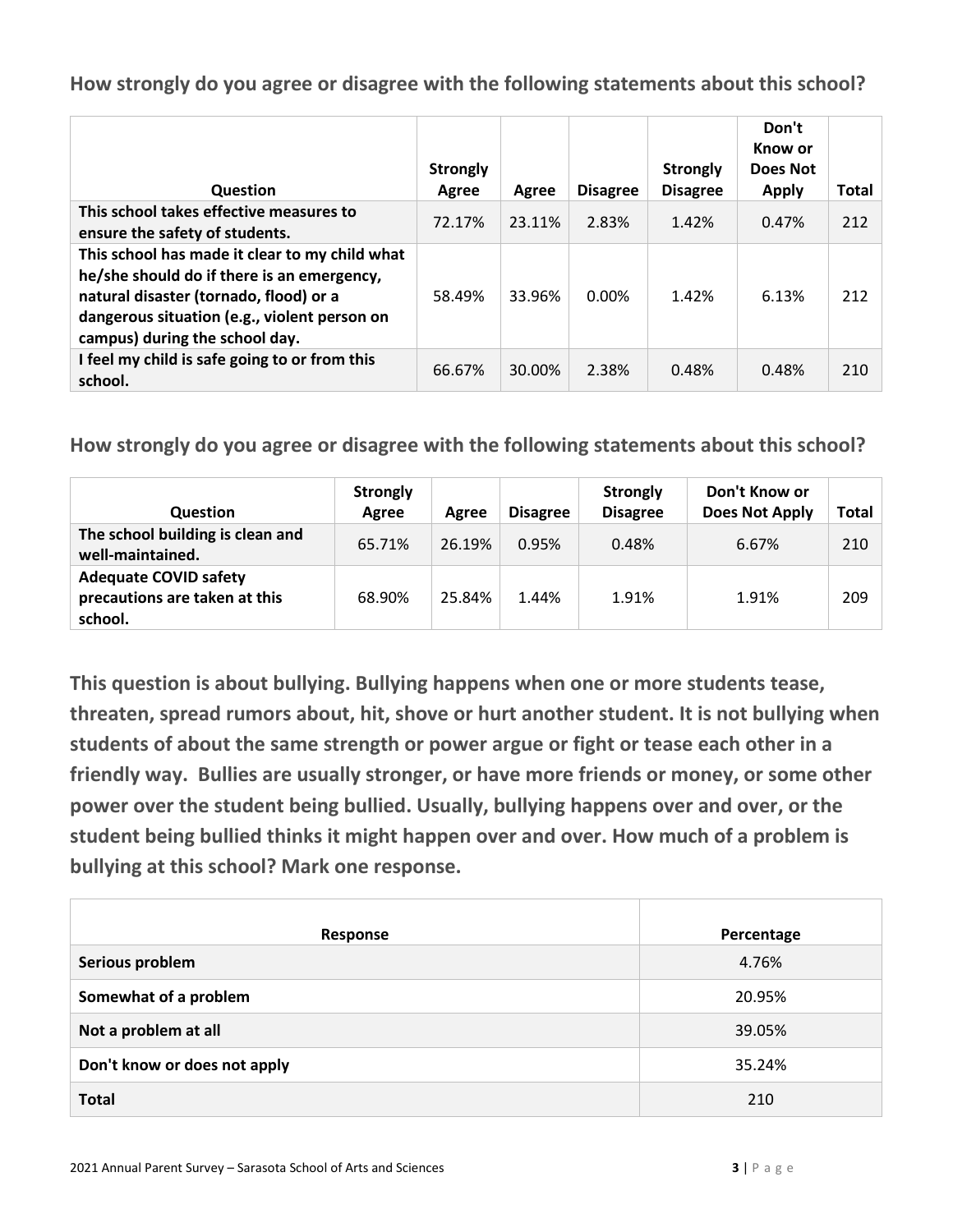**How strongly do you agree or disagree with the following statements about this school?**

| Question | Strongly Agree | Agree | Disagree | Strongly Disagree | Don't Know or Does Not Apply | Total |
|---|---|---|---|---|---|---|
| **This school takes effective measures to ensure the safety of students.** | 72.17% | 23.11% | 2.83% | 1.42% | 0.47% | 212 |
| **This school has made it clear to my child what he/she should do if there is an emergency, natural disaster (tornado, flood) or a dangerous situation (e.g., violent person on campus) during the school day.** | 58.49% | 33.96% | 0.00% | 1.42% | 6.13% | 212 |
| **I feel my child is safe going to or from this school.** | 66.67% | 30.00% | 2.38% | 0.48% | 0.48% | 210 |

**How strongly do you agree or disagree with the following statements about this school?**

| Question | Strongly Agree | Agree | Disagree | Strongly Disagree | Don't Know or Does Not Apply | Total |
|---|---|---|---|---|---|---|
| **The school building is clean and well-maintained.** | 65.71% | 26.19% | 0.95% | 0.48% | 6.67% | 210 |
| **Adequate COVID safety precautions are taken at this school.** | 68.90% | 25.84% | 1.44% | 1.91% | 1.91% | 209 |

**This question is about bullying. Bullying happens when one or more students tease, threaten, spread rumors about, hit, shove or hurt another student. It is not bullying when students of about the same strength or power argue or fight or tease each other in a friendly way. Bullies are usually stronger, or have more friends or money, or some other power over the student being bullied. Usually, bullying happens over and over, or the student being bullied thinks it might happen over and over. How much of a problem is bullying at this school? Mark one response.**

| Response | Percentage |
|---|---|
| **Serious problem** | 4.76% |
| **Somewhat of a problem** | 20.95% |
| **Not a problem at all** | 39.05% |
| **Don't know or does not apply** | 35.24% |
| **Total** | 210 |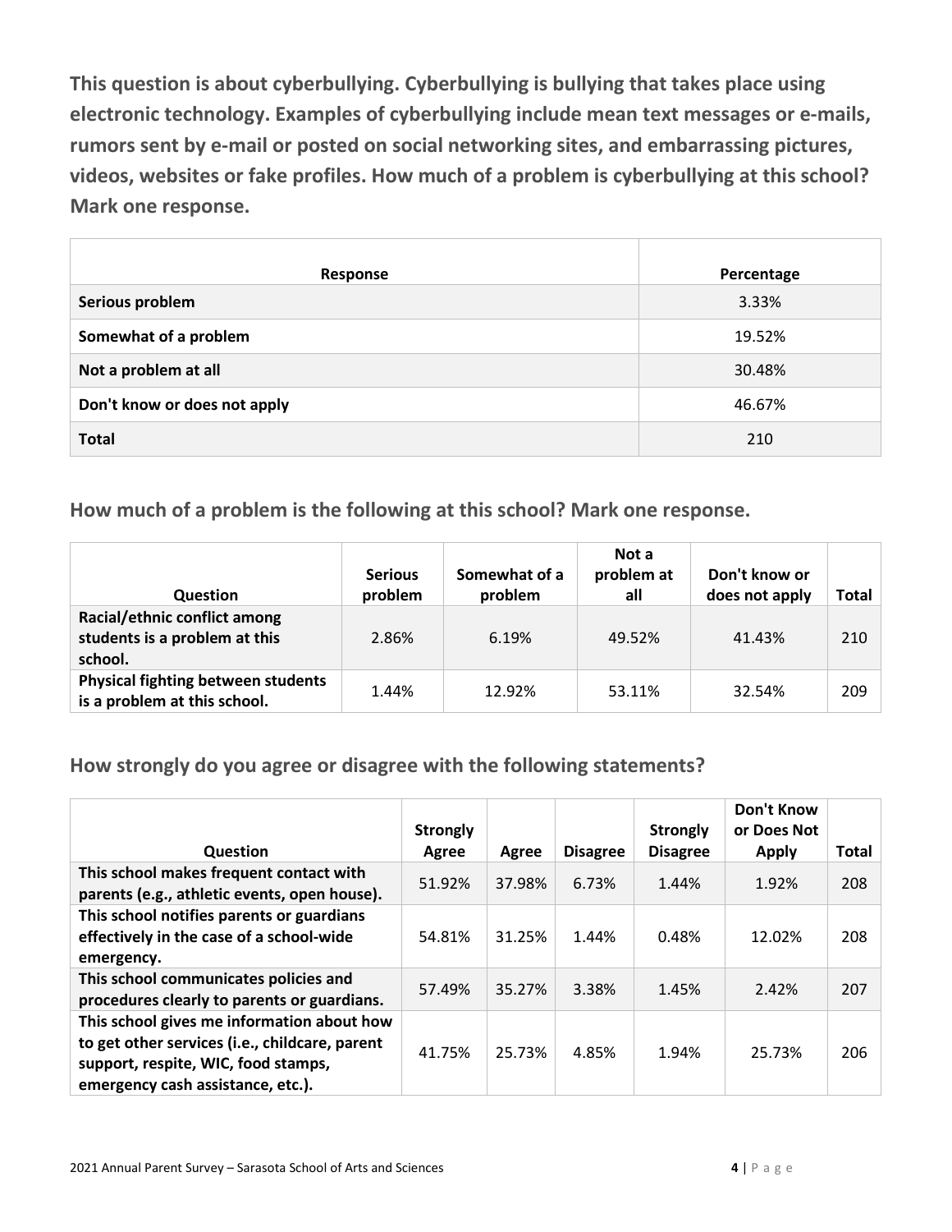**This question is about cyberbullying. Cyberbullying is bullying that takes place using electronic technology. Examples of cyberbullying include mean text messages or e-mails, rumors sent by e-mail or posted on social networking sites, and embarrassing pictures, videos, websites or fake profiles. How much of a problem is cyberbullying at this school? Mark one response.**

| Response | Percentage |
|---|---|
| **Serious problem** | 3.33% |
| **Somewhat of a problem** | 19.52% |
| **Not a problem at all** | 30.48% |
| **Don't know or does not apply** | 46.67% |
| **Total** | 210 |

## How much of a problem is the following at this school? Mark one response.

| Question | Serious problem | Somewhat of a problem | Not a problem at all | Don't know or does not apply | Total |
|---|---|---|---|---|---|
| **Racial/ethnic conflict among students is a problem at this school.** | 2.86% | 6.19% | 49.52% | 41.43% | 210 |
| **Physical fighting between students is a problem at this school.** | 1.44% | 12.92% | 53.11% | 32.54% | 209 |

## How strongly do you agree or disagree with the following statements?

| Question | Strongly Agree | Agree | Disagree | Strongly Disagree | Don't Know or Does Not Apply | Total |
|---|---|---|---|---|---|---|
| **This school makes frequent contact with parents (e.g., athletic events, open house).** | 51.92% | 37.98% | 6.73% | 1.44% | 1.92% | 208 |
| **This school notifies parents or guardians effectively in the case of a school-wide emergency.** | 54.81% | 31.25% | 1.44% | 0.48% | 12.02% | 208 |
| **This school communicates policies and procedures clearly to parents or guardians.** | 57.49% | 35.27% | 3.38% | 1.45% | 2.42% | 207 |
| **This school gives me information about how to get other services (i.e., childcare, parent support, respite, WIC, food stamps, emergency cash assistance, etc.).** | 41.75% | 25.73% | 4.85% | 1.94% | 25.73% | 206 |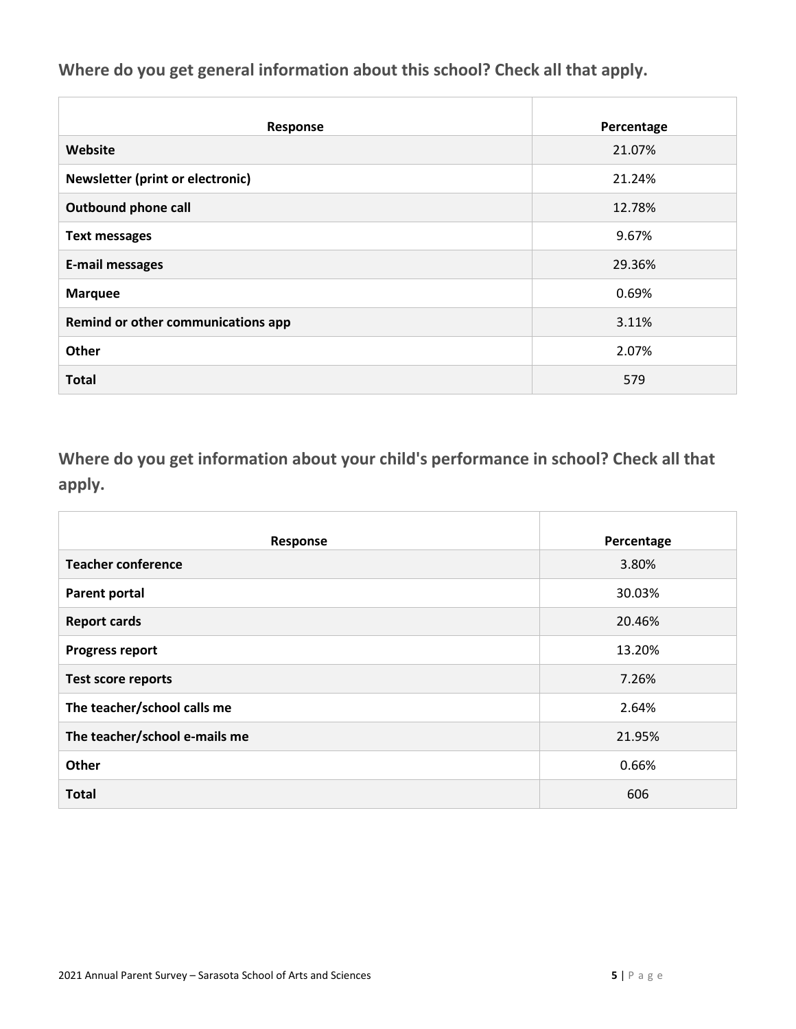## Where do you get general information about this school? Check all that apply.

| Response | Percentage |
|---|---|
| **Website** | 21.07% |
| **Newsletter (print or electronic)** | 21.24% |
| **Outbound phone call** | 12.78% |
| **Text messages** | 9.67% |
| **E-mail messages** | 29.36% |
| **Marquee** | 0.69% |
| **Remind or other communications app** | 3.11% |
| **Other** | 2.07% |
| **Total** | 579 |

## Where do you get information about your child's performance in school? Check all that apply.

| Response | Percentage |
|---|---|
| **Teacher conference** | 3.80% |
| **Parent portal** | 30.03% |
| **Report cards** | 20.46% |
| **Progress report** | 13.20% |
| **Test score reports** | 7.26% |
| **The teacher/school calls me** | 2.64% |
| **The teacher/school e-mails me** | 21.95% |
| **Other** | 0.66% |
| **Total** | 606 |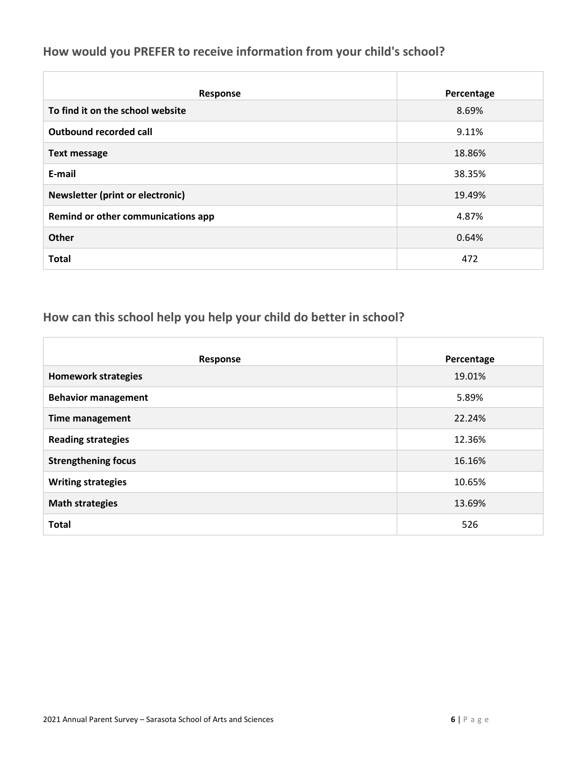## How would you PREFER to receive information from your child's school?

| Response | Percentage |
|---|---|
| **To find it on the school website** | 8.69% |
| **Outbound recorded call** | 9.11% |
| **Text message** | 18.86% |
| **E-mail** | 38.35% |
| **Newsletter (print or electronic)** | 19.49% |
| **Remind or other communications app** | 4.87% |
| **Other** | 0.64% |
| **Total** | 472 |

## How can this school help you help your child do better in school?

| Response | Percentage |
|---|---|
| **Homework strategies** | 19.01% |
| **Behavior management** | 5.89% |
| **Time management** | 22.24% |
| **Reading strategies** | 12.36% |
| **Strengthening focus** | 16.16% |
| **Writing strategies** | 10.65% |
| **Math strategies** | 13.69% |
| **Total** | 526 |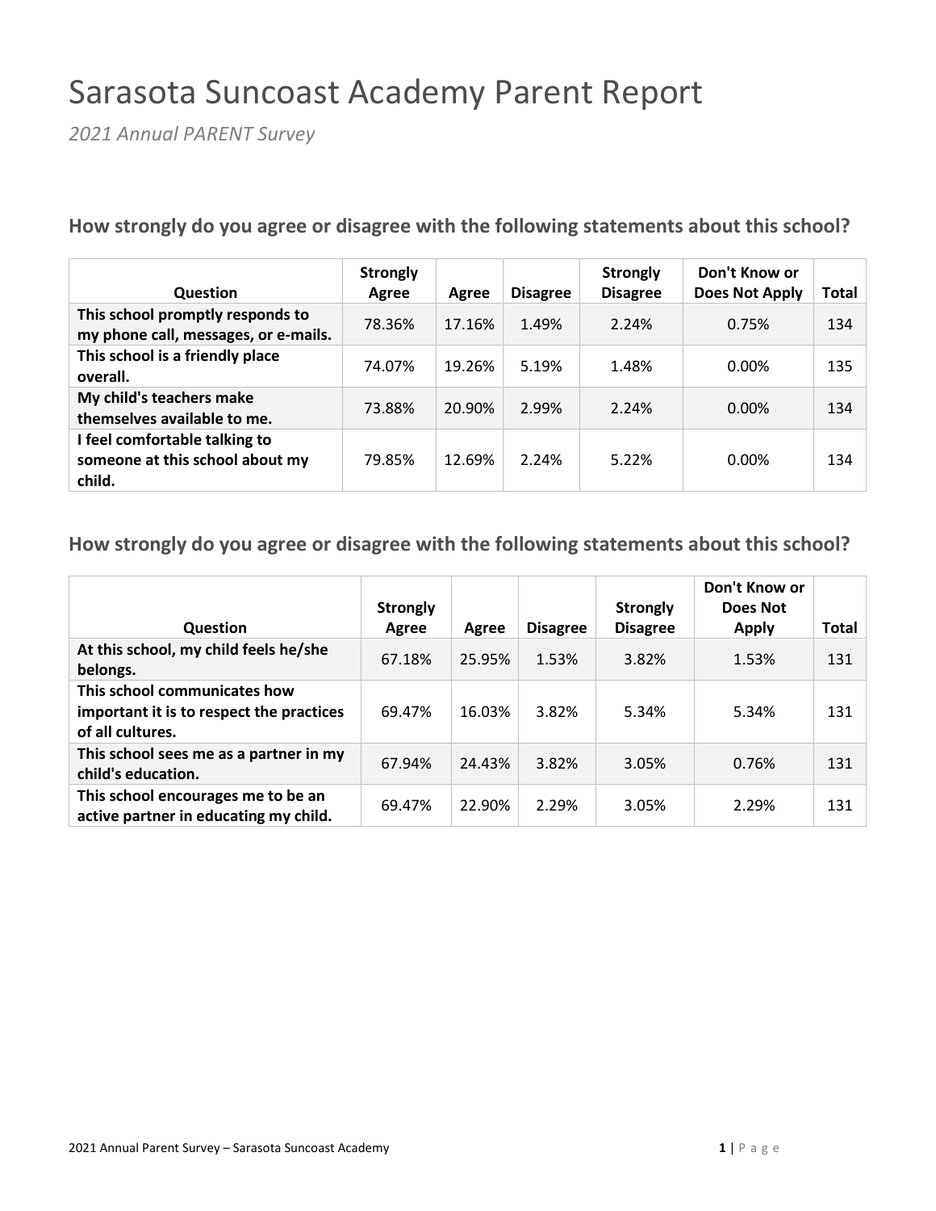# Sarasota Suncoast Academy Parent Report

*2021 Annual PARENT Survey*

## How strongly do you agree or disagree with the following statements about this school?

| Question | Strongly Agree | Agree | Disagree | Strongly Disagree | Don't Know or Does Not Apply | Total |
|---|---|---|---|---|---|---|
| **This school promptly responds to my phone call, messages, or e-mails.** | 78.36% | 17.16% | 1.49% | 2.24% | 0.75% | 134 |
| **This school is a friendly place overall.** | 74.07% | 19.26% | 5.19% | 1.48% | 0.00% | 135 |
| **My child's teachers make themselves available to me.** | 73.88% | 20.90% | 2.99% | 2.24% | 0.00% | 134 |
| **I feel comfortable talking to someone at this school about my child.** | 79.85% | 12.69% | 2.24% | 5.22% | 0.00% | 134 |

## How strongly do you agree or disagree with the following statements about this school?

| Question | Strongly Agree | Agree | Disagree | Strongly Disagree | Don't Know or Does Not Apply | Total |
|---|---|---|---|---|---|---|
| **At this school, my child feels he/she belongs.** | 67.18% | 25.95% | 1.53% | 3.82% | 1.53% | 131 |
| **This school communicates how important it is to respect the practices of all cultures.** | 69.47% | 16.03% | 3.82% | 5.34% | 5.34% | 131 |
| **This school sees me as a partner in my child's education.** | 67.94% | 24.43% | 3.82% | 3.05% | 0.76% | 131 |
| **This school encourages me to be an active partner in educating my child.** | 69.47% | 22.90% | 2.29% | 3.05% | 2.29% | 131 |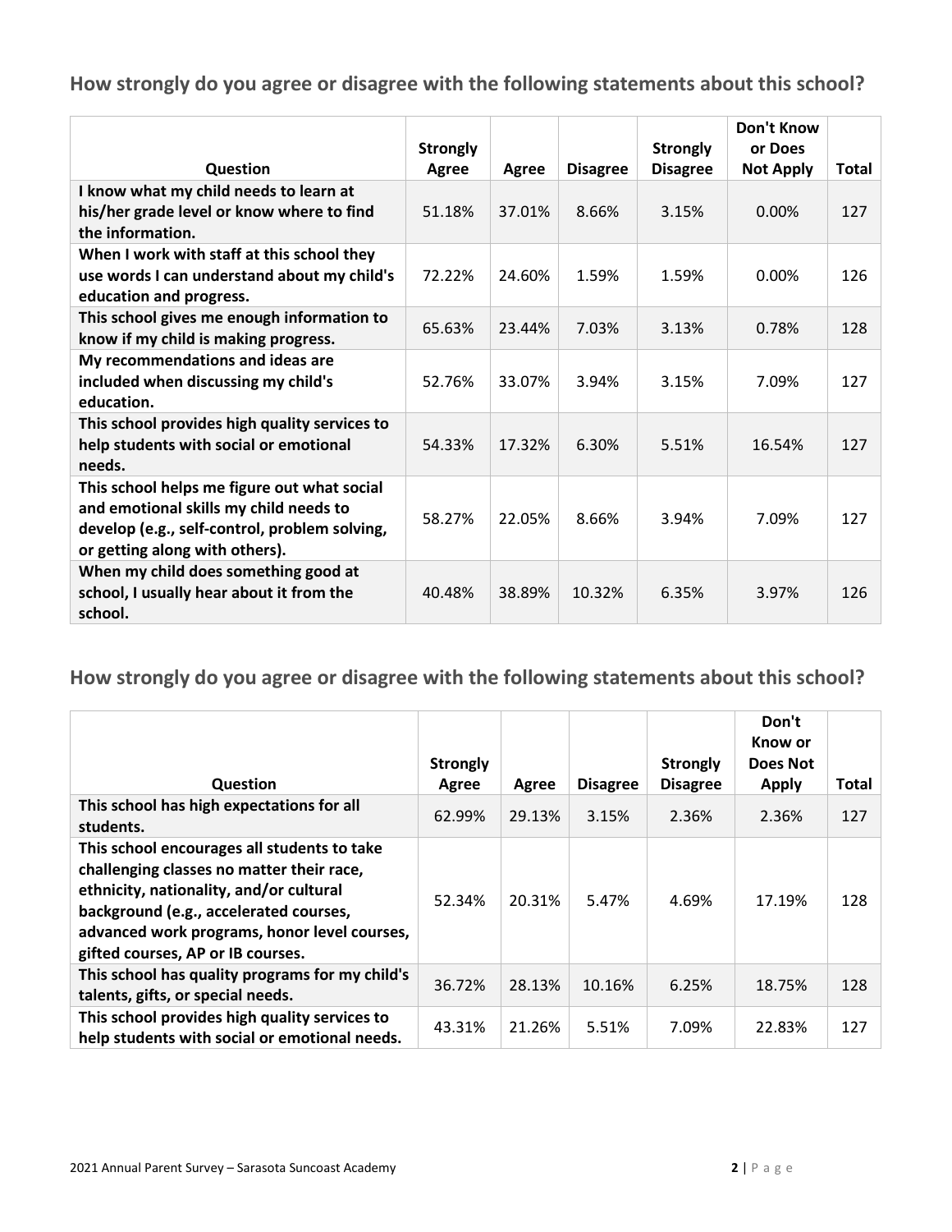## How strongly do you agree or disagree with the following statements about this school?

| Question | Strongly Agree | Agree | Disagree | Strongly Disagree | Don't Know or Does Not Apply | Total |
|---|---|---|---|---|---|---|
| I know what my child needs to learn at his/her grade level or know where to find the information. | 51.18% | 37.01% | 8.66% | 3.15% | 0.00% | 127 |
| When I work with staff at this school they use words I can understand about my child's education and progress. | 72.22% | 24.60% | 1.59% | 1.59% | 0.00% | 126 |
| This school gives me enough information to know if my child is making progress. | 65.63% | 23.44% | 7.03% | 3.13% | 0.78% | 128 |
| My recommendations and ideas are included when discussing my child's education. | 52.76% | 33.07% | 3.94% | 3.15% | 7.09% | 127 |
| This school provides high quality services to help students with social or emotional needs. | 54.33% | 17.32% | 6.30% | 5.51% | 16.54% | 127 |
| This school helps me figure out what social and emotional skills my child needs to develop (e.g., self-control, problem solving, or getting along with others). | 58.27% | 22.05% | 8.66% | 3.94% | 7.09% | 127 |
| When my child does something good at school, I usually hear about it from the school. | 40.48% | 38.89% | 10.32% | 6.35% | 3.97% | 126 |

## How strongly do you agree or disagree with the following statements about this school?

| Question | Strongly Agree | Agree | Disagree | Strongly Disagree | Don't Know or Does Not Apply | Total |
|---|---|---|---|---|---|---|
| This school has high expectations for all students. | 62.99% | 29.13% | 3.15% | 2.36% | 2.36% | 127 |
| This school encourages all students to take challenging classes no matter their race, ethnicity, nationality, and/or cultural background (e.g., accelerated courses, advanced work programs, honor level courses, gifted courses, AP or IB courses. | 52.34% | 20.31% | 5.47% | 4.69% | 17.19% | 128 |
| This school has quality programs for my child's talents, gifts, or special needs. | 36.72% | 28.13% | 10.16% | 6.25% | 18.75% | 128 |
| This school provides high quality services to help students with social or emotional needs. | 43.31% | 21.26% | 5.51% | 7.09% | 22.83% | 127 |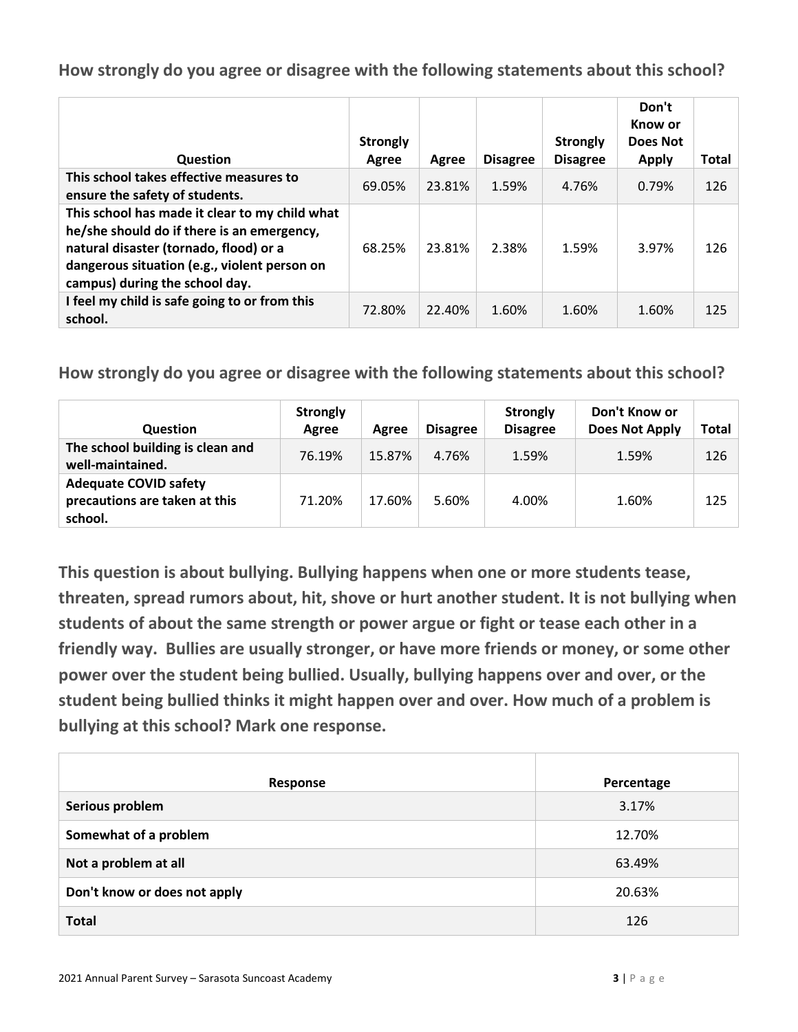**How strongly do you agree or disagree with the following statements about this school?**

| Question | Strongly Agree | Agree | Disagree | Strongly Disagree | Don't Know or Does Not Apply | Total |
|---|---|---|---|---|---|---|
| **This school takes effective measures to ensure the safety of students.** | 69.05% | 23.81% | 1.59% | 4.76% | 0.79% | 126 |
| **This school has made it clear to my child what he/she should do if there is an emergency, natural disaster (tornado, flood) or a dangerous situation (e.g., violent person on campus) during the school day.** | 68.25% | 23.81% | 2.38% | 1.59% | 3.97% | 126 |
| **I feel my child is safe going to or from this school.** | 72.80% | 22.40% | 1.60% | 1.60% | 1.60% | 125 |

**How strongly do you agree or disagree with the following statements about this school?**

| Question | Strongly Agree | Agree | Disagree | Strongly Disagree | Don't Know or Does Not Apply | Total |
|---|---|---|---|---|---|---|
| **The school building is clean and well-maintained.** | 76.19% | 15.87% | 4.76% | 1.59% | 1.59% | 126 |
| **Adequate COVID safety precautions are taken at this school.** | 71.20% | 17.60% | 5.60% | 4.00% | 1.60% | 125 |

**This question is about bullying. Bullying happens when one or more students tease, threaten, spread rumors about, hit, shove or hurt another student. It is not bullying when students of about the same strength or power argue or fight or tease each other in a friendly way. Bullies are usually stronger, or have more friends or money, or some other power over the student being bullied. Usually, bullying happens over and over, or the student being bullied thinks it might happen over and over. How much of a problem is bullying at this school? Mark one response.**

| Response | Percentage |
|---|---|
| **Serious problem** | 3.17% |
| **Somewhat of a problem** | 12.70% |
| **Not a problem at all** | 63.49% |
| **Don't know or does not apply** | 20.63% |
| **Total** | 126 |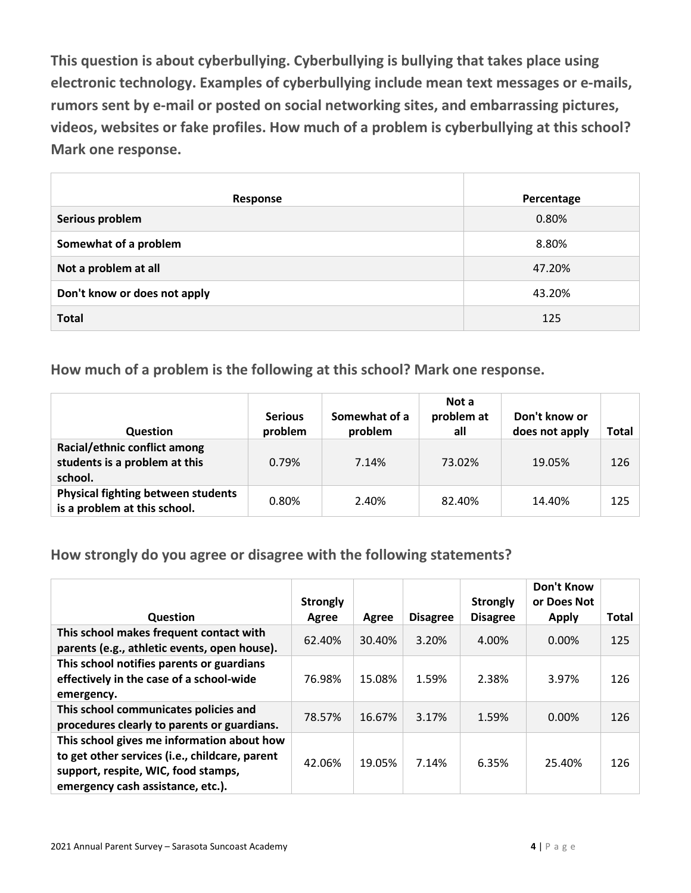**This question is about cyberbullying. Cyberbullying is bullying that takes place using electronic technology. Examples of cyberbullying include mean text messages or e-mails, rumors sent by e-mail or posted on social networking sites, and embarrassing pictures, videos, websites or fake profiles. How much of a problem is cyberbullying at this school? Mark one response.**

| Response | Percentage |
|---|---|
| **Serious problem** | 0.80% |
| **Somewhat of a problem** | 8.80% |
| **Not a problem at all** | 47.20% |
| **Don't know or does not apply** | 43.20% |
| **Total** | 125 |

## How much of a problem is the following at this school? Mark one response.

| Question | Serious problem | Somewhat of a problem | Not a problem at all | Don't know or does not apply | Total |
|---|---|---|---|---|---|
| **Racial/ethnic conflict among students is a problem at this school.** | 0.79% | 7.14% | 73.02% | 19.05% | 126 |
| **Physical fighting between students is a problem at this school.** | 0.80% | 2.40% | 82.40% | 14.40% | 125 |

## How strongly do you agree or disagree with the following statements?

| Question | Strongly Agree | Agree | Disagree | Strongly Disagree | Don't Know or Does Not Apply | Total |
|---|---|---|---|---|---|---|
| **This school makes frequent contact with parents (e.g., athletic events, open house).** | 62.40% | 30.40% | 3.20% | 4.00% | 0.00% | 125 |
| **This school notifies parents or guardians effectively in the case of a school-wide emergency.** | 76.98% | 15.08% | 1.59% | 2.38% | 3.97% | 126 |
| **This school communicates policies and procedures clearly to parents or guardians.** | 78.57% | 16.67% | 3.17% | 1.59% | 0.00% | 126 |
| **This school gives me information about how to get other services (i.e., childcare, parent support, respite, WIC, food stamps, emergency cash assistance, etc.).** | 42.06% | 19.05% | 7.14% | 6.35% | 25.40% | 126 |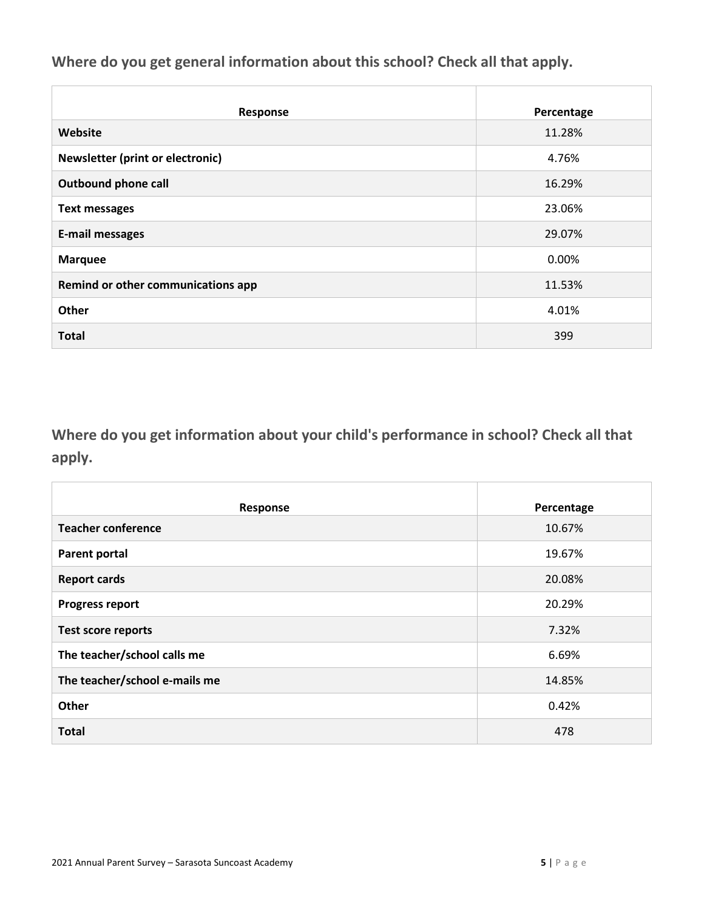## Where do you get general information about this school? Check all that apply.

| Response | Percentage |
| --- | --- |
| **Website** | 11.28% |
| **Newsletter (print or electronic)** | 4.76% |
| **Outbound phone call** | 16.29% |
| **Text messages** | 23.06% |
| **E-mail messages** | 29.07% |
| **Marquee** | 0.00% |
| **Remind or other communications app** | 11.53% |
| **Other** | 4.01% |
| **Total** | 399 |

## Where do you get information about your child's performance in school? Check all that apply.

| Response | Percentage |
| --- | --- |
| **Teacher conference** | 10.67% |
| **Parent portal** | 19.67% |
| **Report cards** | 20.08% |
| **Progress report** | 20.29% |
| **Test score reports** | 7.32% |
| **The teacher/school calls me** | 6.69% |
| **The teacher/school e-mails me** | 14.85% |
| **Other** | 0.42% |
| **Total** | 478 |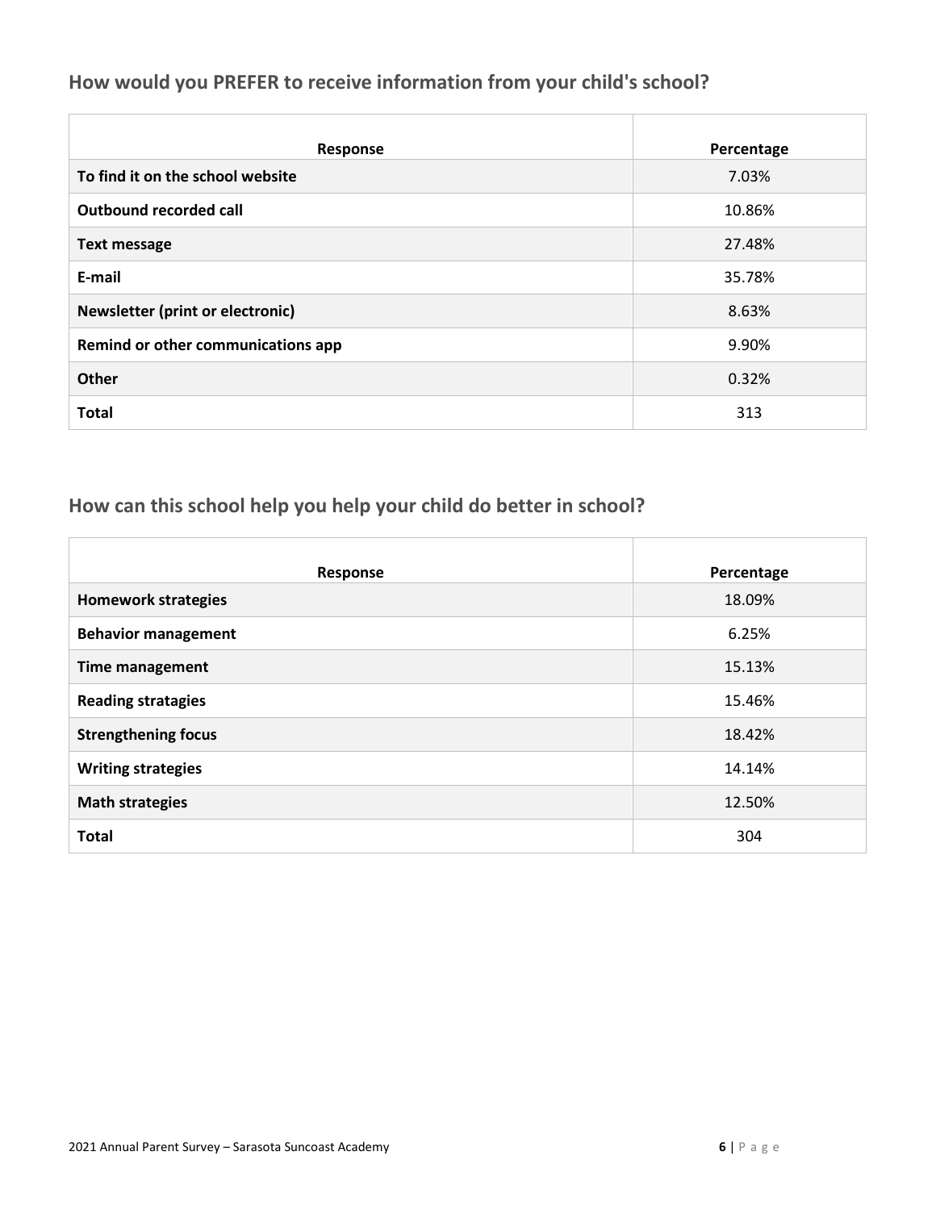## How would you PREFER to receive information from your child's school?

| Response | Percentage |
| --- | --- |
| **To find it on the school website** | 7.03% |
| **Outbound recorded call** | 10.86% |
| **Text message** | 27.48% |
| **E-mail** | 35.78% |
| **Newsletter (print or electronic)** | 8.63% |
| **Remind or other communications app** | 9.90% |
| **Other** | 0.32% |
| **Total** | 313 |

## How can this school help you help your child do better in school?

| Response | Percentage |
| --- | --- |
| **Homework strategies** | 18.09% |
| **Behavior management** | 6.25% |
| **Time management** | 15.13% |
| **Reading stratagies** | 15.46% |
| **Strengthening focus** | 18.42% |
| **Writing strategies** | 14.14% |
| **Math strategies** | 12.50% |
| **Total** | 304 |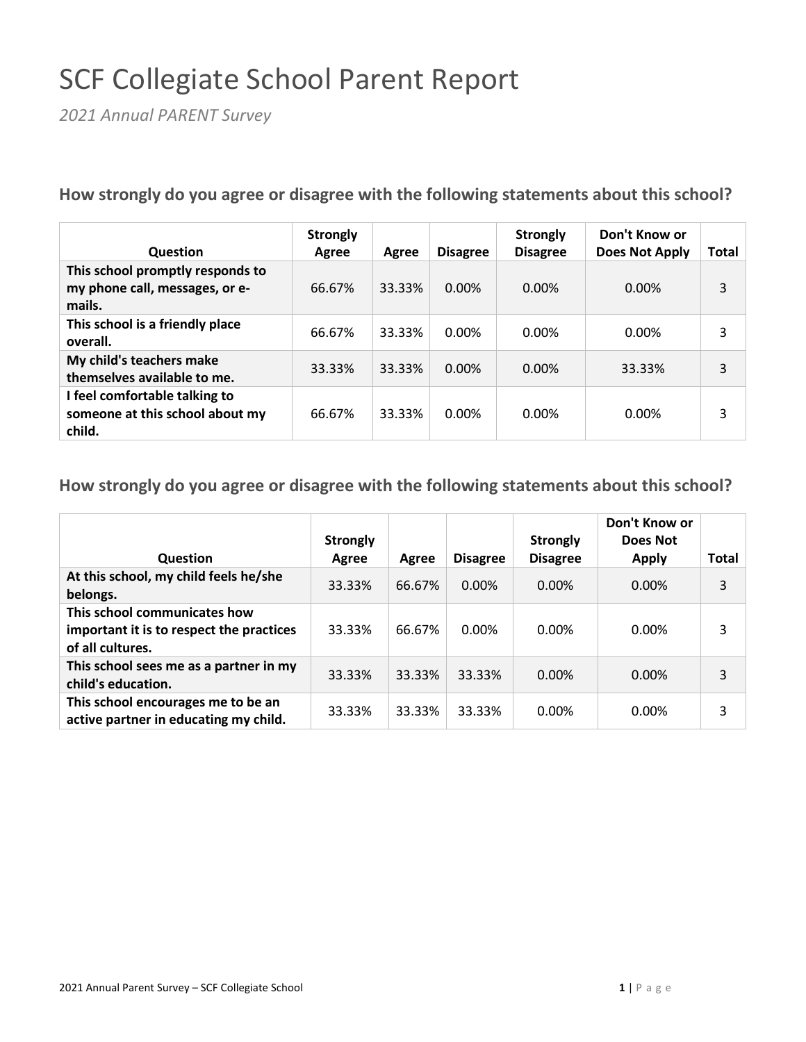# SCF Collegiate School Parent Report

*2021 Annual PARENT Survey*

## How strongly do you agree or disagree with the following statements about this school?

| Question | Strongly Agree | Agree | Disagree | Strongly Disagree | Don't Know or Does Not Apply | Total |
|---|---|---|---|---|---|---|
| **This school promptly responds to my phone call, messages, or e-mails.** | 66.67% | 33.33% | 0.00% | 0.00% | 0.00% | 3 |
| **This school is a friendly place overall.** | 66.67% | 33.33% | 0.00% | 0.00% | 0.00% | 3 |
| **My child's teachers make themselves available to me.** | 33.33% | 33.33% | 0.00% | 0.00% | 33.33% | 3 |
| **I feel comfortable talking to someone at this school about my child.** | 66.67% | 33.33% | 0.00% | 0.00% | 0.00% | 3 |

## How strongly do you agree or disagree with the following statements about this school?

| Question | Strongly Agree | Agree | Disagree | Strongly Disagree | Don't Know or Does Not Apply | Total |
|---|---|---|---|---|---|---|
| **At this school, my child feels he/she belongs.** | 33.33% | 66.67% | 0.00% | 0.00% | 0.00% | 3 |
| **This school communicates how important it is to respect the practices of all cultures.** | 33.33% | 66.67% | 0.00% | 0.00% | 0.00% | 3 |
| **This school sees me as a partner in my child's education.** | 33.33% | 33.33% | 33.33% | 0.00% | 0.00% | 3 |
| **This school encourages me to be an active partner in educating my child.** | 33.33% | 33.33% | 33.33% | 0.00% | 0.00% | 3 |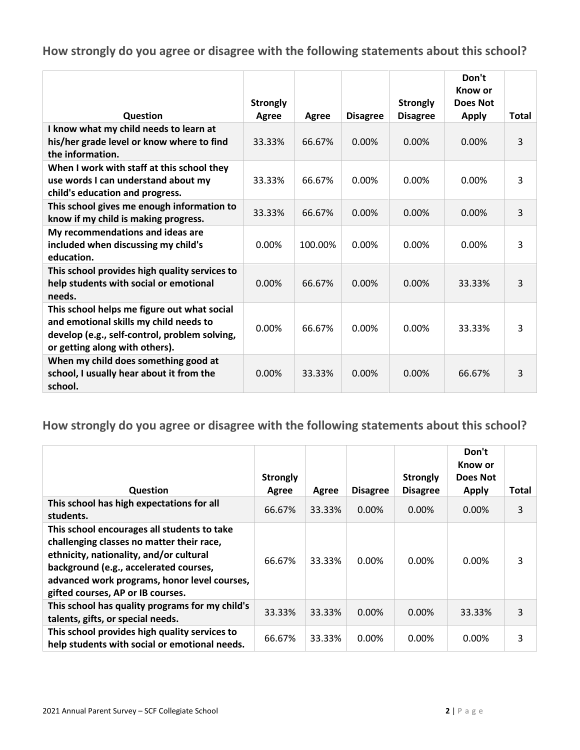## How strongly do you agree or disagree with the following statements about this school?

| Question | Strongly Agree | Agree | Disagree | Strongly Disagree | Don't Know or Does Not Apply | Total |
|---|---|---|---|---|---|---|
| I know what my child needs to learn at his/her grade level or know where to find the information. | 33.33% | 66.67% | 0.00% | 0.00% | 0.00% | 3 |
| When I work with staff at this school they use words I can understand about my child's education and progress. | 33.33% | 66.67% | 0.00% | 0.00% | 0.00% | 3 |
| This school gives me enough information to know if my child is making progress. | 33.33% | 66.67% | 0.00% | 0.00% | 0.00% | 3 |
| My recommendations and ideas are included when discussing my child's education. | 0.00% | 100.00% | 0.00% | 0.00% | 0.00% | 3 |
| This school provides high quality services to help students with social or emotional needs. | 0.00% | 66.67% | 0.00% | 0.00% | 33.33% | 3 |
| This school helps me figure out what social and emotional skills my child needs to develop (e.g., self-control, problem solving, or getting along with others). | 0.00% | 66.67% | 0.00% | 0.00% | 33.33% | 3 |
| When my child does something good at school, I usually hear about it from the school. | 0.00% | 33.33% | 0.00% | 0.00% | 66.67% | 3 |

## How strongly do you agree or disagree with the following statements about this school?

| Question | Strongly Agree | Agree | Disagree | Strongly Disagree | Don't Know or Does Not Apply | Total |
|---|---|---|---|---|---|---|
| This school has high expectations for all students. | 66.67% | 33.33% | 0.00% | 0.00% | 0.00% | 3 |
| This school encourages all students to take challenging classes no matter their race, ethnicity, nationality, and/or cultural background (e.g., accelerated courses, advanced work programs, honor level courses, gifted courses, AP or IB courses. | 66.67% | 33.33% | 0.00% | 0.00% | 0.00% | 3 |
| This school has quality programs for my child's talents, gifts, or special needs. | 33.33% | 33.33% | 0.00% | 0.00% | 33.33% | 3 |
| This school provides high quality services to help students with social or emotional needs. | 66.67% | 33.33% | 0.00% | 0.00% | 0.00% | 3 |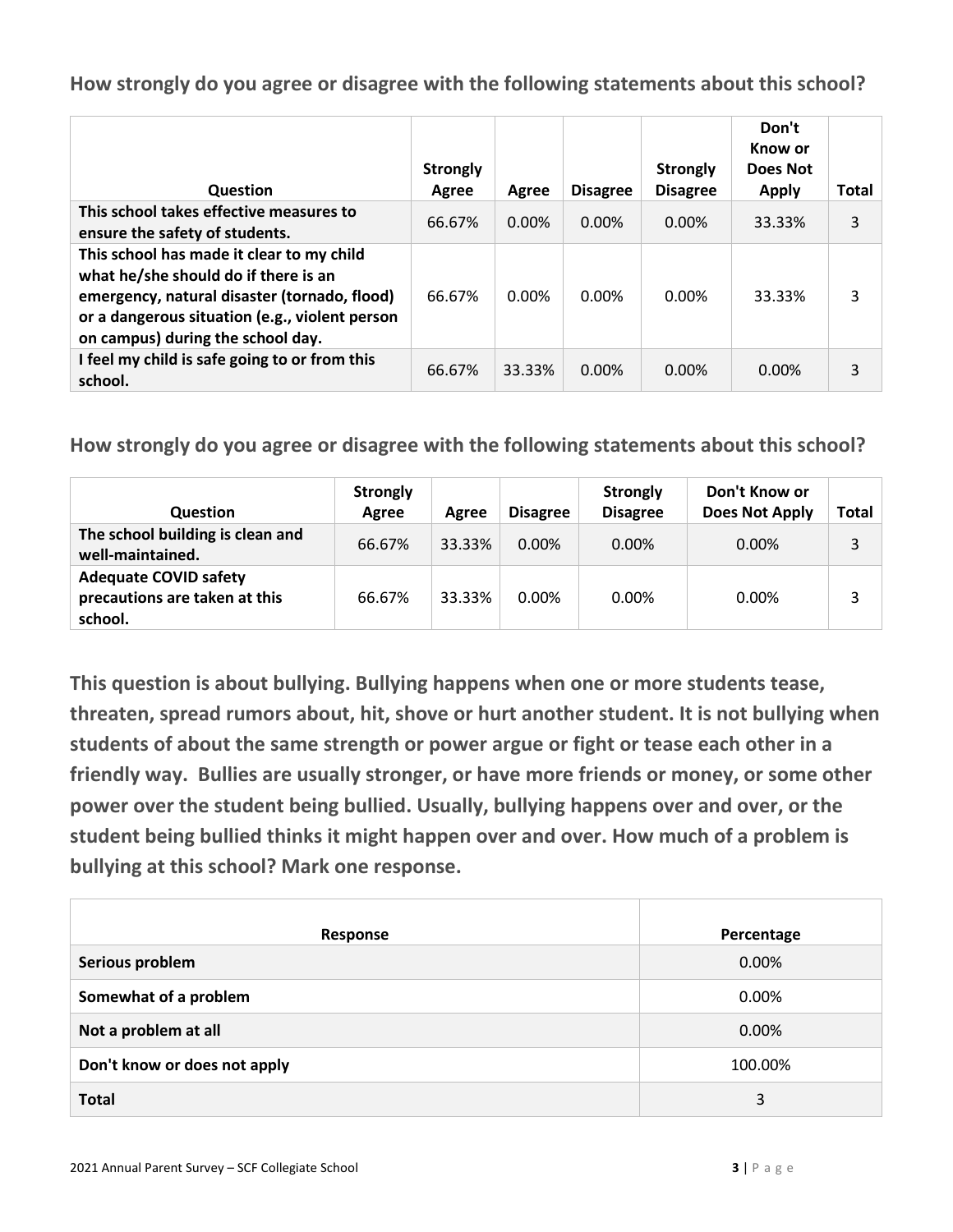**How strongly do you agree or disagree with the following statements about this school?**

| Question | Strongly Agree | Agree | Disagree | Strongly Disagree | Don't Know or Does Not Apply | Total |
|---|---|---|---|---|---|---|
| **This school takes effective measures to ensure the safety of students.** | 66.67% | 0.00% | 0.00% | 0.00% | 33.33% | 3 |
| **This school has made it clear to my child what he/she should do if there is an emergency, natural disaster (tornado, flood) or a dangerous situation (e.g., violent person on campus) during the school day.** | 66.67% | 0.00% | 0.00% | 0.00% | 33.33% | 3 |
| **I feel my child is safe going to or from this school.** | 66.67% | 33.33% | 0.00% | 0.00% | 0.00% | 3 |

**How strongly do you agree or disagree with the following statements about this school?**

| Question | Strongly Agree | Agree | Disagree | Strongly Disagree | Don't Know or Does Not Apply | Total |
|---|---|---|---|---|---|---|
| **The school building is clean and well-maintained.** | 66.67% | 33.33% | 0.00% | 0.00% | 0.00% | 3 |
| **Adequate COVID safety precautions are taken at this school.** | 66.67% | 33.33% | 0.00% | 0.00% | 0.00% | 3 |

**This question is about bullying. Bullying happens when one or more students tease, threaten, spread rumors about, hit, shove or hurt another student. It is not bullying when students of about the same strength or power argue or fight or tease each other in a friendly way. Bullies are usually stronger, or have more friends or money, or some other power over the student being bullied. Usually, bullying happens over and over, or the student being bullied thinks it might happen over and over. How much of a problem is bullying at this school? Mark one response.**

| Response | Percentage |
|---|---|
| **Serious problem** | 0.00% |
| **Somewhat of a problem** | 0.00% |
| **Not a problem at all** | 0.00% |
| **Don't know or does not apply** | 100.00% |
| **Total** | 3 |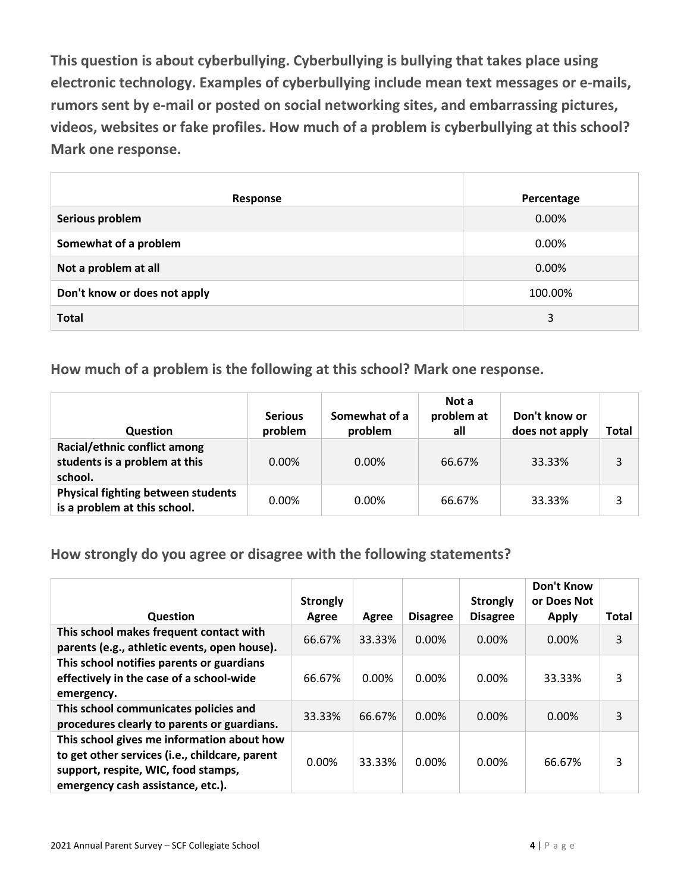**This question is about cyberbullying. Cyberbullying is bullying that takes place using electronic technology. Examples of cyberbullying include mean text messages or e-mails, rumors sent by e-mail or posted on social networking sites, and embarrassing pictures, videos, websites or fake profiles. How much of a problem is cyberbullying at this school? Mark one response.**

| Response | Percentage |
| --- | --- |
| **Serious problem** | 0.00% |
| **Somewhat of a problem** | 0.00% |
| **Not a problem at all** | 0.00% |
| **Don't know or does not apply** | 100.00% |
| **Total** | 3 |

## How much of a problem is the following at this school? Mark one response.

| Question | Serious problem | Somewhat of a problem | Not a problem at all | Don't know or does not apply | Total |
| --- | --- | --- | --- | --- | --- |
| **Racial/ethnic conflict among students is a problem at this school.** | 0.00% | 0.00% | 66.67% | 33.33% | 3 |
| **Physical fighting between students is a problem at this school.** | 0.00% | 0.00% | 66.67% | 33.33% | 3 |

## How strongly do you agree or disagree with the following statements?

| Question | Strongly Agree | Agree | Disagree | Strongly Disagree | Don't Know or Does Not Apply | Total |
| --- | --- | --- | --- | --- | --- | --- |
| **This school makes frequent contact with parents (e.g., athletic events, open house).** | 66.67% | 33.33% | 0.00% | 0.00% | 0.00% | 3 |
| **This school notifies parents or guardians effectively in the case of a school-wide emergency.** | 66.67% | 0.00% | 0.00% | 0.00% | 33.33% | 3 |
| **This school communicates policies and procedures clearly to parents or guardians.** | 33.33% | 66.67% | 0.00% | 0.00% | 0.00% | 3 |
| **This school gives me information about how to get other services (i.e., childcare, parent support, respite, WIC, food stamps, emergency cash assistance, etc.).** | 0.00% | 33.33% | 0.00% | 0.00% | 66.67% | 3 |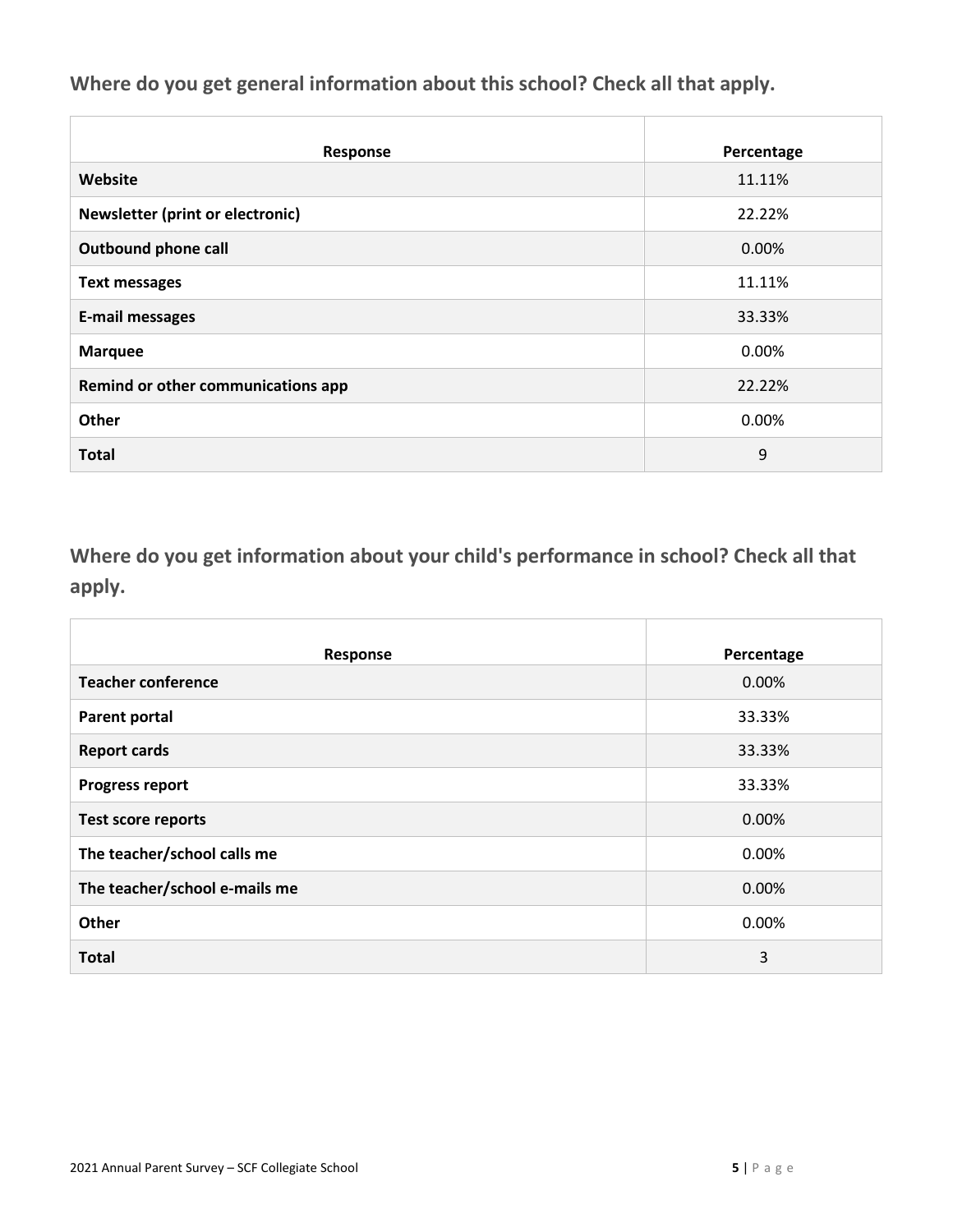## Where do you get general information about this school? Check all that apply.

| Response | Percentage |
| --- | --- |
| **Website** | 11.11% |
| **Newsletter (print or electronic)** | 22.22% |
| **Outbound phone call** | 0.00% |
| **Text messages** | 11.11% |
| **E-mail messages** | 33.33% |
| **Marquee** | 0.00% |
| **Remind or other communications app** | 22.22% |
| **Other** | 0.00% |
| **Total** | 9 |

## Where do you get information about your child's performance in school? Check all that apply.

| Response | Percentage |
| --- | --- |
| **Teacher conference** | 0.00% |
| **Parent portal** | 33.33% |
| **Report cards** | 33.33% |
| **Progress report** | 33.33% |
| **Test score reports** | 0.00% |
| **The teacher/school calls me** | 0.00% |
| **The teacher/school e-mails me** | 0.00% |
| **Other** | 0.00% |
| **Total** | 3 |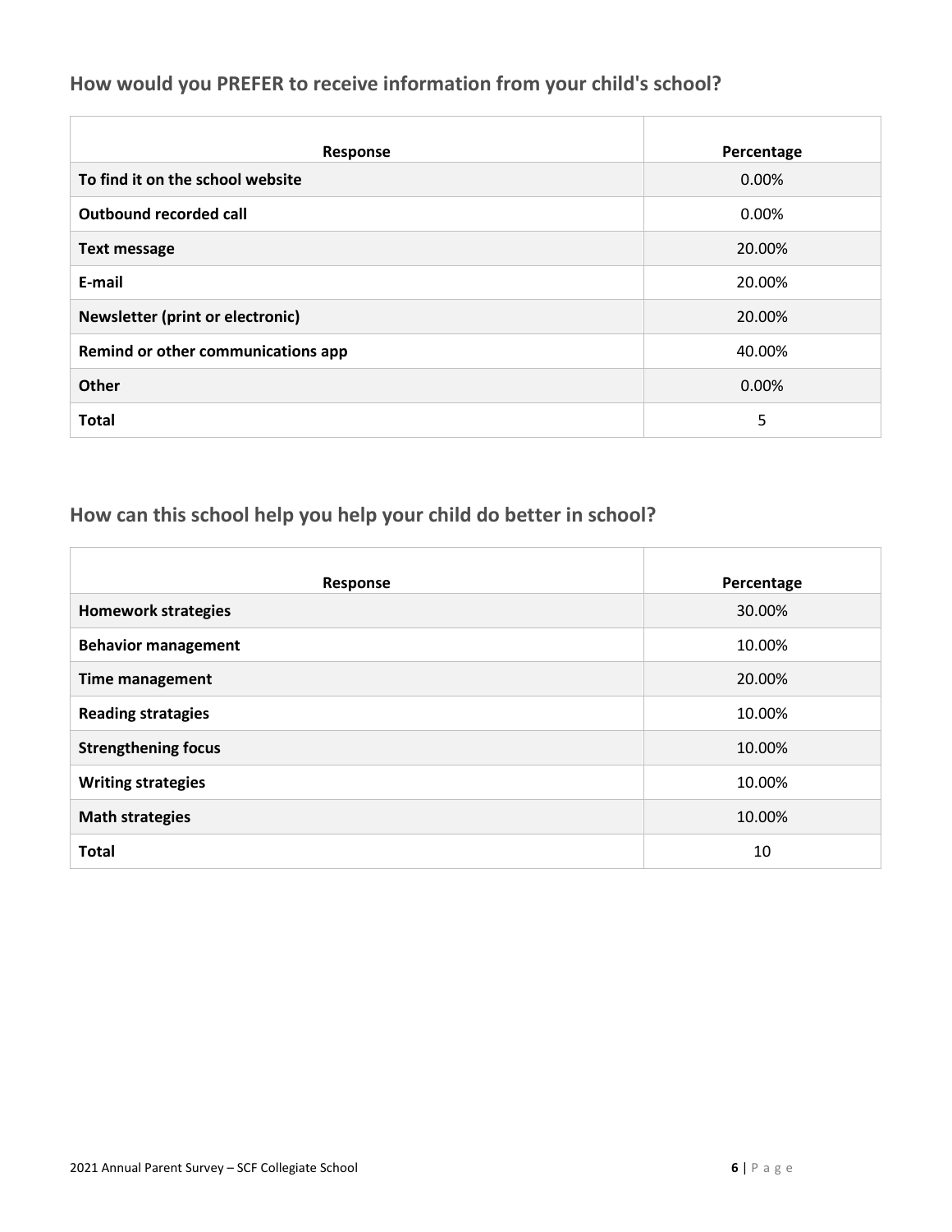## How would you PREFER to receive information from your child's school?

| Response | Percentage |
|---|---|
| **To find it on the school website** | 0.00% |
| **Outbound recorded call** | 0.00% |
| **Text message** | 20.00% |
| **E-mail** | 20.00% |
| **Newsletter (print or electronic)** | 20.00% |
| **Remind or other communications app** | 40.00% |
| **Other** | 0.00% |
| **Total** | 5 |

## How can this school help you help your child do better in school?

| Response | Percentage |
|---|---|
| **Homework strategies** | 30.00% |
| **Behavior management** | 10.00% |
| **Time management** | 20.00% |
| **Reading stratagies** | 10.00% |
| **Strengthening focus** | 10.00% |
| **Writing strategies** | 10.00% |
| **Math strategies** | 10.00% |
| **Total** | 10 |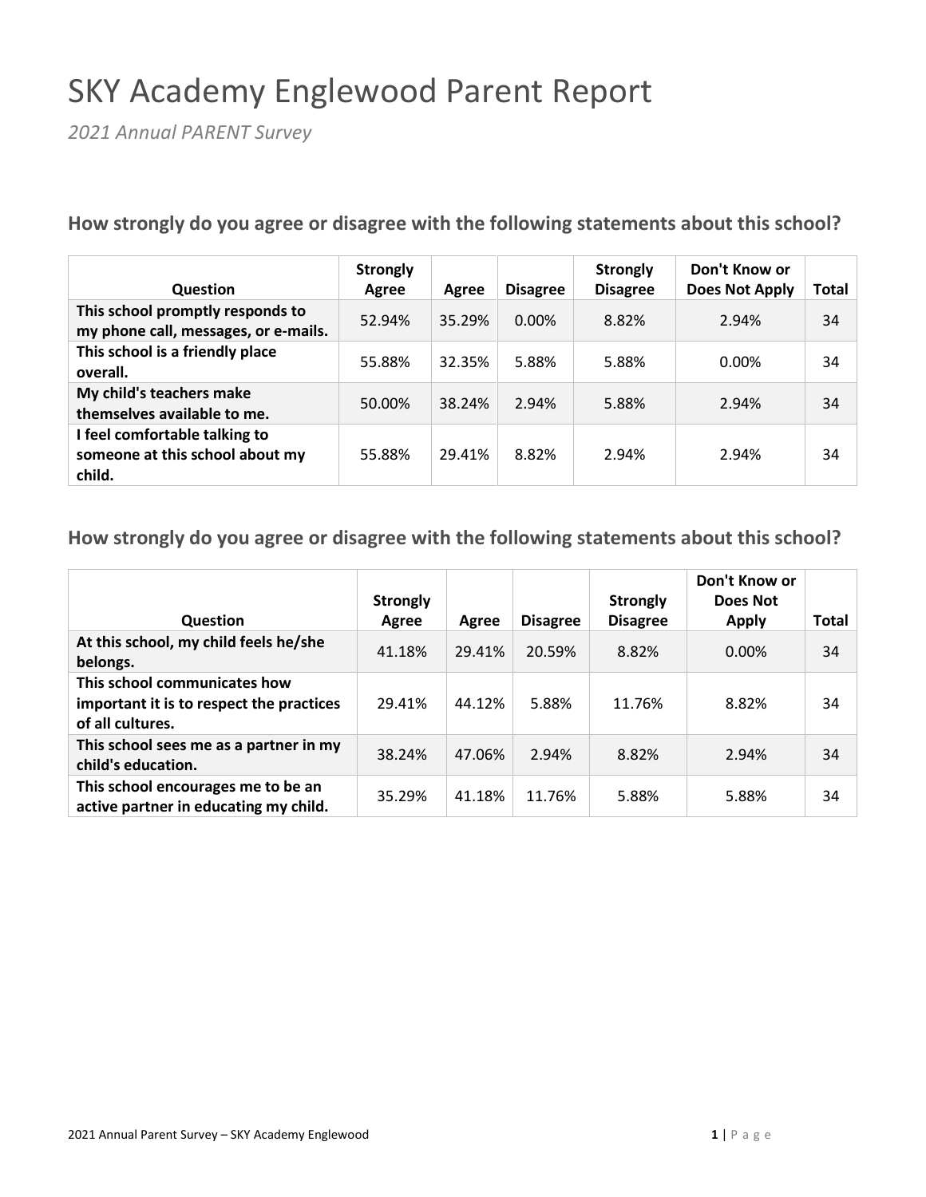# SKY Academy Englewood Parent Report

*2021 Annual PARENT Survey*

### How strongly do you agree or disagree with the following statements about this school?

| Question | Strongly Agree | Agree | Disagree | Strongly Disagree | Don't Know or Does Not Apply | Total |
|---|---|---|---|---|---|---|
| This school promptly responds to my phone call, messages, or e-mails. | 52.94% | 35.29% | 0.00% | 8.82% | 2.94% | 34 |
| This school is a friendly place overall. | 55.88% | 32.35% | 5.88% | 5.88% | 0.00% | 34 |
| My child's teachers make themselves available to me. | 50.00% | 38.24% | 2.94% | 5.88% | 2.94% | 34 |
| I feel comfortable talking to someone at this school about my child. | 55.88% | 29.41% | 8.82% | 2.94% | 2.94% | 34 |

### How strongly do you agree or disagree with the following statements about this school?

| Question | Strongly Agree | Agree | Disagree | Strongly Disagree | Don't Know or Does Not Apply | Total |
|---|---|---|---|---|---|---|
| At this school, my child feels he/she belongs. | 41.18% | 29.41% | 20.59% | 8.82% | 0.00% | 34 |
| This school communicates how important it is to respect the practices of all cultures. | 29.41% | 44.12% | 5.88% | 11.76% | 8.82% | 34 |
| This school sees me as a partner in my child's education. | 38.24% | 47.06% | 2.94% | 8.82% | 2.94% | 34 |
| This school encourages me to be an active partner in educating my child. | 35.29% | 41.18% | 11.76% | 5.88% | 5.88% | 34 |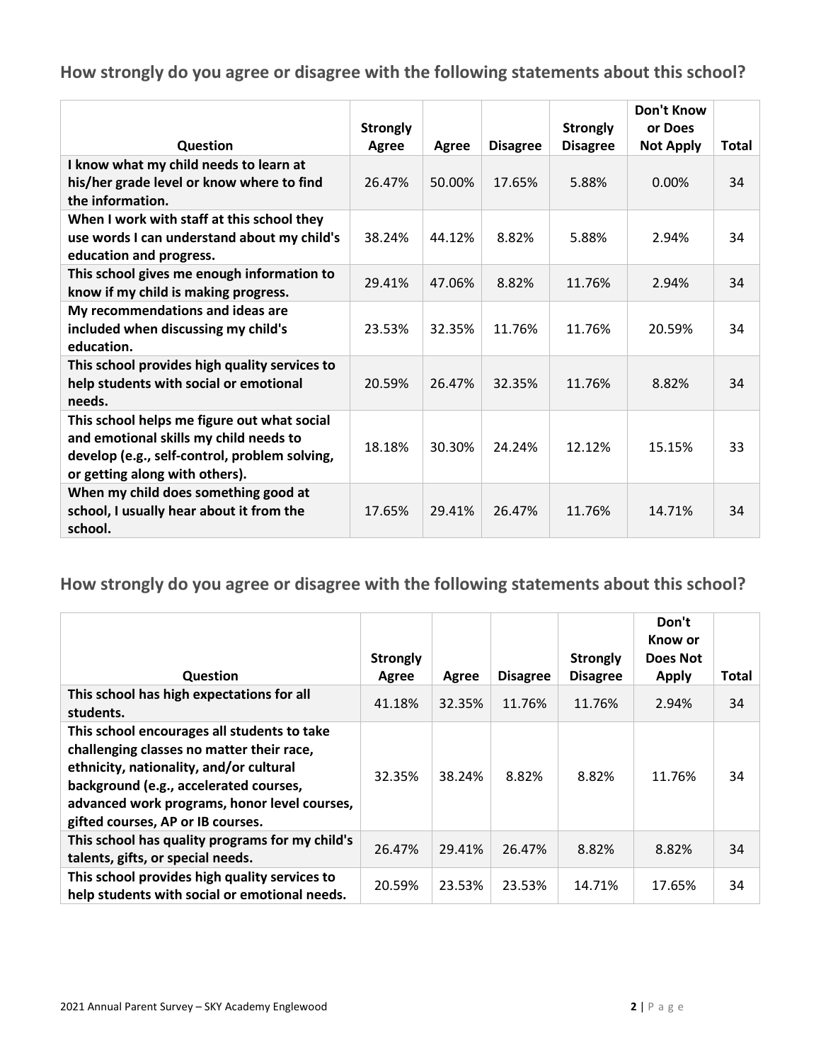## How strongly do you agree or disagree with the following statements about this school?

| Question | Strongly Agree | Agree | Disagree | Strongly Disagree | Don't Know or Does Not Apply | Total |
|---|---|---|---|---|---|---|
| **I know what my child needs to learn at his/her grade level or know where to find the information.** | 26.47% | 50.00% | 17.65% | 5.88% | 0.00% | 34 |
| **When I work with staff at this school they use words I can understand about my child's education and progress.** | 38.24% | 44.12% | 8.82% | 5.88% | 2.94% | 34 |
| **This school gives me enough information to know if my child is making progress.** | 29.41% | 47.06% | 8.82% | 11.76% | 2.94% | 34 |
| **My recommendations and ideas are included when discussing my child's education.** | 23.53% | 32.35% | 11.76% | 11.76% | 20.59% | 34 |
| **This school provides high quality services to help students with social or emotional needs.** | 20.59% | 26.47% | 32.35% | 11.76% | 8.82% | 34 |
| **This school helps me figure out what social and emotional skills my child needs to develop (e.g., self-control, problem solving, or getting along with others).** | 18.18% | 30.30% | 24.24% | 12.12% | 15.15% | 33 |
| **When my child does something good at school, I usually hear about it from the school.** | 17.65% | 29.41% | 26.47% | 11.76% | 14.71% | 34 |

## How strongly do you agree or disagree with the following statements about this school?

| Question | Strongly Agree | Agree | Disagree | Strongly Disagree | Don't Know or Does Not Apply | Total |
|---|---|---|---|---|---|---|
| **This school has high expectations for all students.** | 41.18% | 32.35% | 11.76% | 11.76% | 2.94% | 34 |
| **This school encourages all students to take challenging classes no matter their race, ethnicity, nationality, and/or cultural background (e.g., accelerated courses, advanced work programs, honor level courses, gifted courses, AP or IB courses.** | 32.35% | 38.24% | 8.82% | 8.82% | 11.76% | 34 |
| **This school has quality programs for my child's talents, gifts, or special needs.** | 26.47% | 29.41% | 26.47% | 8.82% | 8.82% | 34 |
| **This school provides high quality services to help students with social or emotional needs.** | 20.59% | 23.53% | 23.53% | 14.71% | 17.65% | 34 |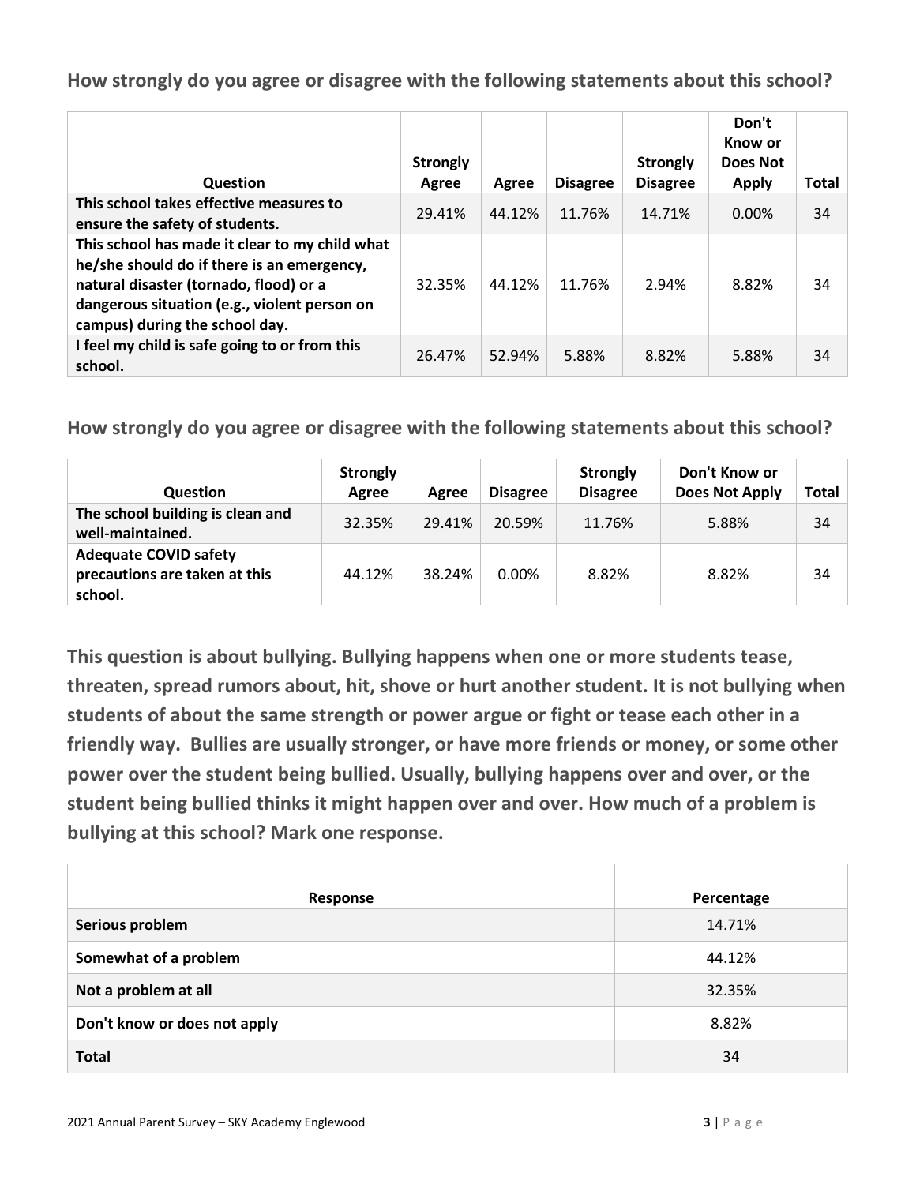**How strongly do you agree or disagree with the following statements about this school?**

| Question | Strongly Agree | Agree | Disagree | Strongly Disagree | Don't Know or Does Not Apply | Total |
|---|---|---|---|---|---|---|
| **This school takes effective measures to ensure the safety of students.** | 29.41% | 44.12% | 11.76% | 14.71% | 0.00% | 34 |
| **This school has made it clear to my child what he/she should do if there is an emergency, natural disaster (tornado, flood) or a dangerous situation (e.g., violent person on campus) during the school day.** | 32.35% | 44.12% | 11.76% | 2.94% | 8.82% | 34 |
| **I feel my child is safe going to or from this school.** | 26.47% | 52.94% | 5.88% | 8.82% | 5.88% | 34 |

**How strongly do you agree or disagree with the following statements about this school?**

| Question | Strongly Agree | Agree | Disagree | Strongly Disagree | Don't Know or Does Not Apply | Total |
|---|---|---|---|---|---|---|
| **The school building is clean and well-maintained.** | 32.35% | 29.41% | 20.59% | 11.76% | 5.88% | 34 |
| **Adequate COVID safety precautions are taken at this school.** | 44.12% | 38.24% | 0.00% | 8.82% | 8.82% | 34 |

**This question is about bullying. Bullying happens when one or more students tease, threaten, spread rumors about, hit, shove or hurt another student. It is not bullying when students of about the same strength or power argue or fight or tease each other in a friendly way. Bullies are usually stronger, or have more friends or money, or some other power over the student being bullied. Usually, bullying happens over and over, or the student being bullied thinks it might happen over and over. How much of a problem is bullying at this school? Mark one response.**

| Response | Percentage |
|---|---|
| **Serious problem** | 14.71% |
| **Somewhat of a problem** | 44.12% |
| **Not a problem at all** | 32.35% |
| **Don't know or does not apply** | 8.82% |
| **Total** | 34 |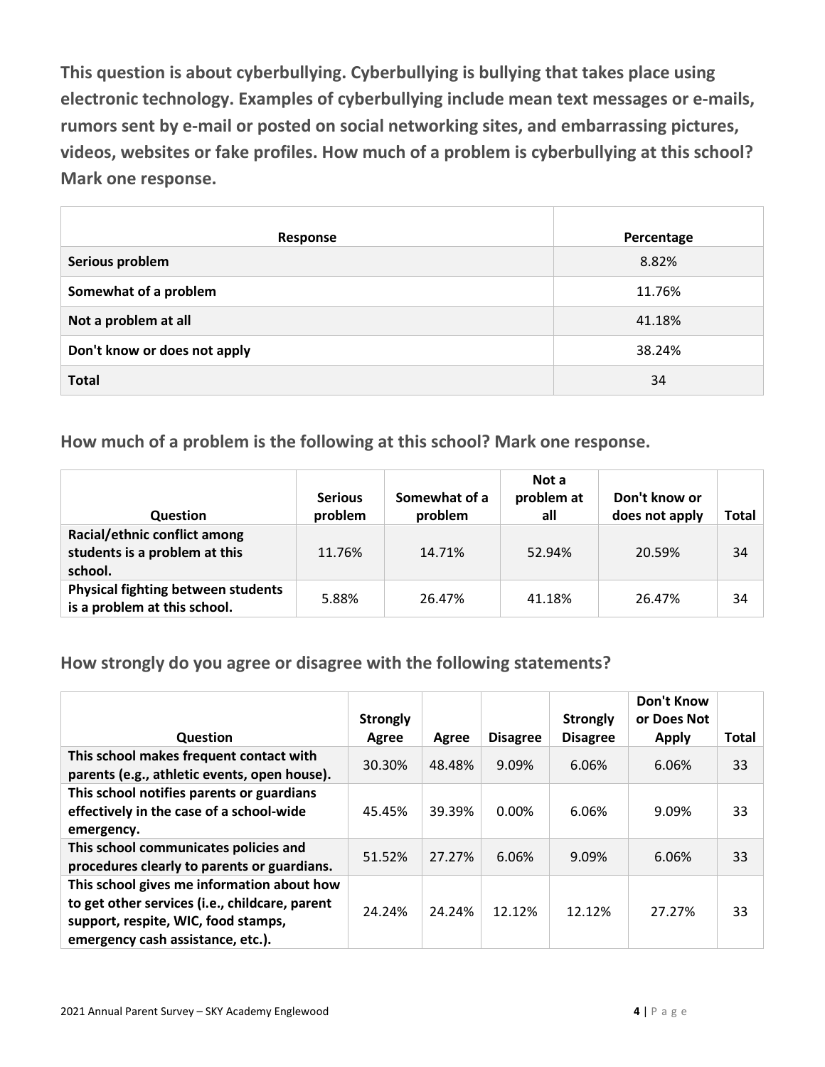**This question is about cyberbullying. Cyberbullying is bullying that takes place using electronic technology. Examples of cyberbullying include mean text messages or e-mails, rumors sent by e-mail or posted on social networking sites, and embarrassing pictures, videos, websites or fake profiles. How much of a problem is cyberbullying at this school? Mark one response.**

| Response | Percentage |
|---|---|
| **Serious problem** | 8.82% |
| **Somewhat of a problem** | 11.76% |
| **Not a problem at all** | 41.18% |
| **Don't know or does not apply** | 38.24% |
| **Total** | 34 |

## How much of a problem is the following at this school? Mark one response.

| Question | Serious problem | Somewhat of a problem | Not a problem at all | Don't know or does not apply | Total |
|---|---|---|---|---|---|
| **Racial/ethnic conflict among students is a problem at this school.** | 11.76% | 14.71% | 52.94% | 20.59% | 34 |
| **Physical fighting between students is a problem at this school.** | 5.88% | 26.47% | 41.18% | 26.47% | 34 |

## How strongly do you agree or disagree with the following statements?

| Question | Strongly Agree | Agree | Disagree | Strongly Disagree | Don't Know or Does Not Apply | Total |
|---|---|---|---|---|---|---|
| **This school makes frequent contact with parents (e.g., athletic events, open house).** | 30.30% | 48.48% | 9.09% | 6.06% | 6.06% | 33 |
| **This school notifies parents or guardians effectively in the case of a school-wide emergency.** | 45.45% | 39.39% | 0.00% | 6.06% | 9.09% | 33 |
| **This school communicates policies and procedures clearly to parents or guardians.** | 51.52% | 27.27% | 6.06% | 9.09% | 6.06% | 33 |
| **This school gives me information about how to get other services (i.e., childcare, parent support, respite, WIC, food stamps, emergency cash assistance, etc.).** | 24.24% | 24.24% | 12.12% | 12.12% | 27.27% | 33 |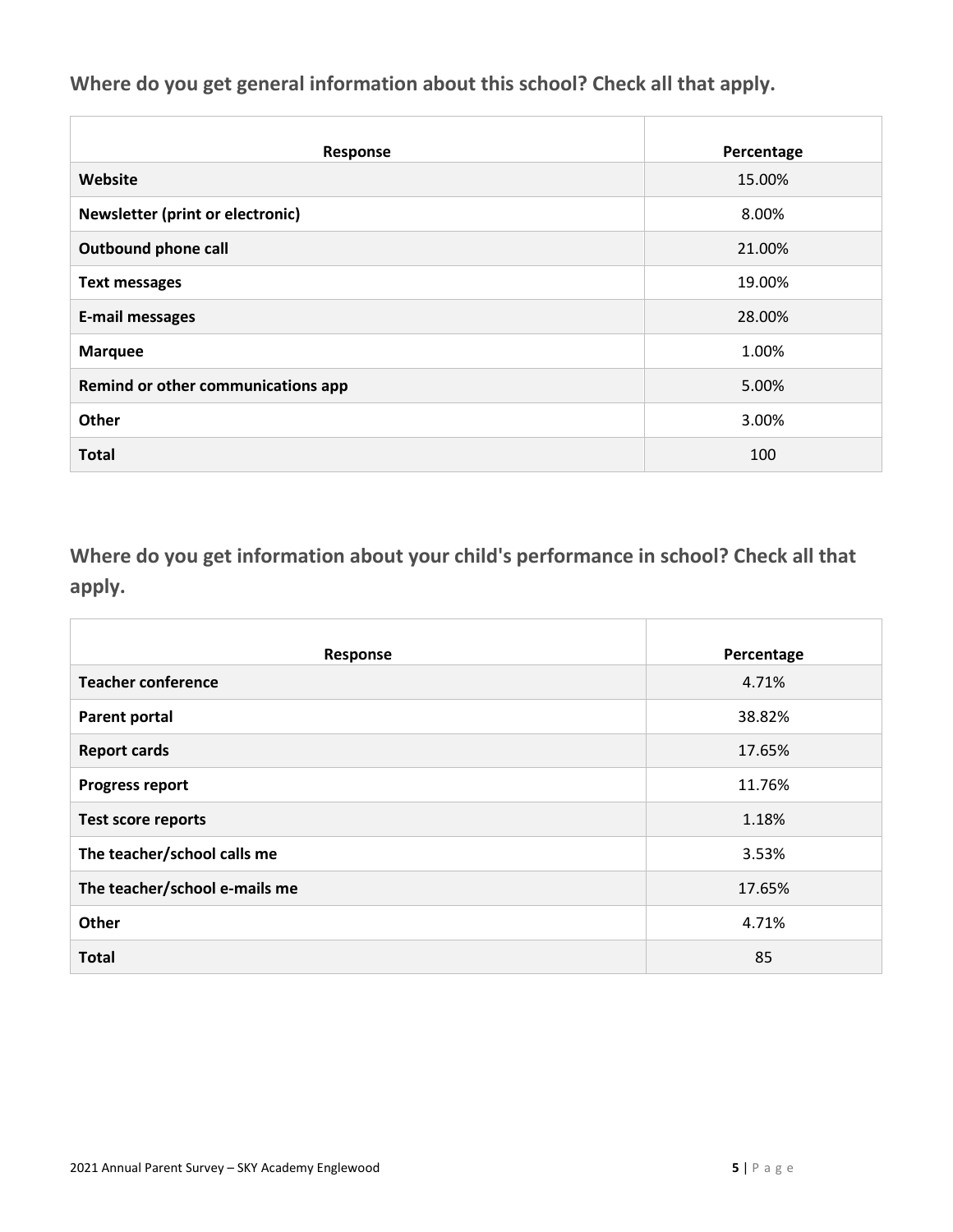## Where do you get general information about this school? Check all that apply.

| Response | Percentage |
|---|---|
| **Website** | 15.00% |
| **Newsletter (print or electronic)** | 8.00% |
| **Outbound phone call** | 21.00% |
| **Text messages** | 19.00% |
| **E-mail messages** | 28.00% |
| **Marquee** | 1.00% |
| **Remind or other communications app** | 5.00% |
| **Other** | 3.00% |
| **Total** | 100 |

## Where do you get information about your child's performance in school? Check all that apply.

| Response | Percentage |
|---|---|
| **Teacher conference** | 4.71% |
| **Parent portal** | 38.82% |
| **Report cards** | 17.65% |
| **Progress report** | 11.76% |
| **Test score reports** | 1.18% |
| **The teacher/school calls me** | 3.53% |
| **The teacher/school e-mails me** | 17.65% |
| **Other** | 4.71% |
| **Total** | 85 |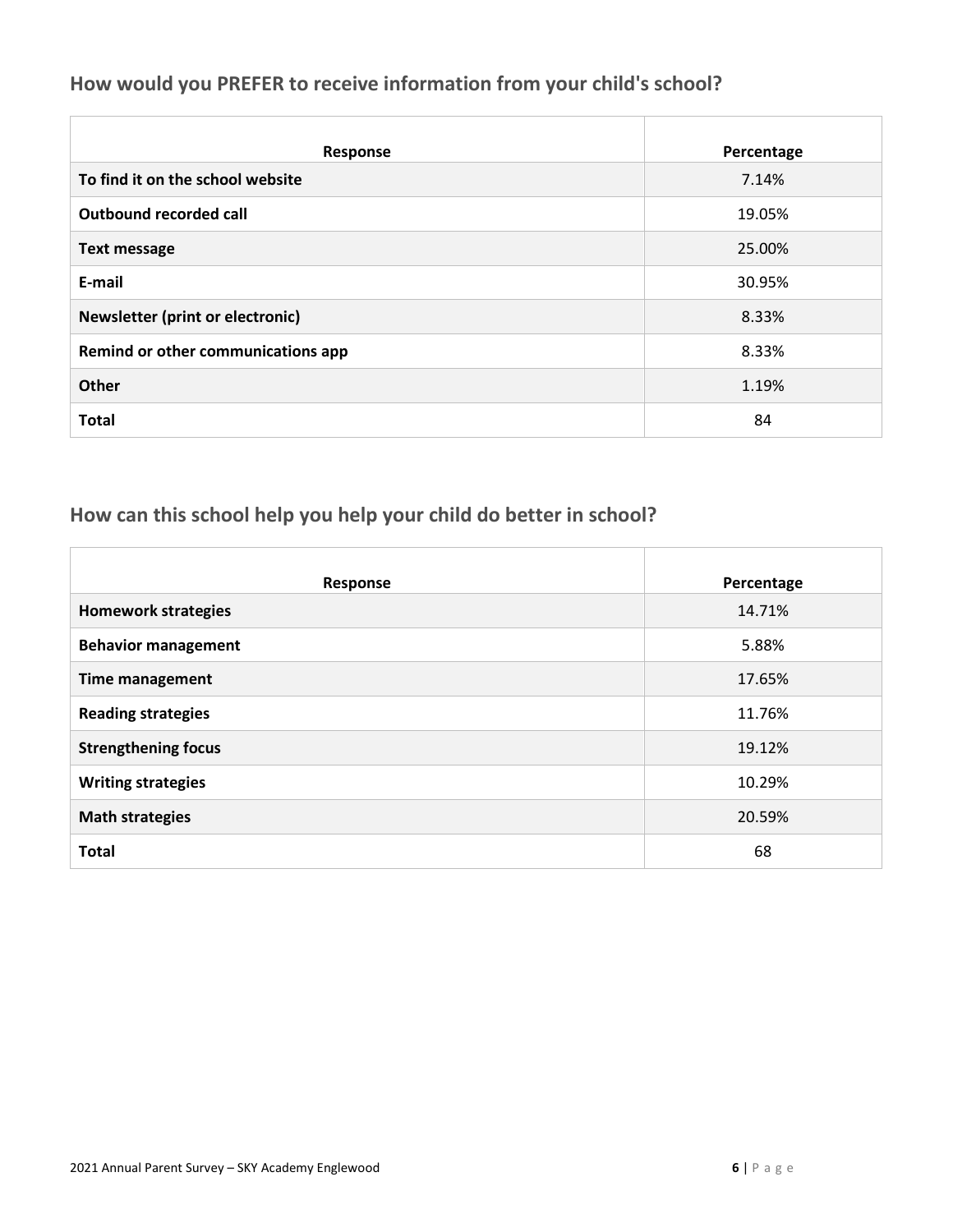## How would you PREFER to receive information from your child's school?

| Response | Percentage |
|---|---|
| **To find it on the school website** | 7.14% |
| **Outbound recorded call** | 19.05% |
| **Text message** | 25.00% |
| **E-mail** | 30.95% |
| **Newsletter (print or electronic)** | 8.33% |
| **Remind or other communications app** | 8.33% |
| **Other** | 1.19% |
| **Total** | 84 |

## How can this school help you help your child do better in school?

| Response | Percentage |
|---|---|
| **Homework strategies** | 14.71% |
| **Behavior management** | 5.88% |
| **Time management** | 17.65% |
| **Reading strategies** | 11.76% |
| **Strengthening focus** | 19.12% |
| **Writing strategies** | 10.29% |
| **Math strategies** | 20.59% |
| **Total** | 68 |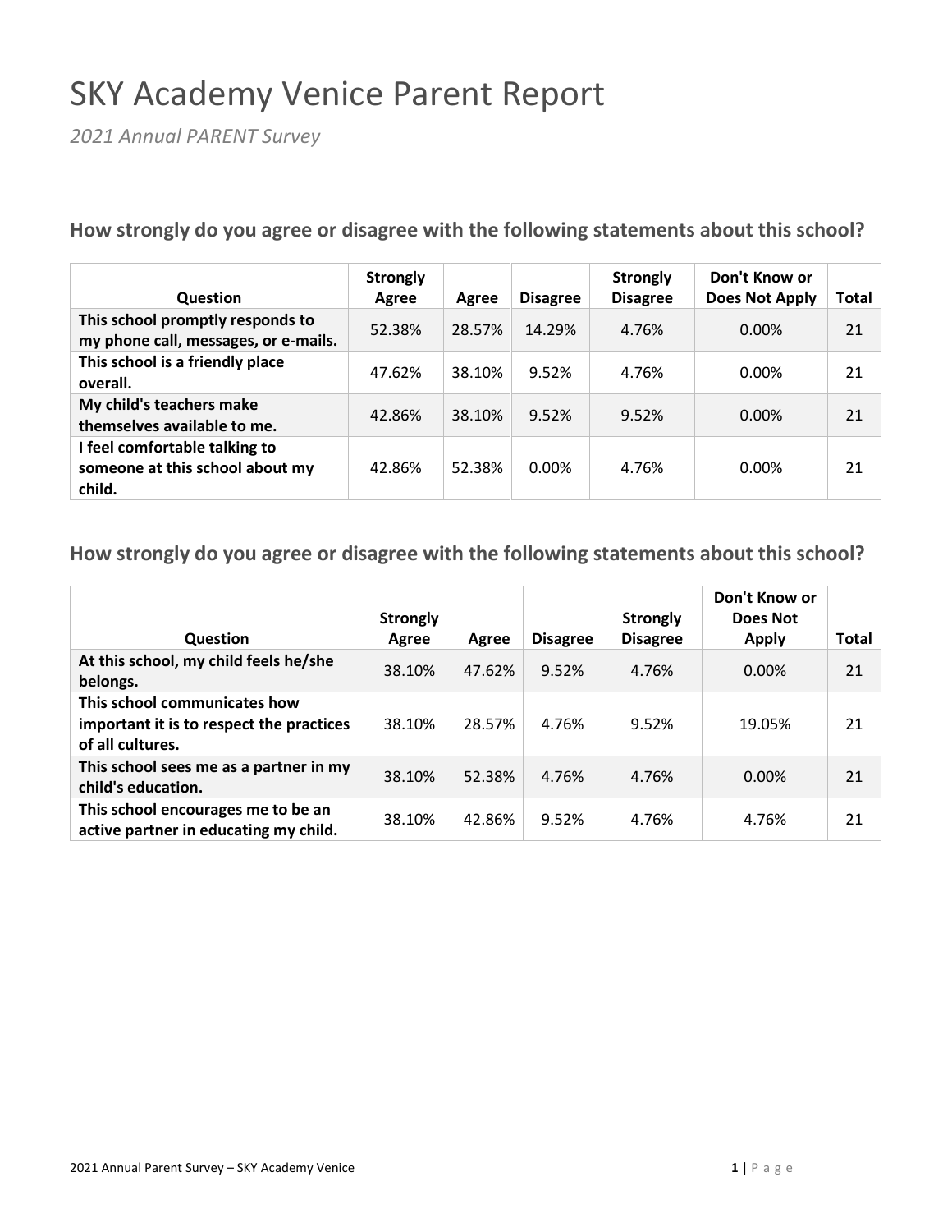# SKY Academy Venice Parent Report

*2021 Annual PARENT Survey*

### How strongly do you agree or disagree with the following statements about this school?

| Question | Strongly Agree | Agree | Disagree | Strongly Disagree | Don't Know or Does Not Apply | Total |
|---|---|---|---|---|---|---|
| This school promptly responds to my phone call, messages, or e-mails. | 52.38% | 28.57% | 14.29% | 4.76% | 0.00% | 21 |
| This school is a friendly place overall. | 47.62% | 38.10% | 9.52% | 4.76% | 0.00% | 21 |
| My child's teachers make themselves available to me. | 42.86% | 38.10% | 9.52% | 9.52% | 0.00% | 21 |
| I feel comfortable talking to someone at this school about my child. | 42.86% | 52.38% | 0.00% | 4.76% | 0.00% | 21 |

### How strongly do you agree or disagree with the following statements about this school?

| Question | Strongly Agree | Agree | Disagree | Strongly Disagree | Don't Know or Does Not Apply | Total |
|---|---|---|---|---|---|---|
| At this school, my child feels he/she belongs. | 38.10% | 47.62% | 9.52% | 4.76% | 0.00% | 21 |
| This school communicates how important it is to respect the practices of all cultures. | 38.10% | 28.57% | 4.76% | 9.52% | 19.05% | 21 |
| This school sees me as a partner in my child's education. | 38.10% | 52.38% | 4.76% | 4.76% | 0.00% | 21 |
| This school encourages me to be an active partner in educating my child. | 38.10% | 42.86% | 9.52% | 4.76% | 4.76% | 21 |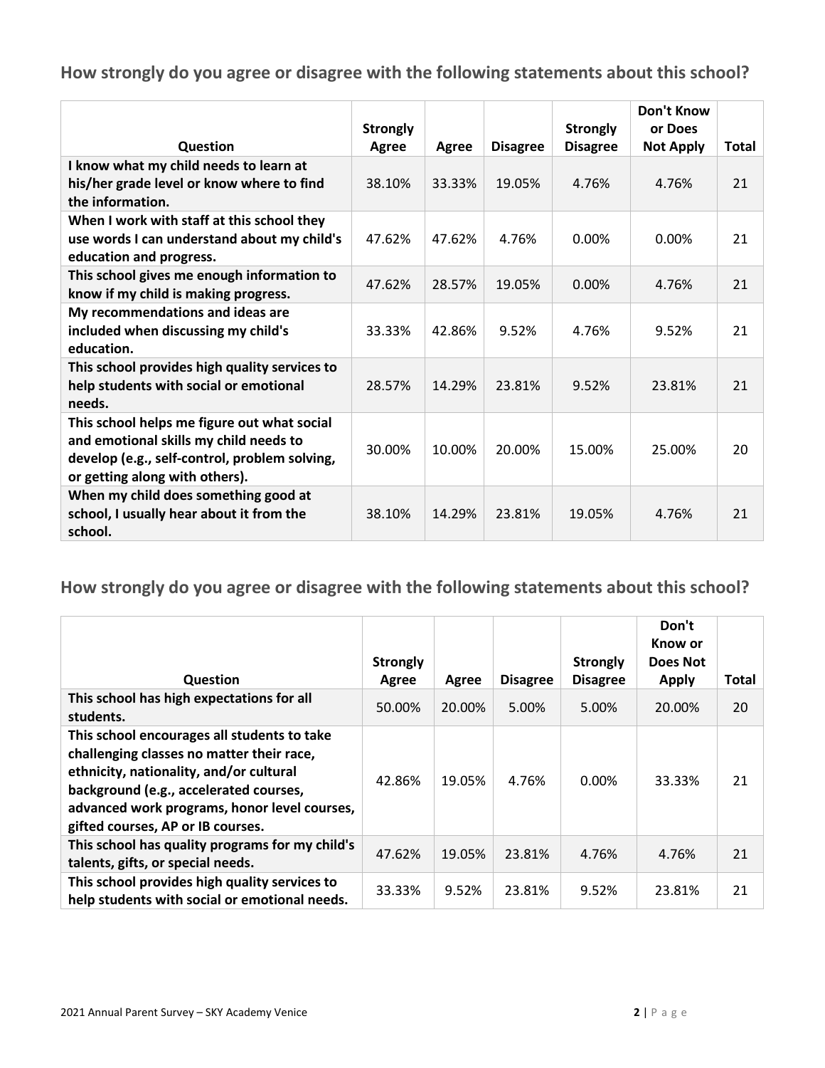## How strongly do you agree or disagree with the following statements about this school?

| Question | Strongly Agree | Agree | Disagree | Strongly Disagree | Don't Know or Does Not Apply | Total |
|---|---|---|---|---|---|---|
| I know what my child needs to learn at his/her grade level or know where to find the information. | 38.10% | 33.33% | 19.05% | 4.76% | 4.76% | 21 |
| When I work with staff at this school they use words I can understand about my child's education and progress. | 47.62% | 47.62% | 4.76% | 0.00% | 0.00% | 21 |
| This school gives me enough information to know if my child is making progress. | 47.62% | 28.57% | 19.05% | 0.00% | 4.76% | 21 |
| My recommendations and ideas are included when discussing my child's education. | 33.33% | 42.86% | 9.52% | 4.76% | 9.52% | 21 |
| This school provides high quality services to help students with social or emotional needs. | 28.57% | 14.29% | 23.81% | 9.52% | 23.81% | 21 |
| This school helps me figure out what social and emotional skills my child needs to develop (e.g., self-control, problem solving, or getting along with others). | 30.00% | 10.00% | 20.00% | 15.00% | 25.00% | 20 |
| When my child does something good at school, I usually hear about it from the school. | 38.10% | 14.29% | 23.81% | 19.05% | 4.76% | 21 |

## How strongly do you agree or disagree with the following statements about this school?

| Question | Strongly Agree | Agree | Disagree | Strongly Disagree | Don't Know or Does Not Apply | Total |
|---|---|---|---|---|---|---|
| This school has high expectations for all students. | 50.00% | 20.00% | 5.00% | 5.00% | 20.00% | 20 |
| This school encourages all students to take challenging classes no matter their race, ethnicity, nationality, and/or cultural background (e.g., accelerated courses, advanced work programs, honor level courses, gifted courses, AP or IB courses. | 42.86% | 19.05% | 4.76% | 0.00% | 33.33% | 21 |
| This school has quality programs for my child's talents, gifts, or special needs. | 47.62% | 19.05% | 23.81% | 4.76% | 4.76% | 21 |
| This school provides high quality services to help students with social or emotional needs. | 33.33% | 9.52% | 23.81% | 9.52% | 23.81% | 21 |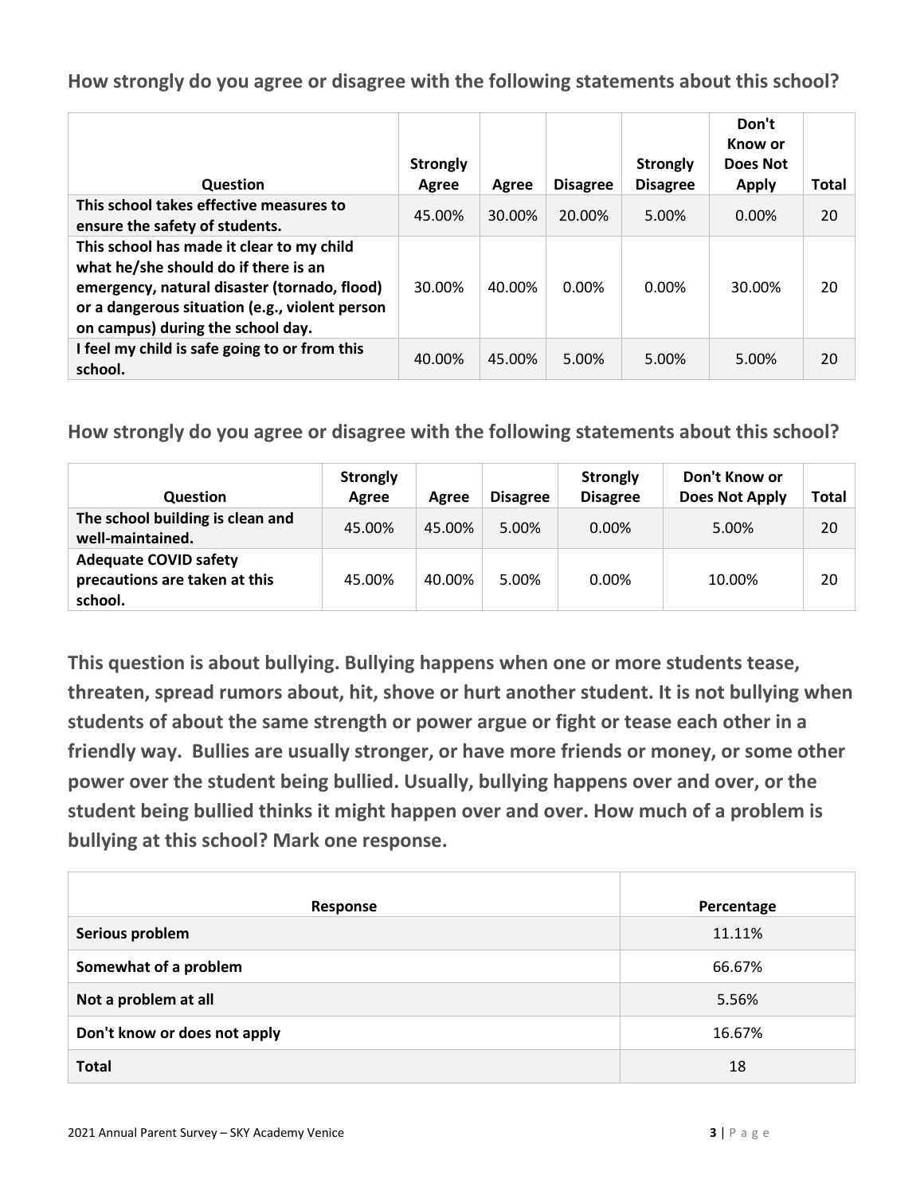**How strongly do you agree or disagree with the following statements about this school?**

| Question | Strongly Agree | Agree | Disagree | Strongly Disagree | Don't Know or Does Not Apply | Total |
|---|---|---|---|---|---|---|
| **This school takes effective measures to ensure the safety of students.** | 45.00% | 30.00% | 20.00% | 5.00% | 0.00% | 20 |
| **This school has made it clear to my child what he/she should do if there is an emergency, natural disaster (tornado, flood) or a dangerous situation (e.g., violent person on campus) during the school day.** | 30.00% | 40.00% | 0.00% | 0.00% | 30.00% | 20 |
| **I feel my child is safe going to or from this school.** | 40.00% | 45.00% | 5.00% | 5.00% | 5.00% | 20 |

**How strongly do you agree or disagree with the following statements about this school?**

| Question | Strongly Agree | Agree | Disagree | Strongly Disagree | Don't Know or Does Not Apply | Total |
|---|---|---|---|---|---|---|
| **The school building is clean and well-maintained.** | 45.00% | 45.00% | 5.00% | 0.00% | 5.00% | 20 |
| **Adequate COVID safety precautions are taken at this school.** | 45.00% | 40.00% | 5.00% | 0.00% | 10.00% | 20 |

**This question is about bullying. Bullying happens when one or more students tease, threaten, spread rumors about, hit, shove or hurt another student. It is not bullying when students of about the same strength or power argue or fight or tease each other in a friendly way. Bullies are usually stronger, or have more friends or money, or some other power over the student being bullied. Usually, bullying happens over and over, or the student being bullied thinks it might happen over and over. How much of a problem is bullying at this school? Mark one response.**

| Response | Percentage |
|---|---|
| **Serious problem** | 11.11% |
| **Somewhat of a problem** | 66.67% |
| **Not a problem at all** | 5.56% |
| **Don't know or does not apply** | 16.67% |
| **Total** | 18 |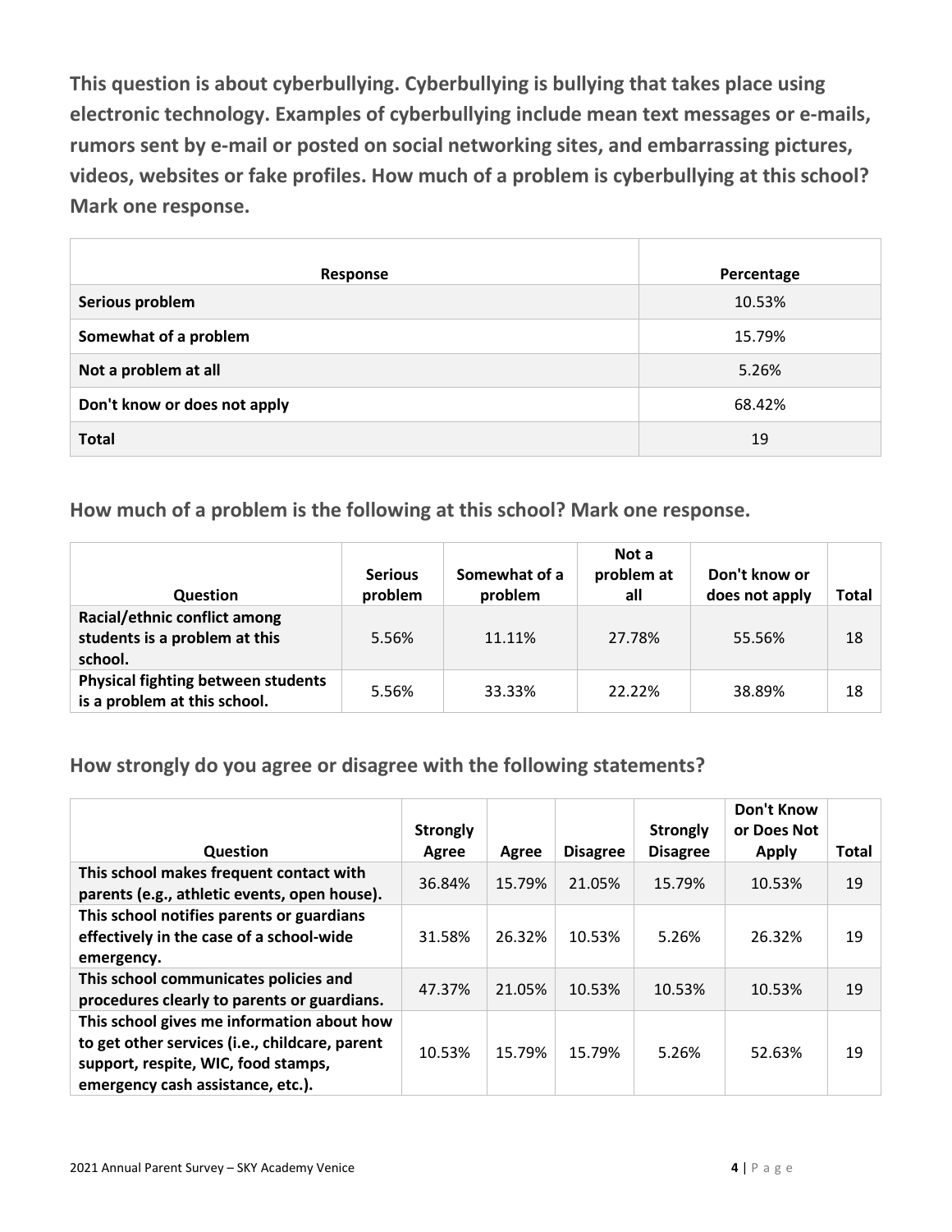**This question is about cyberbullying. Cyberbullying is bullying that takes place using electronic technology. Examples of cyberbullying include mean text messages or e-mails, rumors sent by e-mail or posted on social networking sites, and embarrassing pictures, videos, websites or fake profiles. How much of a problem is cyberbullying at this school? Mark one response.**

| Response | Percentage |
|---|---|
| **Serious problem** | 10.53% |
| **Somewhat of a problem** | 15.79% |
| **Not a problem at all** | 5.26% |
| **Don't know or does not apply** | 68.42% |
| **Total** | 19 |

## How much of a problem is the following at this school? Mark one response.

| Question | Serious problem | Somewhat of a problem | Not a problem at all | Don't know or does not apply | Total |
|---|---|---|---|---|---|
| **Racial/ethnic conflict among students is a problem at this school.** | 5.56% | 11.11% | 27.78% | 55.56% | 18 |
| **Physical fighting between students is a problem at this school.** | 5.56% | 33.33% | 22.22% | 38.89% | 18 |

## How strongly do you agree or disagree with the following statements?

| Question | Strongly Agree | Agree | Disagree | Strongly Disagree | Don't Know or Does Not Apply | Total |
|---|---|---|---|---|---|---|
| **This school makes frequent contact with parents (e.g., athletic events, open house).** | 36.84% | 15.79% | 21.05% | 15.79% | 10.53% | 19 |
| **This school notifies parents or guardians effectively in the case of a school-wide emergency.** | 31.58% | 26.32% | 10.53% | 5.26% | 26.32% | 19 |
| **This school communicates policies and procedures clearly to parents or guardians.** | 47.37% | 21.05% | 10.53% | 10.53% | 10.53% | 19 |
| **This school gives me information about how to get other services (i.e., childcare, parent support, respite, WIC, food stamps, emergency cash assistance, etc.).** | 10.53% | 15.79% | 15.79% | 5.26% | 52.63% | 19 |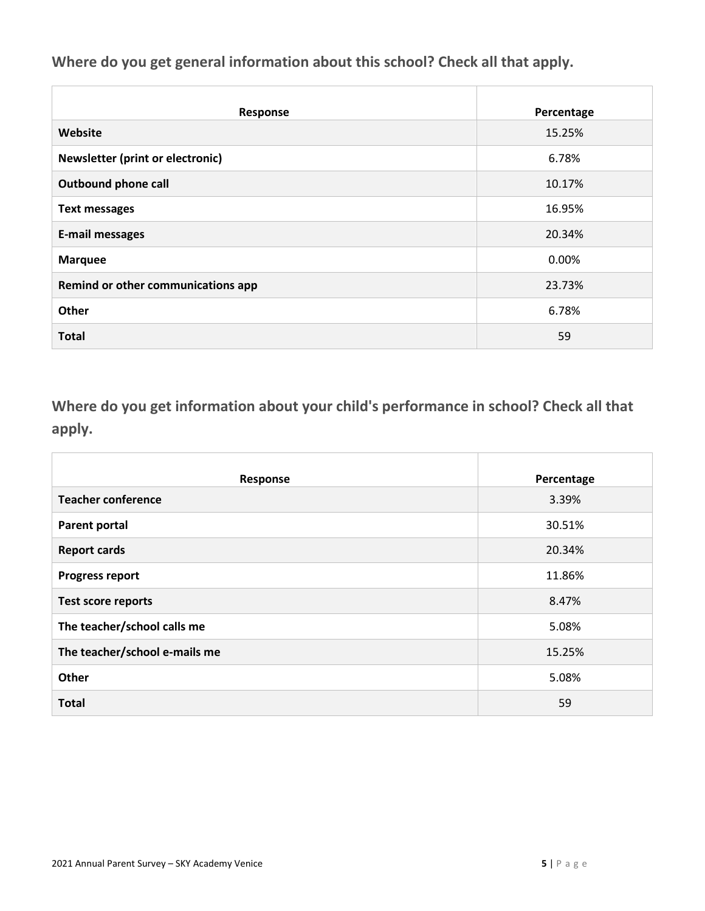## Where do you get general information about this school? Check all that apply.

| Response | Percentage |
|---|---|
| **Website** | 15.25% |
| **Newsletter (print or electronic)** | 6.78% |
| **Outbound phone call** | 10.17% |
| **Text messages** | 16.95% |
| **E-mail messages** | 20.34% |
| **Marquee** | 0.00% |
| **Remind or other communications app** | 23.73% |
| **Other** | 6.78% |
| **Total** | 59 |

## Where do you get information about your child's performance in school? Check all that apply.

| Response | Percentage |
|---|---|
| **Teacher conference** | 3.39% |
| **Parent portal** | 30.51% |
| **Report cards** | 20.34% |
| **Progress report** | 11.86% |
| **Test score reports** | 8.47% |
| **The teacher/school calls me** | 5.08% |
| **The teacher/school e-mails me** | 15.25% |
| **Other** | 5.08% |
| **Total** | 59 |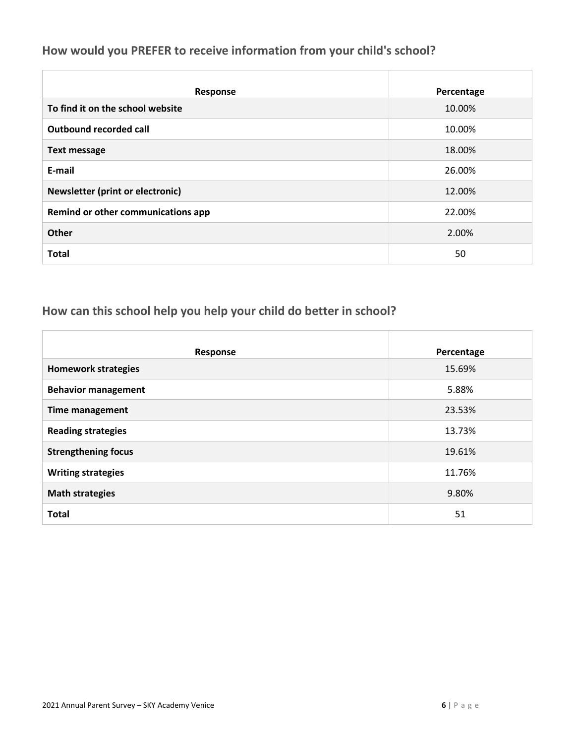## How would you PREFER to receive information from your child's school?

| Response | Percentage |
|---|---|
| To find it on the school website | 10.00% |
| Outbound recorded call | 10.00% |
| Text message | 18.00% |
| E-mail | 26.00% |
| Newsletter (print or electronic) | 12.00% |
| Remind or other communications app | 22.00% |
| Other | 2.00% |
| Total | 50 |

## How can this school help you help your child do better in school?

| Response | Percentage |
|---|---|
| Homework strategies | 15.69% |
| Behavior management | 5.88% |
| Time management | 23.53% |
| Reading strategies | 13.73% |
| Strengthening focus | 19.61% |
| Writing strategies | 11.76% |
| Math strategies | 9.80% |
| Total | 51 |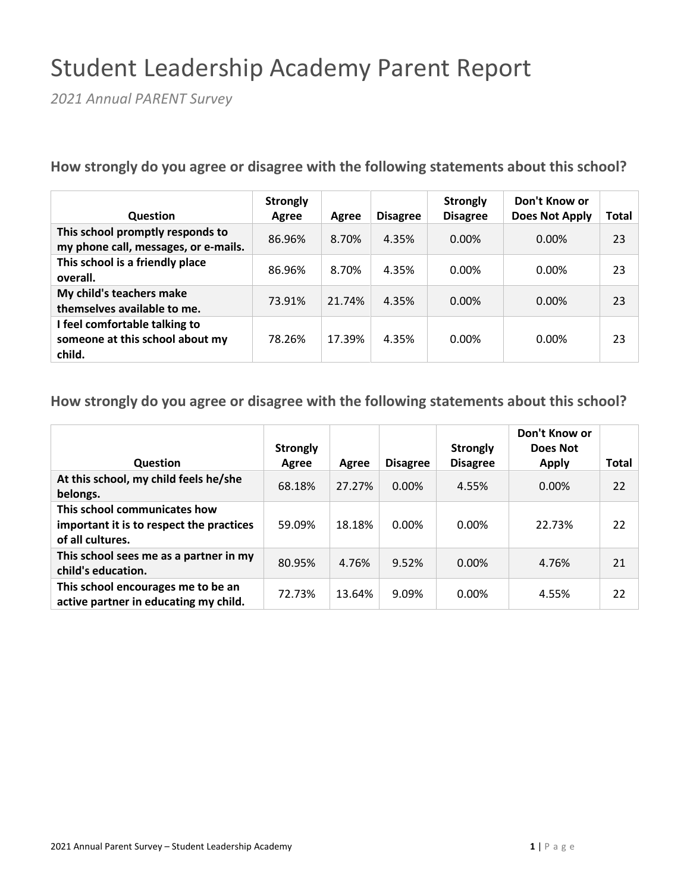# Student Leadership Academy Parent Report

*2021 Annual PARENT Survey*

### How strongly do you agree or disagree with the following statements about this school?

| Question | Strongly Agree | Agree | Disagree | Strongly Disagree | Don't Know or Does Not Apply | Total |
|---|---|---|---|---|---|---|
| This school promptly responds to my phone call, messages, or e-mails. | 86.96% | 8.70% | 4.35% | 0.00% | 0.00% | 23 |
| This school is a friendly place overall. | 86.96% | 8.70% | 4.35% | 0.00% | 0.00% | 23 |
| My child's teachers make themselves available to me. | 73.91% | 21.74% | 4.35% | 0.00% | 0.00% | 23 |
| I feel comfortable talking to someone at this school about my child. | 78.26% | 17.39% | 4.35% | 0.00% | 0.00% | 23 |

### How strongly do you agree or disagree with the following statements about this school?

| Question | Strongly Agree | Agree | Disagree | Strongly Disagree | Don't Know or Does Not Apply | Total |
|---|---|---|---|---|---|---|
| At this school, my child feels he/she belongs. | 68.18% | 27.27% | 0.00% | 4.55% | 0.00% | 22 |
| This school communicates how important it is to respect the practices of all cultures. | 59.09% | 18.18% | 0.00% | 0.00% | 22.73% | 22 |
| This school sees me as a partner in my child's education. | 80.95% | 4.76% | 9.52% | 0.00% | 4.76% | 21 |
| This school encourages me to be an active partner in educating my child. | 72.73% | 13.64% | 9.09% | 0.00% | 4.55% | 22 |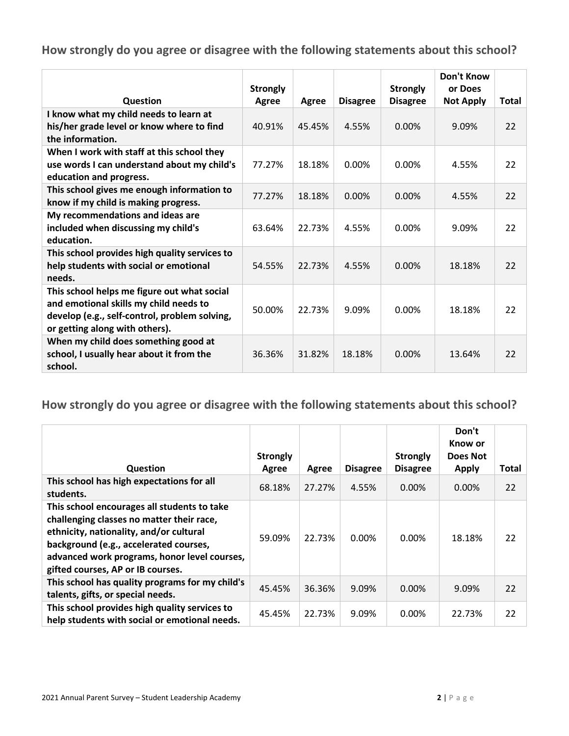## How strongly do you agree or disagree with the following statements about this school?

| Question | Strongly Agree | Agree | Disagree | Strongly Disagree | Don't Know or Does Not Apply | Total |
|---|---|---|---|---|---|---|
| I know what my child needs to learn at his/her grade level or know where to find the information. | 40.91% | 45.45% | 4.55% | 0.00% | 9.09% | 22 |
| When I work with staff at this school they use words I can understand about my child's education and progress. | 77.27% | 18.18% | 0.00% | 0.00% | 4.55% | 22 |
| This school gives me enough information to know if my child is making progress. | 77.27% | 18.18% | 0.00% | 0.00% | 4.55% | 22 |
| My recommendations and ideas are included when discussing my child's education. | 63.64% | 22.73% | 4.55% | 0.00% | 9.09% | 22 |
| This school provides high quality services to help students with social or emotional needs. | 54.55% | 22.73% | 4.55% | 0.00% | 18.18% | 22 |
| This school helps me figure out what social and emotional skills my child needs to develop (e.g., self-control, problem solving, or getting along with others). | 50.00% | 22.73% | 9.09% | 0.00% | 18.18% | 22 |
| When my child does something good at school, I usually hear about it from the school. | 36.36% | 31.82% | 18.18% | 0.00% | 13.64% | 22 |

## How strongly do you agree or disagree with the following statements about this school?

| Question | Strongly Agree | Agree | Disagree | Strongly Disagree | Don't Know or Does Not Apply | Total |
|---|---|---|---|---|---|---|
| This school has high expectations for all students. | 68.18% | 27.27% | 4.55% | 0.00% | 0.00% | 22 |
| This school encourages all students to take challenging classes no matter their race, ethnicity, nationality, and/or cultural background (e.g., accelerated courses, advanced work programs, honor level courses, gifted courses, AP or IB courses. | 59.09% | 22.73% | 0.00% | 0.00% | 18.18% | 22 |
| This school has quality programs for my child's talents, gifts, or special needs. | 45.45% | 36.36% | 9.09% | 0.00% | 9.09% | 22 |
| This school provides high quality services to help students with social or emotional needs. | 45.45% | 22.73% | 9.09% | 0.00% | 22.73% | 22 |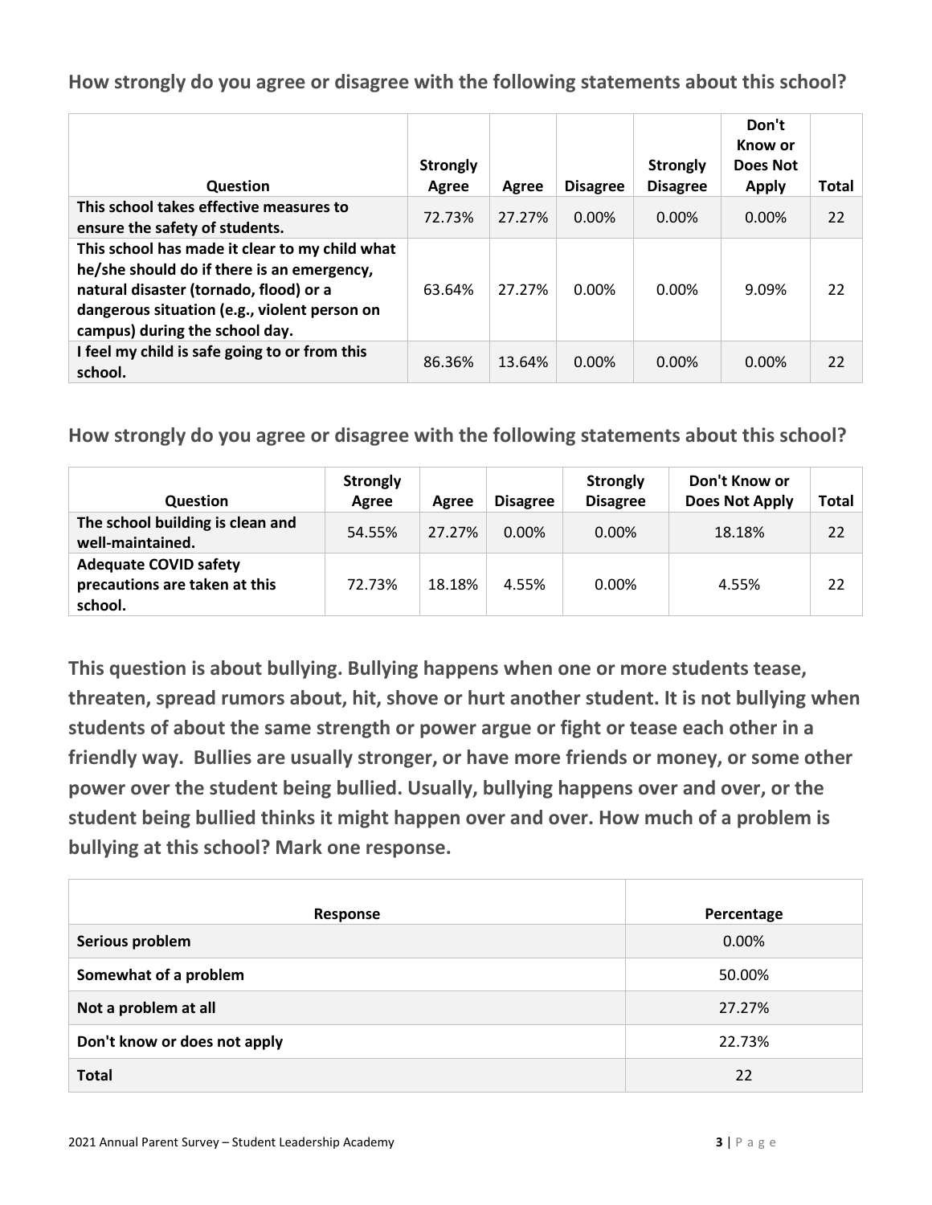### How strongly do you agree or disagree with the following statements about this school?

| Question | Strongly Agree | Agree | Disagree | Strongly Disagree | Don't Know or Does Not Apply | Total |
|---|---|---|---|---|---|---|
| **This school takes effective measures to ensure the safety of students.** | 72.73% | 27.27% | 0.00% | 0.00% | 0.00% | 22 |
| **This school has made it clear to my child what he/she should do if there is an emergency, natural disaster (tornado, flood) or a dangerous situation (e.g., violent person on campus) during the school day.** | 63.64% | 27.27% | 0.00% | 0.00% | 9.09% | 22 |
| **I feel my child is safe going to or from this school.** | 86.36% | 13.64% | 0.00% | 0.00% | 0.00% | 22 |

### How strongly do you agree or disagree with the following statements about this school?

| Question | Strongly Agree | Agree | Disagree | Strongly Disagree | Don't Know or Does Not Apply | Total |
|---|---|---|---|---|---|---|
| **The school building is clean and well-maintained.** | 54.55% | 27.27% | 0.00% | 0.00% | 18.18% | 22 |
| **Adequate COVID safety precautions are taken at this school.** | 72.73% | 18.18% | 4.55% | 0.00% | 4.55% | 22 |

### This question is about bullying. Bullying happens when one or more students tease, threaten, spread rumors about, hit, shove or hurt another student. It is not bullying when students of about the same strength or power argue or fight or tease each other in a friendly way. Bullies are usually stronger, or have more friends or money, or some other power over the student being bullied. Usually, bullying happens over and over, or the student being bullied thinks it might happen over and over. How much of a problem is bullying at this school? Mark one response.

| Response | Percentage |
|---|---|
| **Serious problem** | 0.00% |
| **Somewhat of a problem** | 50.00% |
| **Not a problem at all** | 27.27% |
| **Don't know or does not apply** | 22.73% |
| **Total** | 22 |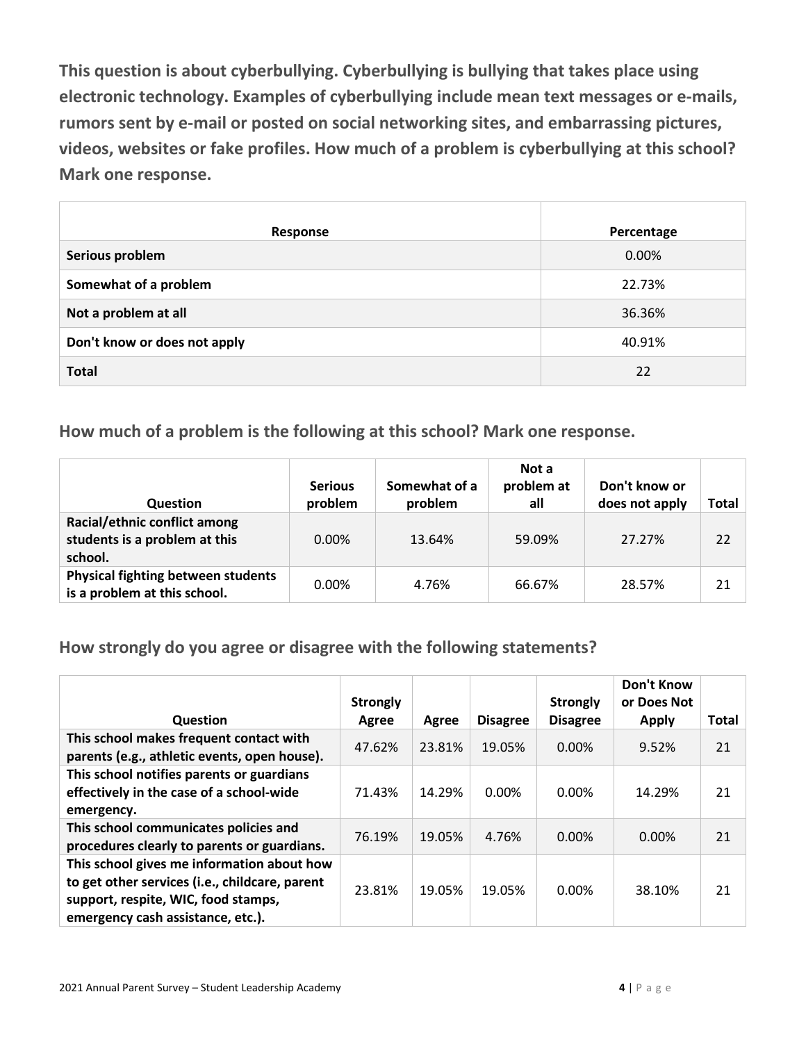**This question is about cyberbullying. Cyberbullying is bullying that takes place using electronic technology. Examples of cyberbullying include mean text messages or e-mails, rumors sent by e-mail or posted on social networking sites, and embarrassing pictures, videos, websites or fake profiles. How much of a problem is cyberbullying at this school? Mark one response.**

| Response | Percentage |
|---|---|
| **Serious problem** | 0.00% |
| **Somewhat of a problem** | 22.73% |
| **Not a problem at all** | 36.36% |
| **Don't know or does not apply** | 40.91% |
| **Total** | 22 |

## How much of a problem is the following at this school? Mark one response.

| Question | Serious problem | Somewhat of a problem | Not a problem at all | Don't know or does not apply | Total |
|---|---|---|---|---|---|
| **Racial/ethnic conflict among students is a problem at this school.** | 0.00% | 13.64% | 59.09% | 27.27% | 22 |
| **Physical fighting between students is a problem at this school.** | 0.00% | 4.76% | 66.67% | 28.57% | 21 |

## How strongly do you agree or disagree with the following statements?

| Question | Strongly Agree | Agree | Disagree | Strongly Disagree | Don't Know or Does Not Apply | Total |
|---|---|---|---|---|---|---|
| **This school makes frequent contact with parents (e.g., athletic events, open house).** | 47.62% | 23.81% | 19.05% | 0.00% | 9.52% | 21 |
| **This school notifies parents or guardians effectively in the case of a school-wide emergency.** | 71.43% | 14.29% | 0.00% | 0.00% | 14.29% | 21 |
| **This school communicates policies and procedures clearly to parents or guardians.** | 76.19% | 19.05% | 4.76% | 0.00% | 0.00% | 21 |
| **This school gives me information about how to get other services (i.e., childcare, parent support, respite, WIC, food stamps, emergency cash assistance, etc.).** | 23.81% | 19.05% | 19.05% | 0.00% | 38.10% | 21 |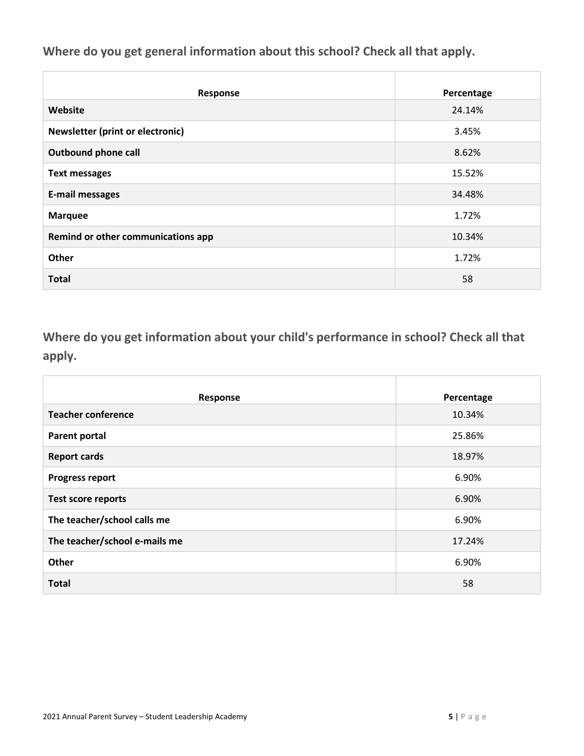## Where do you get general information about this school? Check all that apply.

| Response | Percentage |
|---|---|
| **Website** | 24.14% |
| **Newsletter (print or electronic)** | 3.45% |
| **Outbound phone call** | 8.62% |
| **Text messages** | 15.52% |
| **E-mail messages** | 34.48% |
| **Marquee** | 1.72% |
| **Remind or other communications app** | 10.34% |
| **Other** | 1.72% |
| **Total** | 58 |

## Where do you get information about your child's performance in school? Check all that apply.

| Response | Percentage |
|---|---|
| **Teacher conference** | 10.34% |
| **Parent portal** | 25.86% |
| **Report cards** | 18.97% |
| **Progress report** | 6.90% |
| **Test score reports** | 6.90% |
| **The teacher/school calls me** | 6.90% |
| **The teacher/school e-mails me** | 17.24% |
| **Other** | 6.90% |
| **Total** | 58 |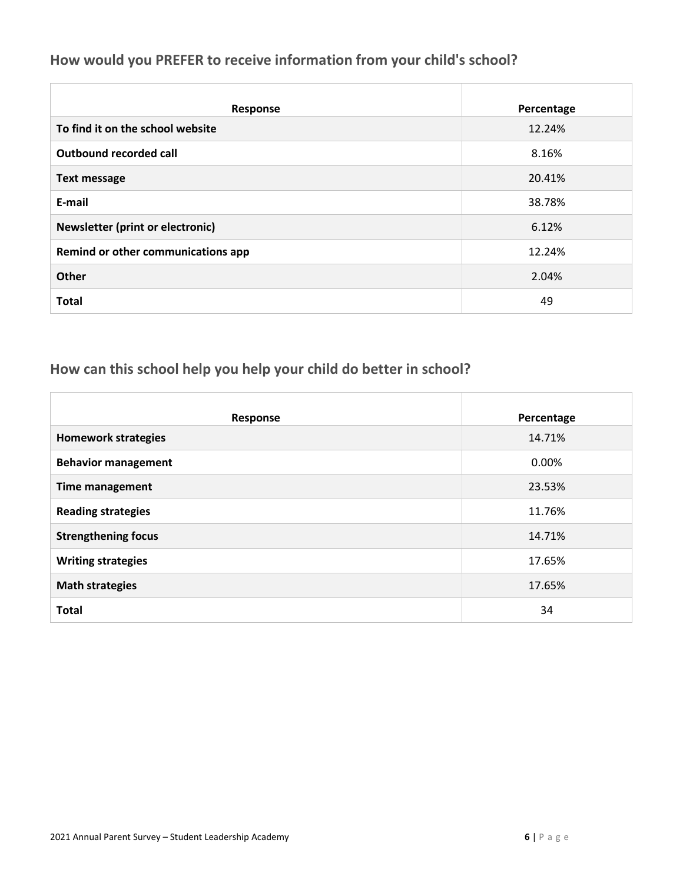## How would you PREFER to receive information from your child's school?

| Response | Percentage |
| --- | --- |
| **To find it on the school website** | 12.24% |
| **Outbound recorded call** | 8.16% |
| **Text message** | 20.41% |
| **E-mail** | 38.78% |
| **Newsletter (print or electronic)** | 6.12% |
| **Remind or other communications app** | 12.24% |
| **Other** | 2.04% |
| **Total** | 49 |

## How can this school help you help your child do better in school?

| Response | Percentage |
| --- | --- |
| **Homework strategies** | 14.71% |
| **Behavior management** | 0.00% |
| **Time management** | 23.53% |
| **Reading strategies** | 11.76% |
| **Strengthening focus** | 14.71% |
| **Writing strategies** | 17.65% |
| **Math strategies** | 17.65% |
| **Total** | 34 |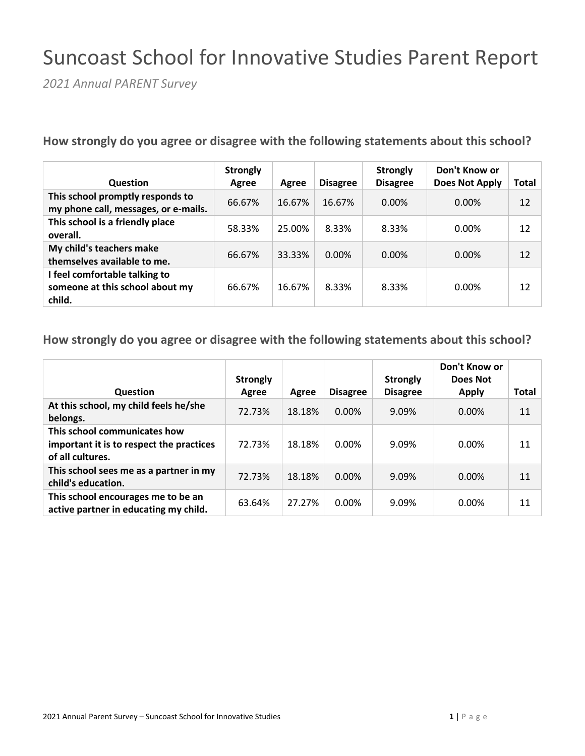# Suncoast School for Innovative Studies Parent Report

*2021 Annual PARENT Survey*

### How strongly do you agree or disagree with the following statements about this school?

| Question | Strongly Agree | Agree | Disagree | Strongly Disagree | Don't Know or Does Not Apply | Total |
|---|---|---|---|---|---|---|
| This school promptly responds to my phone call, messages, or e-mails. | 66.67% | 16.67% | 16.67% | 0.00% | 0.00% | 12 |
| This school is a friendly place overall. | 58.33% | 25.00% | 8.33% | 8.33% | 0.00% | 12 |
| My child's teachers make themselves available to me. | 66.67% | 33.33% | 0.00% | 0.00% | 0.00% | 12 |
| I feel comfortable talking to someone at this school about my child. | 66.67% | 16.67% | 8.33% | 8.33% | 0.00% | 12 |

### How strongly do you agree or disagree with the following statements about this school?

| Question | Strongly Agree | Agree | Disagree | Strongly Disagree | Don't Know or Does Not Apply | Total |
|---|---|---|---|---|---|---|
| At this school, my child feels he/she belongs. | 72.73% | 18.18% | 0.00% | 9.09% | 0.00% | 11 |
| This school communicates how important it is to respect the practices of all cultures. | 72.73% | 18.18% | 0.00% | 9.09% | 0.00% | 11 |
| This school sees me as a partner in my child's education. | 72.73% | 18.18% | 0.00% | 9.09% | 0.00% | 11 |
| This school encourages me to be an active partner in educating my child. | 63.64% | 27.27% | 0.00% | 9.09% | 0.00% | 11 |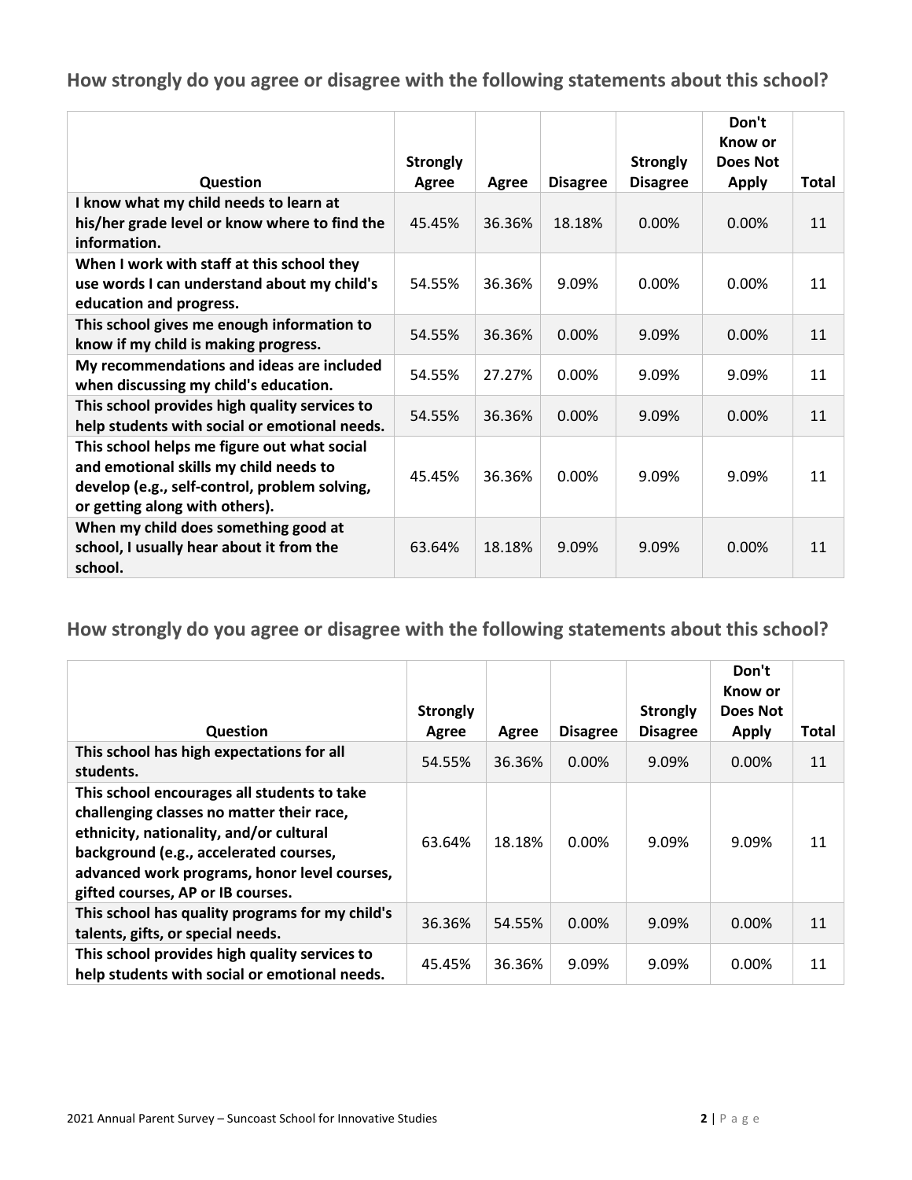## How strongly do you agree or disagree with the following statements about this school?

| Question | Strongly Agree | Agree | Disagree | Strongly Disagree | Don't Know or Does Not Apply | Total |
|---|---|---|---|---|---|---|
| I know what my child needs to learn at his/her grade level or know where to find the information. | 45.45% | 36.36% | 18.18% | 0.00% | 0.00% | 11 |
| When I work with staff at this school they use words I can understand about my child's education and progress. | 54.55% | 36.36% | 9.09% | 0.00% | 0.00% | 11 |
| This school gives me enough information to know if my child is making progress. | 54.55% | 36.36% | 0.00% | 9.09% | 0.00% | 11 |
| My recommendations and ideas are included when discussing my child's education. | 54.55% | 27.27% | 0.00% | 9.09% | 9.09% | 11 |
| This school provides high quality services to help students with social or emotional needs. | 54.55% | 36.36% | 0.00% | 9.09% | 0.00% | 11 |
| This school helps me figure out what social and emotional skills my child needs to develop (e.g., self-control, problem solving, or getting along with others). | 45.45% | 36.36% | 0.00% | 9.09% | 9.09% | 11 |
| When my child does something good at school, I usually hear about it from the school. | 63.64% | 18.18% | 9.09% | 9.09% | 0.00% | 11 |

## How strongly do you agree or disagree with the following statements about this school?

| Question | Strongly Agree | Agree | Disagree | Strongly Disagree | Don't Know or Does Not Apply | Total |
|---|---|---|---|---|---|---|
| This school has high expectations for all students. | 54.55% | 36.36% | 0.00% | 9.09% | 0.00% | 11 |
| This school encourages all students to take challenging classes no matter their race, ethnicity, nationality, and/or cultural background (e.g., accelerated courses, advanced work programs, honor level courses, gifted courses, AP or IB courses. | 63.64% | 18.18% | 0.00% | 9.09% | 9.09% | 11 |
| This school has quality programs for my child's talents, gifts, or special needs. | 36.36% | 54.55% | 0.00% | 9.09% | 0.00% | 11 |
| This school provides high quality services to help students with social or emotional needs. | 45.45% | 36.36% | 9.09% | 9.09% | 0.00% | 11 |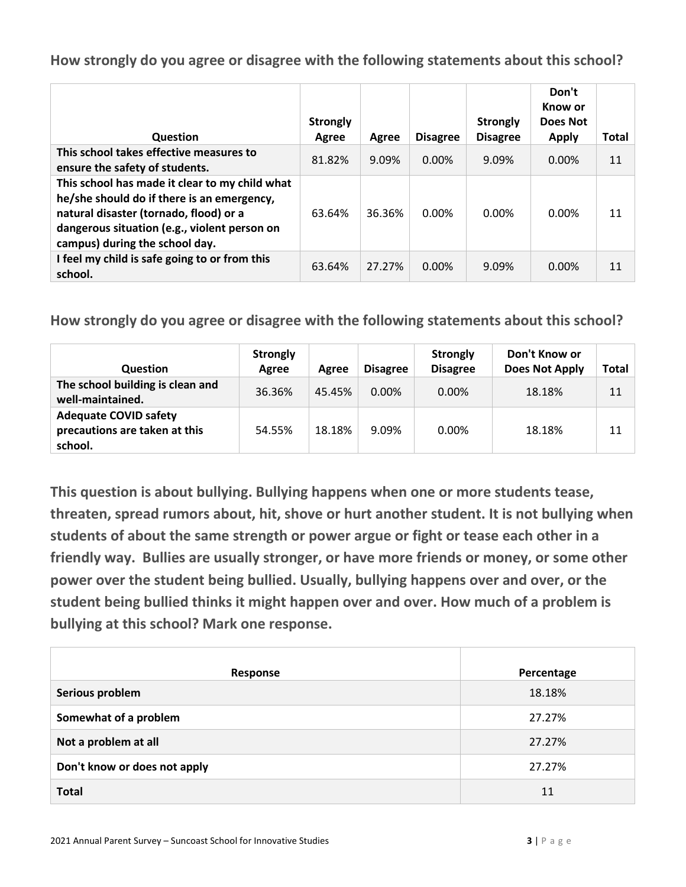**How strongly do you agree or disagree with the following statements about this school?**

| Question | Strongly Agree | Agree | Disagree | Strongly Disagree | Don't Know or Does Not Apply | Total |
|---|---|---|---|---|---|---|
| **This school takes effective measures to ensure the safety of students.** | 81.82% | 9.09% | 0.00% | 9.09% | 0.00% | 11 |
| **This school has made it clear to my child what he/she should do if there is an emergency, natural disaster (tornado, flood) or a dangerous situation (e.g., violent person on campus) during the school day.** | 63.64% | 36.36% | 0.00% | 0.00% | 0.00% | 11 |
| **I feel my child is safe going to or from this school.** | 63.64% | 27.27% | 0.00% | 9.09% | 0.00% | 11 |

**How strongly do you agree or disagree with the following statements about this school?**

| Question | Strongly Agree | Agree | Disagree | Strongly Disagree | Don't Know or Does Not Apply | Total |
|---|---|---|---|---|---|---|
| **The school building is clean and well-maintained.** | 36.36% | 45.45% | 0.00% | 0.00% | 18.18% | 11 |
| **Adequate COVID safety precautions are taken at this school.** | 54.55% | 18.18% | 9.09% | 0.00% | 18.18% | 11 |

**This question is about bullying. Bullying happens when one or more students tease, threaten, spread rumors about, hit, shove or hurt another student. It is not bullying when students of about the same strength or power argue or fight or tease each other in a friendly way. Bullies are usually stronger, or have more friends or money, or some other power over the student being bullied. Usually, bullying happens over and over, or the student being bullied thinks it might happen over and over. How much of a problem is bullying at this school? Mark one response.**

| Response | Percentage |
|---|---|
| **Serious problem** | 18.18% |
| **Somewhat of a problem** | 27.27% |
| **Not a problem at all** | 27.27% |
| **Don't know or does not apply** | 27.27% |
| **Total** | 11 |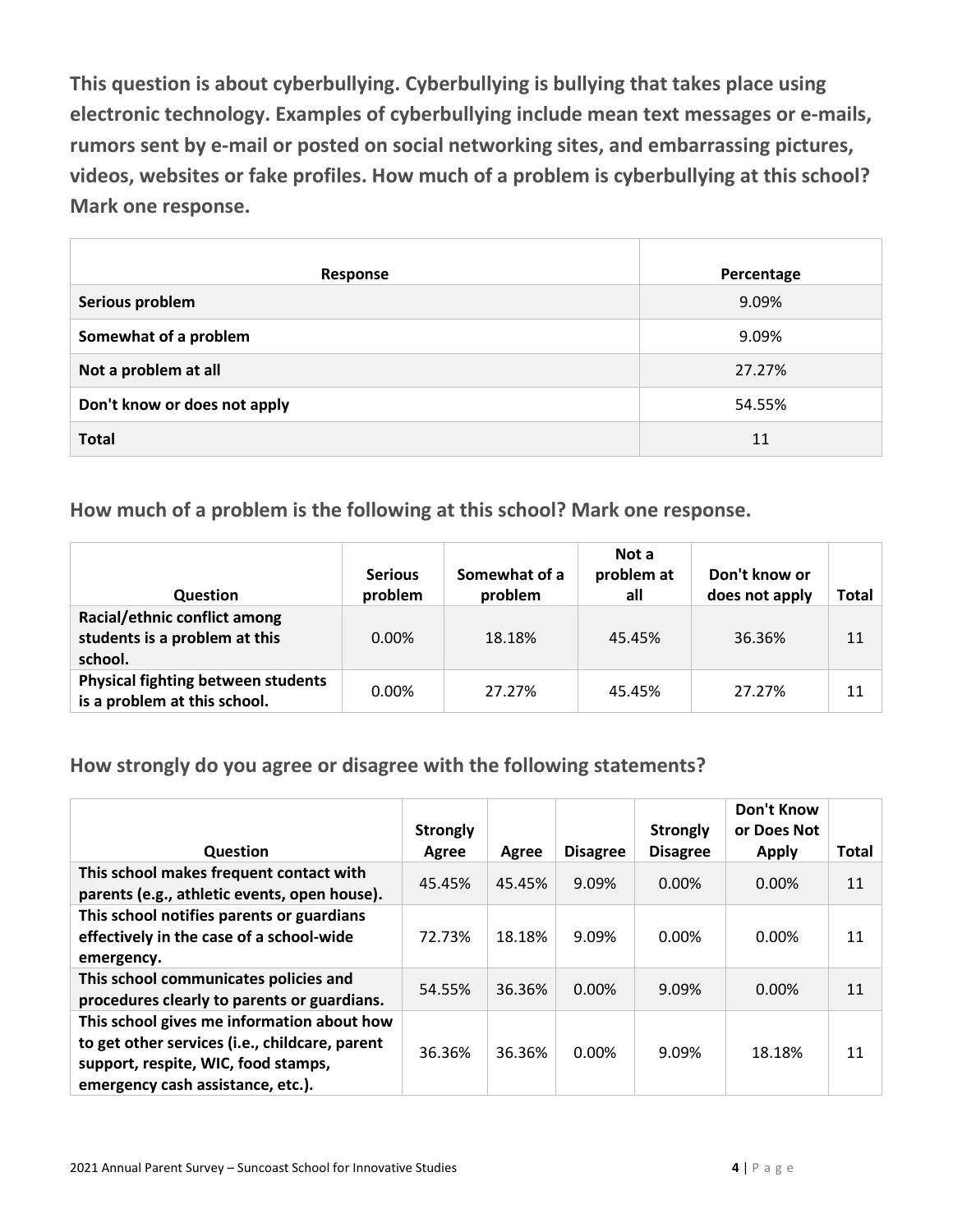**This question is about cyberbullying. Cyberbullying is bullying that takes place using electronic technology. Examples of cyberbullying include mean text messages or e-mails, rumors sent by e-mail or posted on social networking sites, and embarrassing pictures, videos, websites or fake profiles. How much of a problem is cyberbullying at this school? Mark one response.**

| Response | Percentage |
|---|---|
| **Serious problem** | 9.09% |
| **Somewhat of a problem** | 9.09% |
| **Not a problem at all** | 27.27% |
| **Don't know or does not apply** | 54.55% |
| **Total** | 11 |

## How much of a problem is the following at this school? Mark one response.

| Question | Serious problem | Somewhat of a problem | Not a problem at all | Don't know or does not apply | Total |
|---|---|---|---|---|---|
| **Racial/ethnic conflict among students is a problem at this school.** | 0.00% | 18.18% | 45.45% | 36.36% | 11 |
| **Physical fighting between students is a problem at this school.** | 0.00% | 27.27% | 45.45% | 27.27% | 11 |

## How strongly do you agree or disagree with the following statements?

| Question | Strongly Agree | Agree | Disagree | Strongly Disagree | Don't Know or Does Not Apply | Total |
|---|---|---|---|---|---|---|
| **This school makes frequent contact with parents (e.g., athletic events, open house).** | 45.45% | 45.45% | 9.09% | 0.00% | 0.00% | 11 |
| **This school notifies parents or guardians effectively in the case of a school-wide emergency.** | 72.73% | 18.18% | 9.09% | 0.00% | 0.00% | 11 |
| **This school communicates policies and procedures clearly to parents or guardians.** | 54.55% | 36.36% | 0.00% | 9.09% | 0.00% | 11 |
| **This school gives me information about how to get other services (i.e., childcare, parent support, respite, WIC, food stamps, emergency cash assistance, etc.).** | 36.36% | 36.36% | 0.00% | 9.09% | 18.18% | 11 |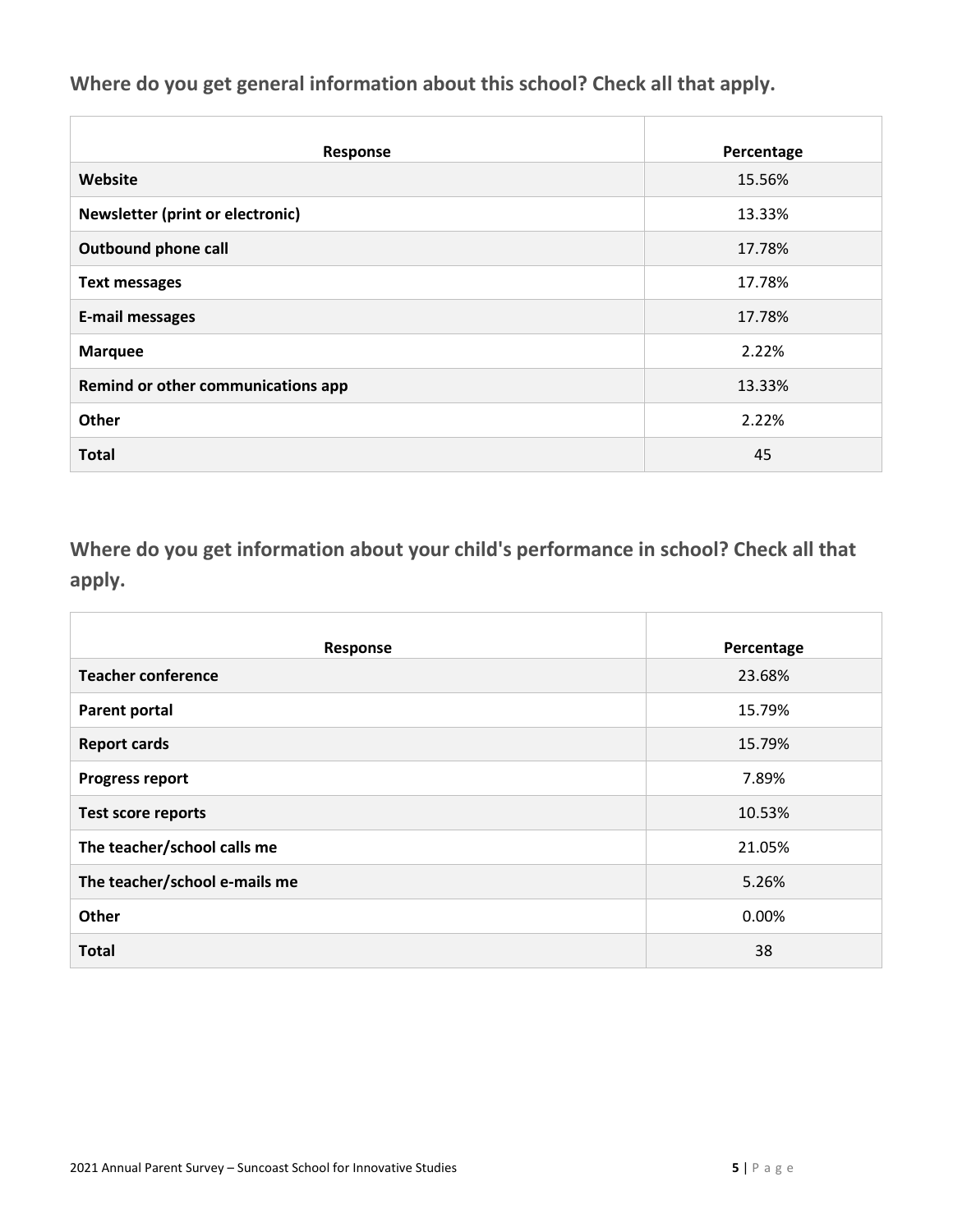## Where do you get general information about this school? Check all that apply.

| Response | Percentage |
| --- | --- |
| **Website** | 15.56% |
| **Newsletter (print or electronic)** | 13.33% |
| **Outbound phone call** | 17.78% |
| **Text messages** | 17.78% |
| **E-mail messages** | 17.78% |
| **Marquee** | 2.22% |
| **Remind or other communications app** | 13.33% |
| **Other** | 2.22% |
| **Total** | 45 |

## Where do you get information about your child's performance in school? Check all that apply.

| Response | Percentage |
| --- | --- |
| **Teacher conference** | 23.68% |
| **Parent portal** | 15.79% |
| **Report cards** | 15.79% |
| **Progress report** | 7.89% |
| **Test score reports** | 10.53% |
| **The teacher/school calls me** | 21.05% |
| **The teacher/school e-mails me** | 5.26% |
| **Other** | 0.00% |
| **Total** | 38 |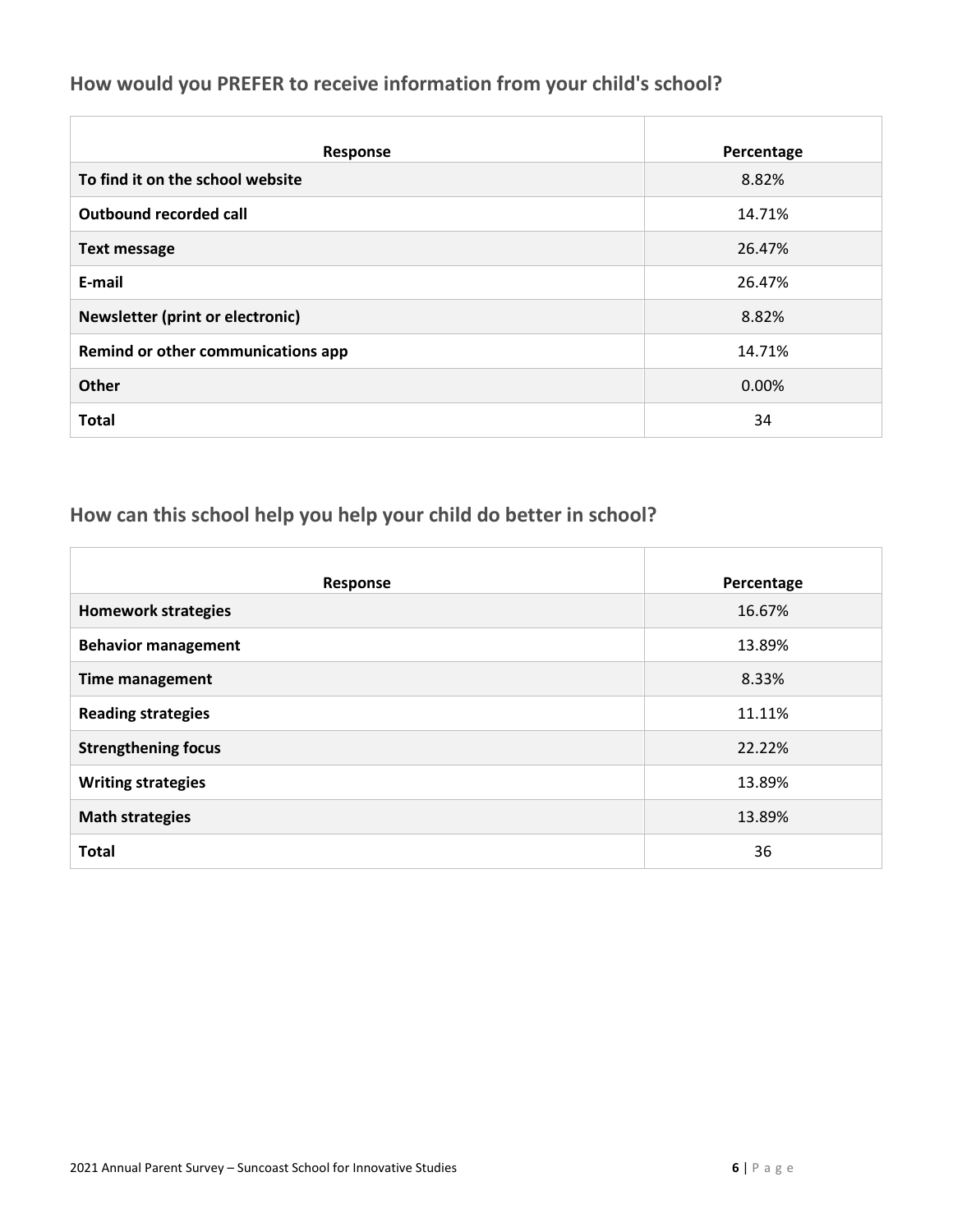## How would you PREFER to receive information from your child's school?

| Response | Percentage |
|---|---|
| **To find it on the school website** | 8.82% |
| **Outbound recorded call** | 14.71% |
| **Text message** | 26.47% |
| **E-mail** | 26.47% |
| **Newsletter (print or electronic)** | 8.82% |
| **Remind or other communications app** | 14.71% |
| **Other** | 0.00% |
| **Total** | 34 |

## How can this school help you help your child do better in school?

| Response | Percentage |
|---|---|
| **Homework strategies** | 16.67% |
| **Behavior management** | 13.89% |
| **Time management** | 8.33% |
| **Reading strategies** | 11.11% |
| **Strengthening focus** | 22.22% |
| **Writing strategies** | 13.89% |
| **Math strategies** | 13.89% |
| **Total** | 36 |